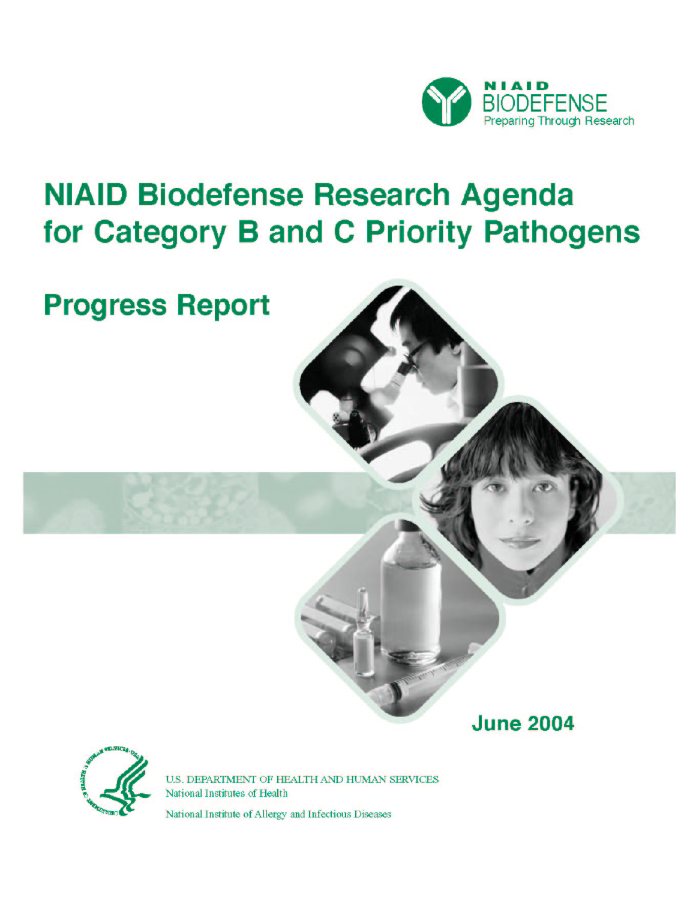NIAID BIODEFENSE
Preparing Through Research

# NIAID Biodefense Research Agenda for Category B and C Priority Pathogens

## Progress Report

June 2004

U.S. DEPARTMENT OF HEALTH AND HUMAN SERVICES
National Institutes of Health
National Institute of Allergy and Infectious Diseases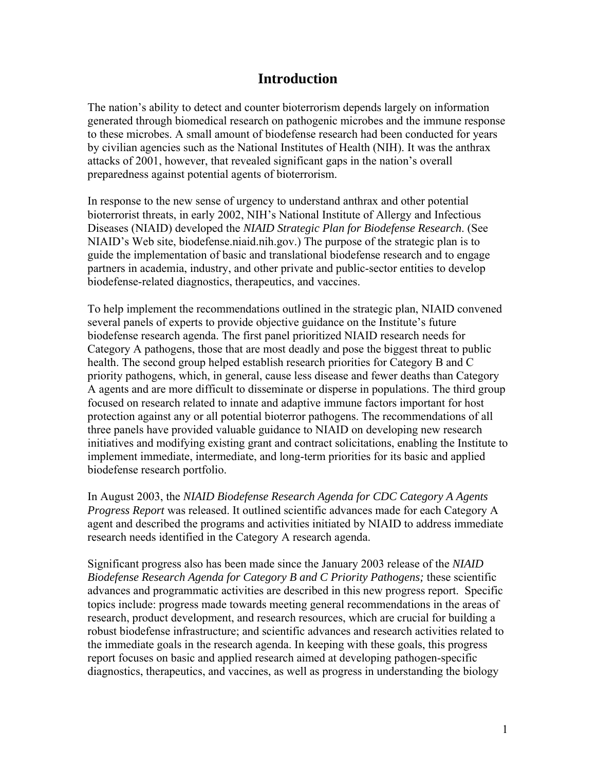# Introduction

The nation's ability to detect and counter bioterrorism depends largely on information generated through biomedical research on pathogenic microbes and the immune response to these microbes. A small amount of biodefense research had been conducted for years by civilian agencies such as the National Institutes of Health (NIH). It was the anthrax attacks of 2001, however, that revealed significant gaps in the nation's overall preparedness against potential agents of bioterrorism.

In response to the new sense of urgency to understand anthrax and other potential bioterrorist threats, in early 2002, NIH's National Institute of Allergy and Infectious Diseases (NIAID) developed the *NIAID Strategic Plan for Biodefense Research*. (See NIAID's Web site, biodefense.niaid.nih.gov.) The purpose of the strategic plan is to guide the implementation of basic and translational biodefense research and to engage partners in academia, industry, and other private and public-sector entities to develop biodefense-related diagnostics, therapeutics, and vaccines.

To help implement the recommendations outlined in the strategic plan, NIAID convened several panels of experts to provide objective guidance on the Institute's future biodefense research agenda. The first panel prioritized NIAID research needs for Category A pathogens, those that are most deadly and pose the biggest threat to public health. The second group helped establish research priorities for Category B and C priority pathogens, which, in general, cause less disease and fewer deaths than Category A agents and are more difficult to disseminate or disperse in populations. The third group focused on research related to innate and adaptive immune factors important for host protection against any or all potential bioterror pathogens. The recommendations of all three panels have provided valuable guidance to NIAID on developing new research initiatives and modifying existing grant and contract solicitations, enabling the Institute to implement immediate, intermediate, and long-term priorities for its basic and applied biodefense research portfolio.

In August 2003, the *NIAID Biodefense Research Agenda for CDC Category A Agents Progress Report* was released. It outlined scientific advances made for each Category A agent and described the programs and activities initiated by NIAID to address immediate research needs identified in the Category A research agenda.

Significant progress also has been made since the January 2003 release of the *NIAID Biodefense Research Agenda for Category B and C Priority Pathogens;* these scientific advances and programmatic activities are described in this new progress report. Specific topics include: progress made towards meeting general recommendations in the areas of research, product development, and research resources, which are crucial for building a robust biodefense infrastructure; and scientific advances and research activities related to the immediate goals in the research agenda. In keeping with these goals, this progress report focuses on basic and applied research aimed at developing pathogen-specific diagnostics, therapeutics, and vaccines, as well as progress in understanding the biology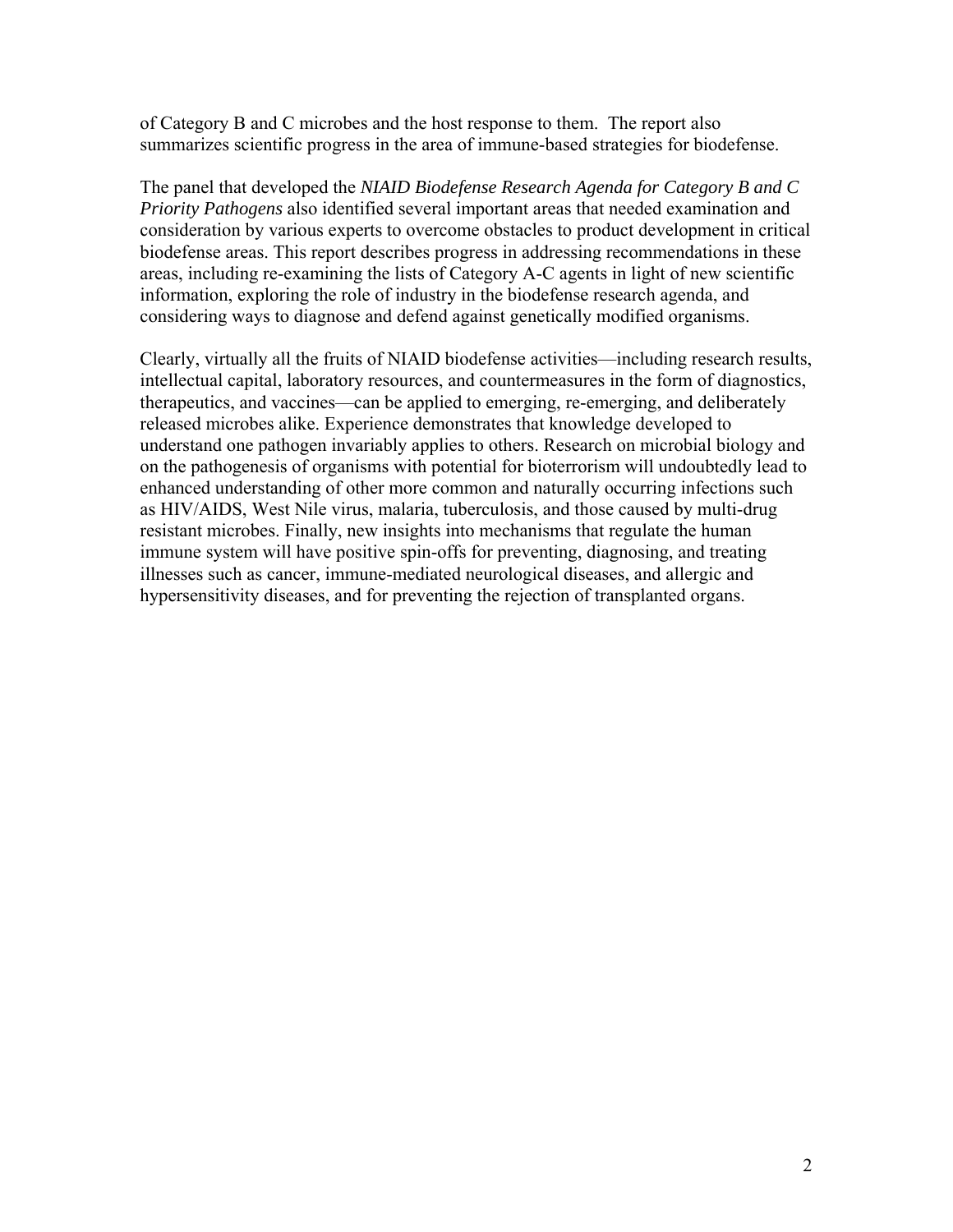of Category B and C microbes and the host response to them. The report also summarizes scientific progress in the area of immune-based strategies for biodefense.

The panel that developed the *NIAID Biodefense Research Agenda for Category B and C Priority Pathogens* also identified several important areas that needed examination and consideration by various experts to overcome obstacles to product development in critical biodefense areas. This report describes progress in addressing recommendations in these areas, including re-examining the lists of Category A-C agents in light of new scientific information, exploring the role of industry in the biodefense research agenda, and considering ways to diagnose and defend against genetically modified organisms.

Clearly, virtually all the fruits of NIAID biodefense activities—including research results, intellectual capital, laboratory resources, and countermeasures in the form of diagnostics, therapeutics, and vaccines—can be applied to emerging, re-emerging, and deliberately released microbes alike. Experience demonstrates that knowledge developed to understand one pathogen invariably applies to others. Research on microbial biology and on the pathogenesis of organisms with potential for bioterrorism will undoubtedly lead to enhanced understanding of other more common and naturally occurring infections such as HIV/AIDS, West Nile virus, malaria, tuberculosis, and those caused by multi-drug resistant microbes. Finally, new insights into mechanisms that regulate the human immune system will have positive spin-offs for preventing, diagnosing, and treating illnesses such as cancer, immune-mediated neurological diseases, and allergic and hypersensitivity diseases, and for preventing the rejection of transplanted organs.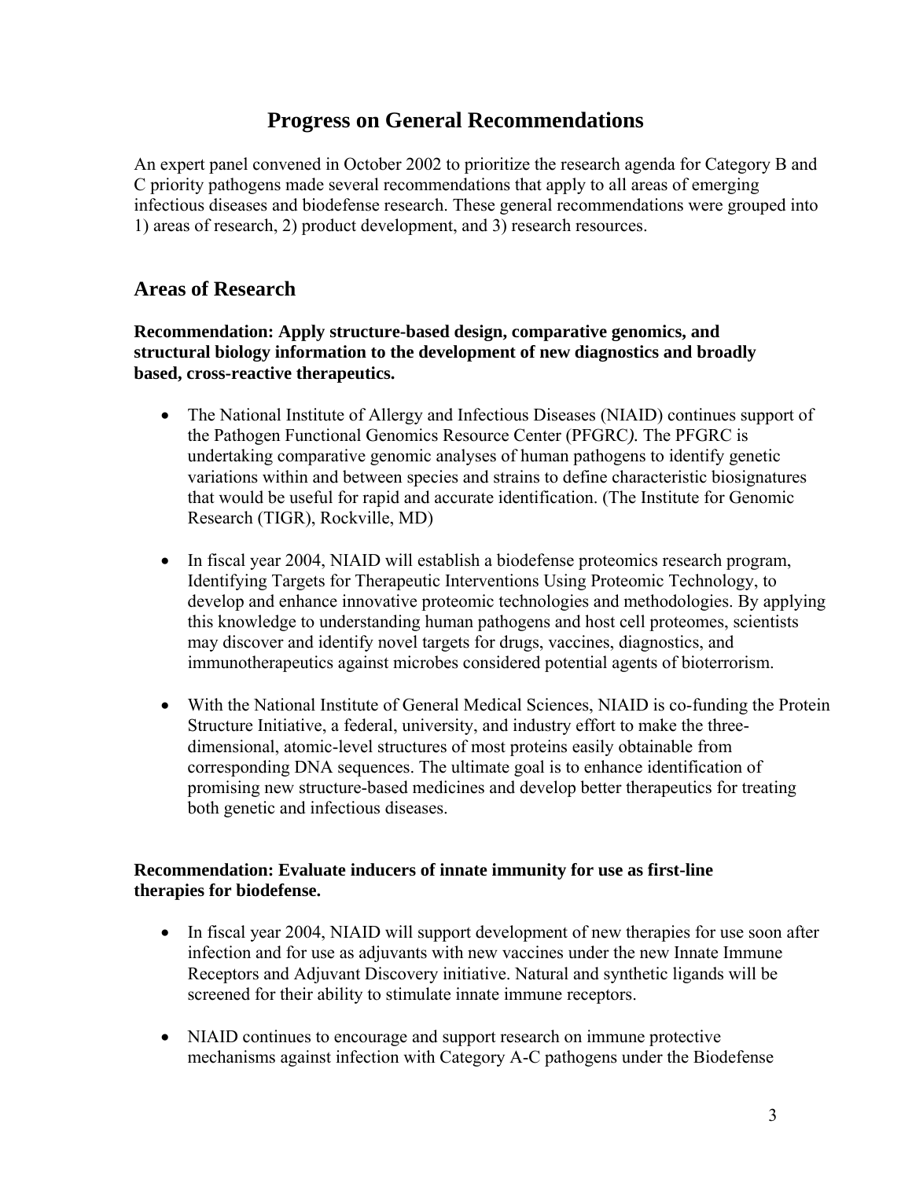# Progress on General Recommendations

An expert panel convened in October 2002 to prioritize the research agenda for Category B and C priority pathogens made several recommendations that apply to all areas of emerging infectious diseases and biodefense research. These general recommendations were grouped into 1) areas of research, 2) product development, and 3) research resources.

## Areas of Research

**Recommendation: Apply structure-based design, comparative genomics, and structural biology information to the development of new diagnostics and broadly based, cross-reactive therapeutics.**

- The National Institute of Allergy and Infectious Diseases (NIAID) continues support of the Pathogen Functional Genomics Resource Center (PFGRC). The PFGRC is undertaking comparative genomic analyses of human pathogens to identify genetic variations within and between species and strains to define characteristic biosignatures that would be useful for rapid and accurate identification. (The Institute for Genomic Research (TIGR), Rockville, MD)

- In fiscal year 2004, NIAID will establish a biodefense proteomics research program, Identifying Targets for Therapeutic Interventions Using Proteomic Technology, to develop and enhance innovative proteomic technologies and methodologies. By applying this knowledge to understanding human pathogens and host cell proteomes, scientists may discover and identify novel targets for drugs, vaccines, diagnostics, and immunotherapeutics against microbes considered potential agents of bioterrorism.

- With the National Institute of General Medical Sciences, NIAID is co-funding the Protein Structure Initiative, a federal, university, and industry effort to make the three-dimensional, atomic-level structures of most proteins easily obtainable from corresponding DNA sequences. The ultimate goal is to enhance identification of promising new structure-based medicines and develop better therapeutics for treating both genetic and infectious diseases.

**Recommendation: Evaluate inducers of innate immunity for use as first-line therapies for biodefense.**

- In fiscal year 2004, NIAID will support development of new therapies for use soon after infection and for use as adjuvants with new vaccines under the new Innate Immune Receptors and Adjuvant Discovery initiative. Natural and synthetic ligands will be screened for their ability to stimulate innate immune receptors.

- NIAID continues to encourage and support research on immune protective mechanisms against infection with Category A-C pathogens under the Biodefense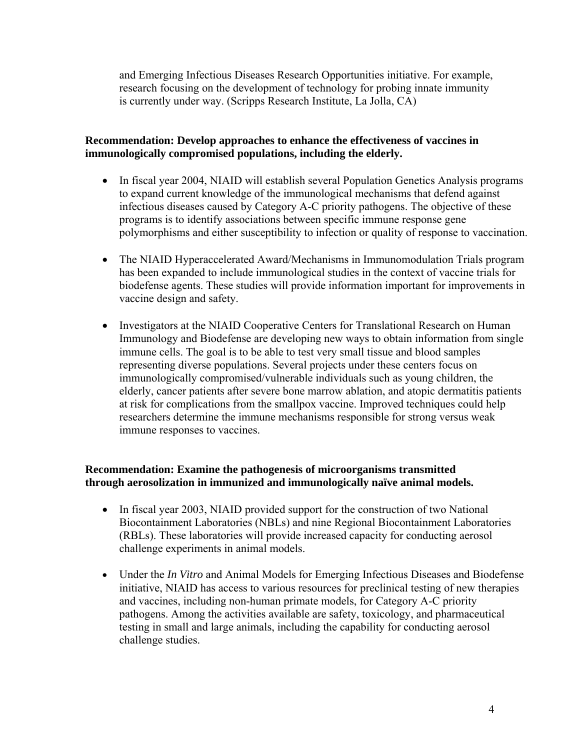and Emerging Infectious Diseases Research Opportunities initiative. For example, research focusing on the development of technology for probing innate immunity is currently under way. (Scripps Research Institute, La Jolla, CA)

**Recommendation: Develop approaches to enhance the effectiveness of vaccines in immunologically compromised populations, including the elderly.**

- In fiscal year 2004, NIAID will establish several Population Genetics Analysis programs to expand current knowledge of the immunological mechanisms that defend against infectious diseases caused by Category A-C priority pathogens. The objective of these programs is to identify associations between specific immune response gene polymorphisms and either susceptibility to infection or quality of response to vaccination.

- The NIAID Hyperaccelerated Award/Mechanisms in Immunomodulation Trials program has been expanded to include immunological studies in the context of vaccine trials for biodefense agents. These studies will provide information important for improvements in vaccine design and safety.

- Investigators at the NIAID Cooperative Centers for Translational Research on Human Immunology and Biodefense are developing new ways to obtain information from single immune cells. The goal is to be able to test very small tissue and blood samples representing diverse populations. Several projects under these centers focus on immunologically compromised/vulnerable individuals such as young children, the elderly, cancer patients after severe bone marrow ablation, and atopic dermatitis patients at risk for complications from the smallpox vaccine. Improved techniques could help researchers determine the immune mechanisms responsible for strong versus weak immune responses to vaccines.

**Recommendation: Examine the pathogenesis of microorganisms transmitted through aerosolization in immunized and immunologically naïve animal models.**

- In fiscal year 2003, NIAID provided support for the construction of two National Biocontainment Laboratories (NBLs) and nine Regional Biocontainment Laboratories (RBLs). These laboratories will provide increased capacity for conducting aerosol challenge experiments in animal models.

- Under the *In Vitro* and Animal Models for Emerging Infectious Diseases and Biodefense initiative, NIAID has access to various resources for preclinical testing of new therapies and vaccines, including non-human primate models, for Category A-C priority pathogens. Among the activities available are safety, toxicology, and pharmaceutical testing in small and large animals, including the capability for conducting aerosol challenge studies.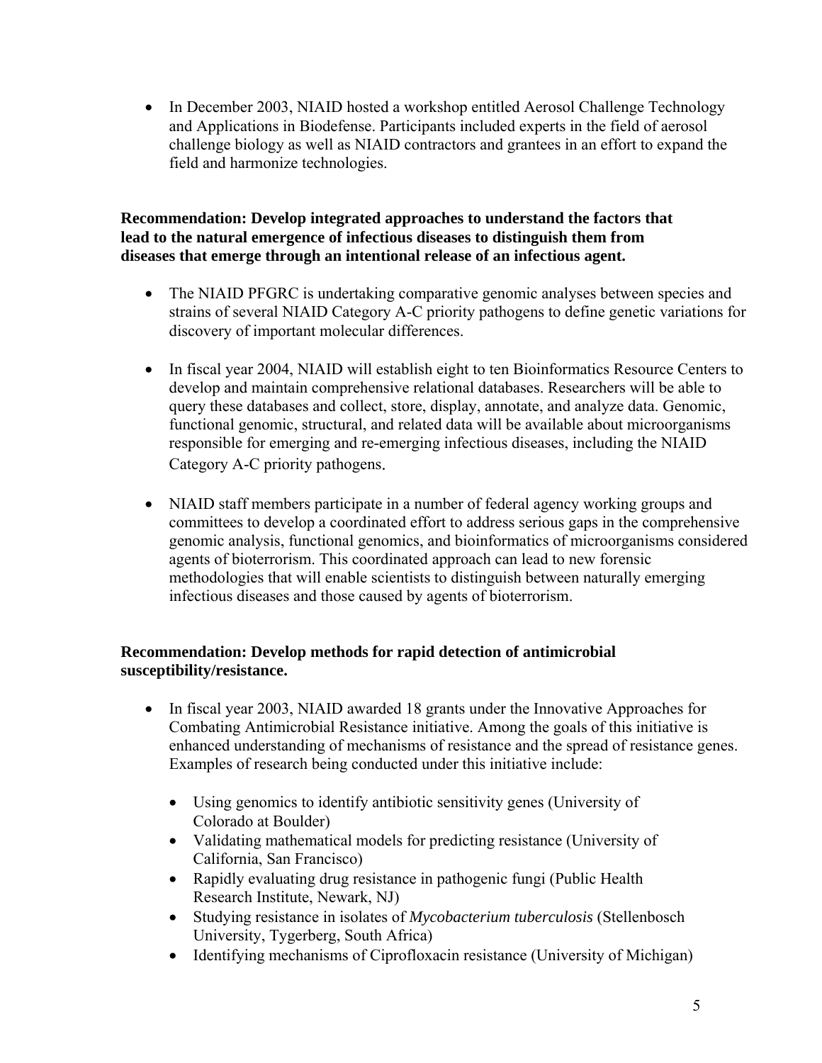- In December 2003, NIAID hosted a workshop entitled Aerosol Challenge Technology and Applications in Biodefense. Participants included experts in the field of aerosol challenge biology as well as NIAID contractors and grantees in an effort to expand the field and harmonize technologies.

**Recommendation: Develop integrated approaches to understand the factors that lead to the natural emergence of infectious diseases to distinguish them from diseases that emerge through an intentional release of an infectious agent.**

- The NIAID PFGRC is undertaking comparative genomic analyses between species and strains of several NIAID Category A-C priority pathogens to define genetic variations for discovery of important molecular differences.

- In fiscal year 2004, NIAID will establish eight to ten Bioinformatics Resource Centers to develop and maintain comprehensive relational databases. Researchers will be able to query these databases and collect, store, display, annotate, and analyze data. Genomic, functional genomic, structural, and related data will be available about microorganisms responsible for emerging and re-emerging infectious diseases, including the NIAID Category A-C priority pathogens.

- NIAID staff members participate in a number of federal agency working groups and committees to develop a coordinated effort to address serious gaps in the comprehensive genomic analysis, functional genomics, and bioinformatics of microorganisms considered agents of bioterrorism. This coordinated approach can lead to new forensic methodologies that will enable scientists to distinguish between naturally emerging infectious diseases and those caused by agents of bioterrorism.

**Recommendation: Develop methods for rapid detection of antimicrobial susceptibility/resistance.**

- In fiscal year 2003, NIAID awarded 18 grants under the Innovative Approaches for Combating Antimicrobial Resistance initiative. Among the goals of this initiative is enhanced understanding of mechanisms of resistance and the spread of resistance genes. Examples of research being conducted under this initiative include:

  - Using genomics to identify antibiotic sensitivity genes (University of Colorado at Boulder)
  - Validating mathematical models for predicting resistance (University of California, San Francisco)
  - Rapidly evaluating drug resistance in pathogenic fungi (Public Health Research Institute, Newark, NJ)
  - Studying resistance in isolates of *Mycobacterium tuberculosis* (Stellenbosch University, Tygerberg, South Africa)
  - Identifying mechanisms of Ciprofloxacin resistance (University of Michigan)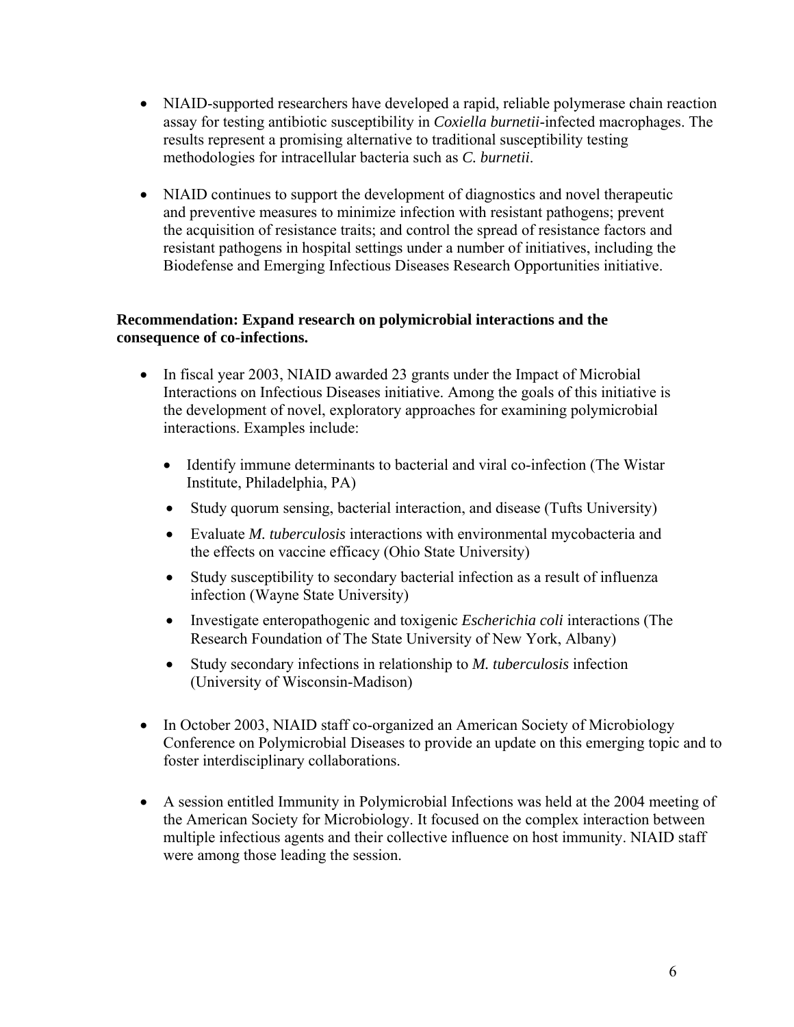- NIAID-supported researchers have developed a rapid, reliable polymerase chain reaction assay for testing antibiotic susceptibility in *Coxiella burnetii*-infected macrophages. The results represent a promising alternative to traditional susceptibility testing methodologies for intracellular bacteria such as *C. burnetii*.

- NIAID continues to support the development of diagnostics and novel therapeutic and preventive measures to minimize infection with resistant pathogens; prevent the acquisition of resistance traits; and control the spread of resistance factors and resistant pathogens in hospital settings under a number of initiatives, including the Biodefense and Emerging Infectious Diseases Research Opportunities initiative.

**Recommendation: Expand research on polymicrobial interactions and the consequence of co-infections.**

- In fiscal year 2003, NIAID awarded 23 grants under the Impact of Microbial Interactions on Infectious Diseases initiative. Among the goals of this initiative is the development of novel, exploratory approaches for examining polymicrobial interactions. Examples include:

  - Identify immune determinants to bacterial and viral co-infection (The Wistar Institute, Philadelphia, PA)
  - Study quorum sensing, bacterial interaction, and disease (Tufts University)
  - Evaluate *M. tuberculosis* interactions with environmental mycobacteria and the effects on vaccine efficacy (Ohio State University)
  - Study susceptibility to secondary bacterial infection as a result of influenza infection (Wayne State University)
  - Investigate enteropathogenic and toxigenic *Escherichia coli* interactions (The Research Foundation of The State University of New York, Albany)
  - Study secondary infections in relationship to *M. tuberculosis* infection (University of Wisconsin-Madison)

- In October 2003, NIAID staff co-organized an American Society of Microbiology Conference on Polymicrobial Diseases to provide an update on this emerging topic and to foster interdisciplinary collaborations.

- A session entitled Immunity in Polymicrobial Infections was held at the 2004 meeting of the American Society for Microbiology. It focused on the complex interaction between multiple infectious agents and their collective influence on host immunity. NIAID staff were among those leading the session.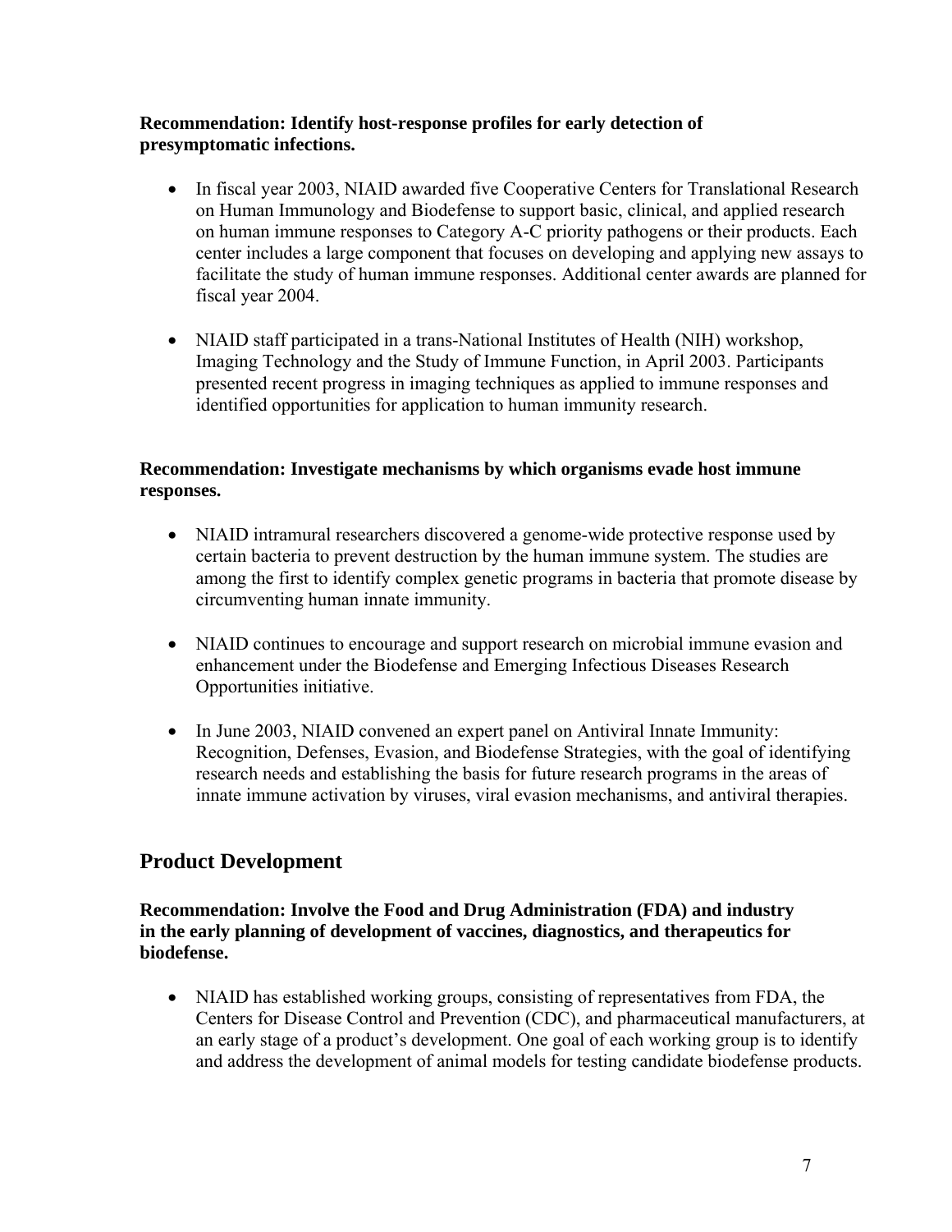**Recommendation: Identify host-response profiles for early detection of presymptomatic infections.**

- In fiscal year 2003, NIAID awarded five Cooperative Centers for Translational Research on Human Immunology and Biodefense to support basic, clinical, and applied research on human immune responses to Category A-C priority pathogens or their products. Each center includes a large component that focuses on developing and applying new assays to facilitate the study of human immune responses. Additional center awards are planned for fiscal year 2004.

- NIAID staff participated in a trans-National Institutes of Health (NIH) workshop, Imaging Technology and the Study of Immune Function, in April 2003. Participants presented recent progress in imaging techniques as applied to immune responses and identified opportunities for application to human immunity research.

**Recommendation: Investigate mechanisms by which organisms evade host immune responses.**

- NIAID intramural researchers discovered a genome-wide protective response used by certain bacteria to prevent destruction by the human immune system. The studies are among the first to identify complex genetic programs in bacteria that promote disease by circumventing human innate immunity.

- NIAID continues to encourage and support research on microbial immune evasion and enhancement under the Biodefense and Emerging Infectious Diseases Research Opportunities initiative.

- In June 2003, NIAID convened an expert panel on Antiviral Innate Immunity: Recognition, Defenses, Evasion, and Biodefense Strategies, with the goal of identifying research needs and establishing the basis for future research programs in the areas of innate immune activation by viruses, viral evasion mechanisms, and antiviral therapies.

## Product Development

**Recommendation: Involve the Food and Drug Administration (FDA) and industry in the early planning of development of vaccines, diagnostics, and therapeutics for biodefense.**

- NIAID has established working groups, consisting of representatives from FDA, the Centers for Disease Control and Prevention (CDC), and pharmaceutical manufacturers, at an early stage of a product's development. One goal of each working group is to identify and address the development of animal models for testing candidate biodefense products.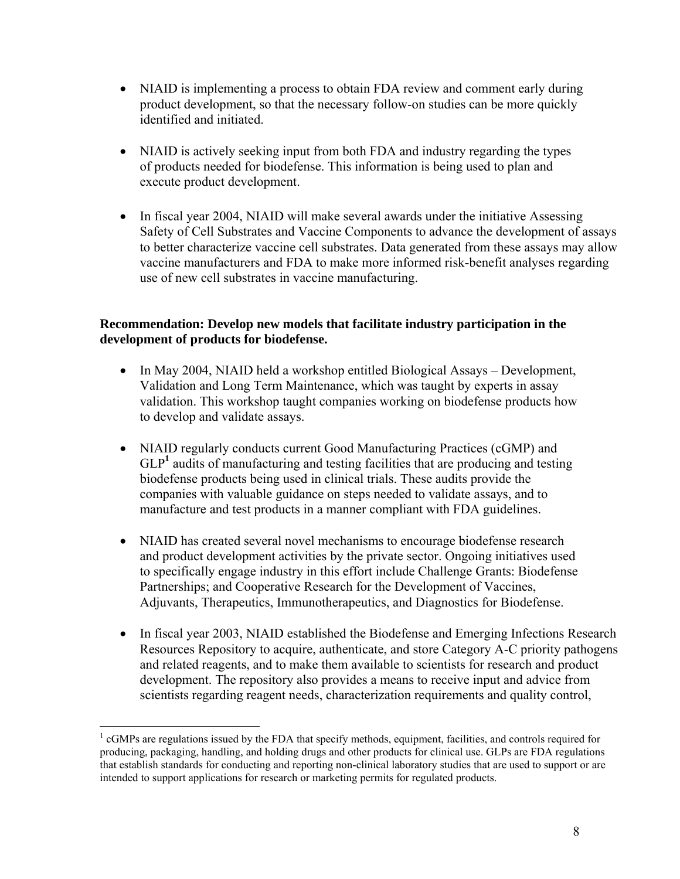- NIAID is implementing a process to obtain FDA review and comment early during product development, so that the necessary follow-on studies can be more quickly identified and initiated.

- NIAID is actively seeking input from both FDA and industry regarding the types of products needed for biodefense. This information is being used to plan and execute product development.

- In fiscal year 2004, NIAID will make several awards under the initiative Assessing Safety of Cell Substrates and Vaccine Components to advance the development of assays to better characterize vaccine cell substrates. Data generated from these assays may allow vaccine manufacturers and FDA to make more informed risk-benefit analyses regarding use of new cell substrates in vaccine manufacturing.

**Recommendation: Develop new models that facilitate industry participation in the development of products for biodefense.**

- In May 2004, NIAID held a workshop entitled Biological Assays – Development, Validation and Long Term Maintenance, which was taught by experts in assay validation. This workshop taught companies working on biodefense products how to develop and validate assays.

- NIAID regularly conducts current Good Manufacturing Practices (cGMP) and GLP[1] audits of manufacturing and testing facilities that are producing and testing biodefense products being used in clinical trials. These audits provide the companies with valuable guidance on steps needed to validate assays, and to manufacture and test products in a manner compliant with FDA guidelines.

- NIAID has created several novel mechanisms to encourage biodefense research and product development activities by the private sector. Ongoing initiatives used to specifically engage industry in this effort include Challenge Grants: Biodefense Partnerships; and Cooperative Research for the Development of Vaccines, Adjuvants, Therapeutics, Immunotherapeutics, and Diagnostics for Biodefense.

- In fiscal year 2003, NIAID established the Biodefense and Emerging Infections Research Resources Repository to acquire, authenticate, and store Category A-C priority pathogens and related reagents, and to make them available to scientists for research and product development. The repository also provides a means to receive input and advice from scientists regarding reagent needs, characterization requirements and quality control,

---

[1] cGMPs are regulations issued by the FDA that specify methods, equipment, facilities, and controls required for producing, packaging, handling, and holding drugs and other products for clinical use. GLPs are FDA regulations that establish standards for conducting and reporting non-clinical laboratory studies that are used to support or are intended to support applications for research or marketing permits for regulated products.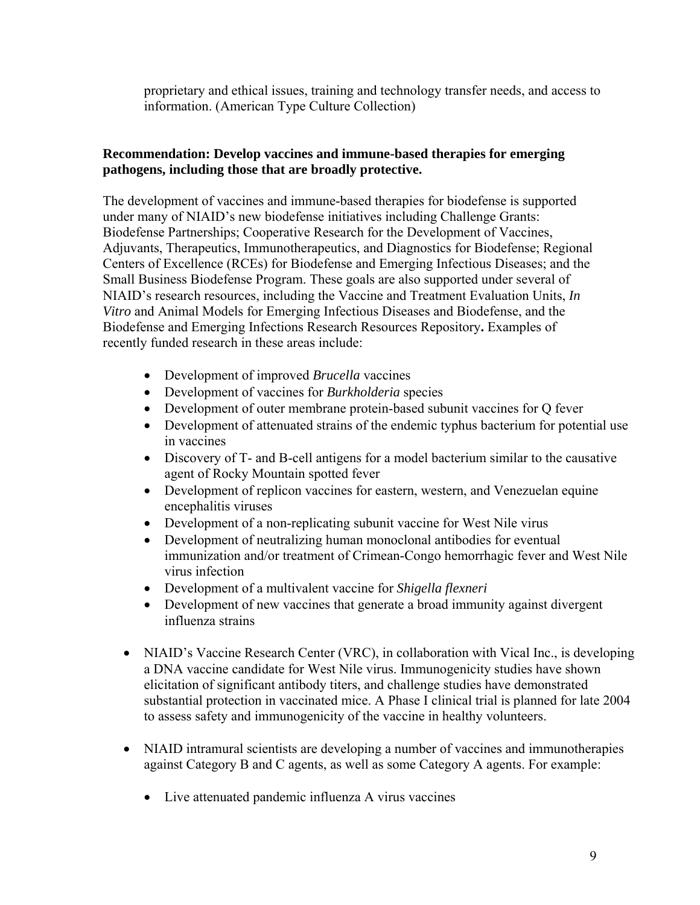proprietary and ethical issues, training and technology transfer needs, and access to information. (American Type Culture Collection)

**Recommendation: Develop vaccines and immune-based therapies for emerging pathogens, including those that are broadly protective.**

The development of vaccines and immune-based therapies for biodefense is supported under many of NIAID's new biodefense initiatives including Challenge Grants: Biodefense Partnerships; Cooperative Research for the Development of Vaccines, Adjuvants, Therapeutics, Immunotherapeutics, and Diagnostics for Biodefense; Regional Centers of Excellence (RCEs) for Biodefense and Emerging Infectious Diseases; and the Small Business Biodefense Program. These goals are also supported under several of NIAID's research resources, including the Vaccine and Treatment Evaluation Units, *In Vitro* and Animal Models for Emerging Infectious Diseases and Biodefense, and the Biodefense and Emerging Infections Research Resources Repository**.** Examples of recently funded research in these areas include:

- Development of improved *Brucella* vaccines
- Development of vaccines for *Burkholderia* species
- Development of outer membrane protein-based subunit vaccines for Q fever
- Development of attenuated strains of the endemic typhus bacterium for potential use in vaccines
- Discovery of T- and B-cell antigens for a model bacterium similar to the causative agent of Rocky Mountain spotted fever
- Development of replicon vaccines for eastern, western, and Venezuelan equine encephalitis viruses
- Development of a non-replicating subunit vaccine for West Nile virus
- Development of neutralizing human monoclonal antibodies for eventual immunization and/or treatment of Crimean-Congo hemorrhagic fever and West Nile virus infection
- Development of a multivalent vaccine for *Shigella flexneri*
- Development of new vaccines that generate a broad immunity against divergent influenza strains

- NIAID's Vaccine Research Center (VRC), in collaboration with Vical Inc., is developing a DNA vaccine candidate for West Nile virus. Immunogenicity studies have shown elicitation of significant antibody titers, and challenge studies have demonstrated substantial protection in vaccinated mice. A Phase I clinical trial is planned for late 2004 to assess safety and immunogenicity of the vaccine in healthy volunteers.

- NIAID intramural scientists are developing a number of vaccines and immunotherapies against Category B and C agents, as well as some Category A agents. For example:

  - Live attenuated pandemic influenza A virus vaccines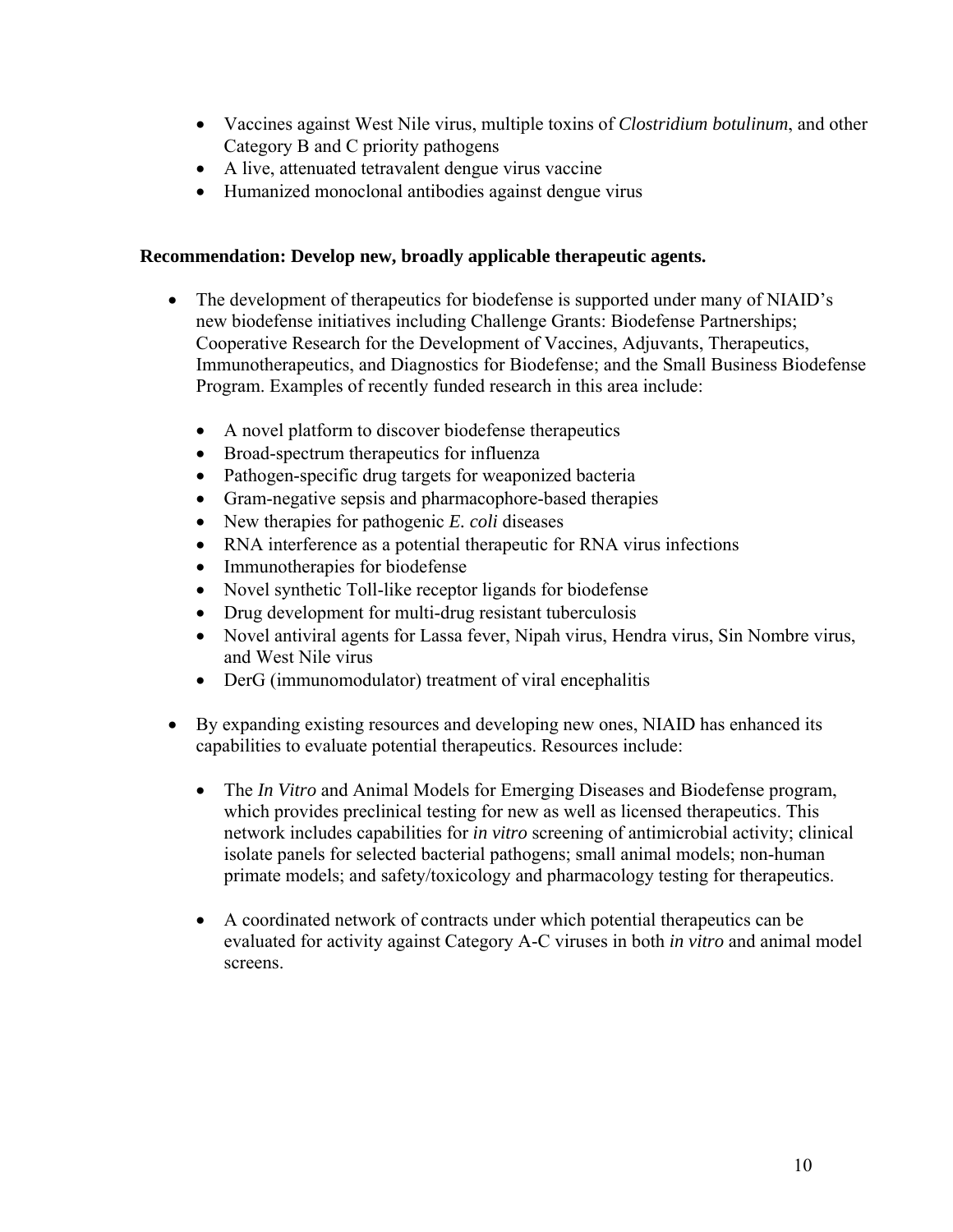- Vaccines against West Nile virus, multiple toxins of *Clostridium botulinum*, and other Category B and C priority pathogens
- A live, attenuated tetravalent dengue virus vaccine
- Humanized monoclonal antibodies against dengue virus

**Recommendation: Develop new, broadly applicable therapeutic agents.**

- The development of therapeutics for biodefense is supported under many of NIAID's new biodefense initiatives including Challenge Grants: Biodefense Partnerships; Cooperative Research for the Development of Vaccines, Adjuvants, Therapeutics, Immunotherapeutics, and Diagnostics for Biodefense; and the Small Business Biodefense Program. Examples of recently funded research in this area include:

    - A novel platform to discover biodefense therapeutics
    - Broad-spectrum therapeutics for influenza
    - Pathogen-specific drug targets for weaponized bacteria
    - Gram-negative sepsis and pharmacophore-based therapies
    - New therapies for pathogenic *E. coli* diseases
    - RNA interference as a potential therapeutic for RNA virus infections
    - Immunotherapies for biodefense
    - Novel synthetic Toll-like receptor ligands for biodefense
    - Drug development for multi-drug resistant tuberculosis
    - Novel antiviral agents for Lassa fever, Nipah virus, Hendra virus, Sin Nombre virus, and West Nile virus
    - DerG (immunomodulator) treatment of viral encephalitis

- By expanding existing resources and developing new ones, NIAID has enhanced its capabilities to evaluate potential therapeutics. Resources include:

    - The *In Vitro* and Animal Models for Emerging Diseases and Biodefense program, which provides preclinical testing for new as well as licensed therapeutics. This network includes capabilities for *in vitro* screening of antimicrobial activity; clinical isolate panels for selected bacterial pathogens; small animal models; non-human primate models; and safety/toxicology and pharmacology testing for therapeutics.

    - A coordinated network of contracts under which potential therapeutics can be evaluated for activity against Category A-C viruses in both *in vitro* and animal model screens.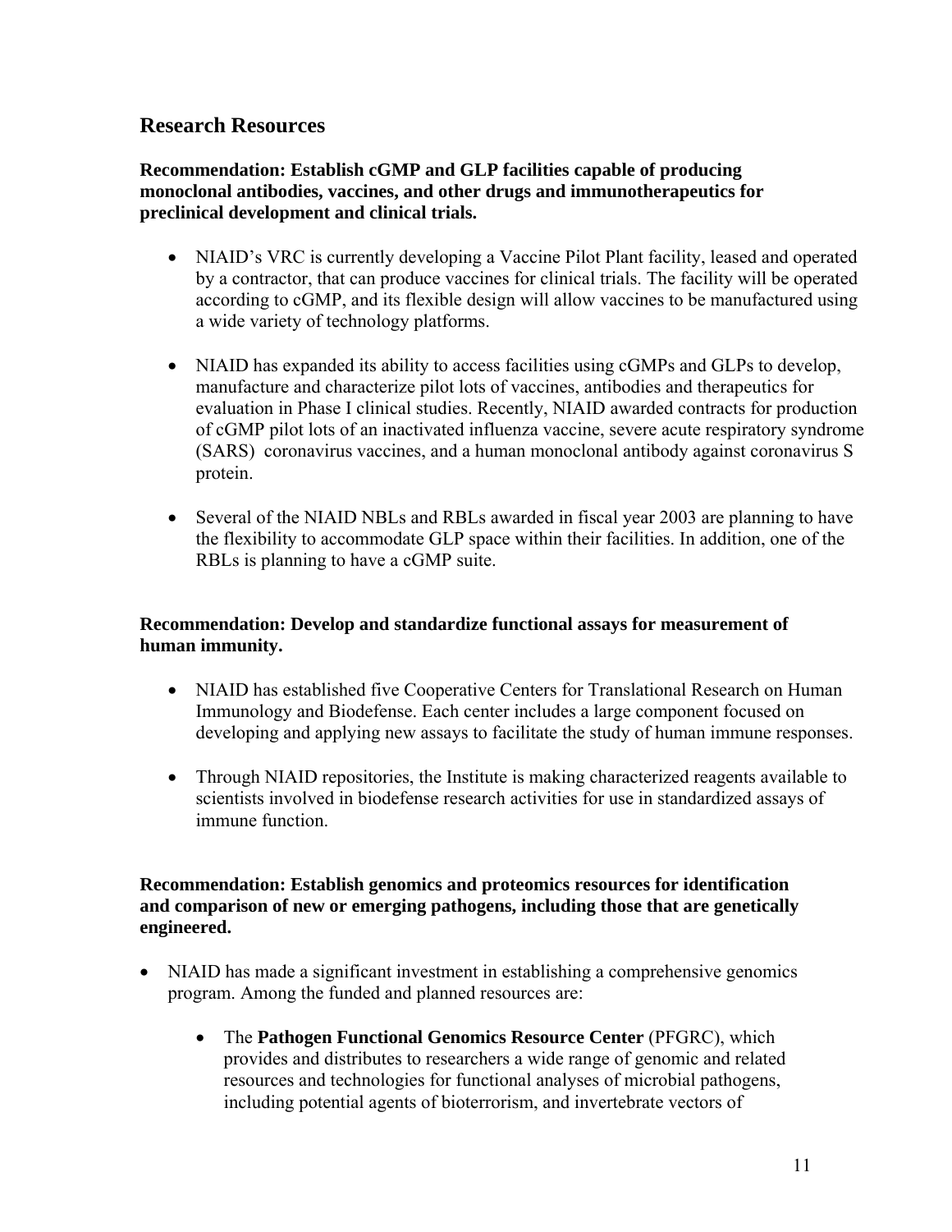## Research Resources

**Recommendation: Establish cGMP and GLP facilities capable of producing monoclonal antibodies, vaccines, and other drugs and immunotherapeutics for preclinical development and clinical trials.**

- NIAID's VRC is currently developing a Vaccine Pilot Plant facility, leased and operated by a contractor, that can produce vaccines for clinical trials. The facility will be operated according to cGMP, and its flexible design will allow vaccines to be manufactured using a wide variety of technology platforms.
- NIAID has expanded its ability to access facilities using cGMPs and GLPs to develop, manufacture and characterize pilot lots of vaccines, antibodies and therapeutics for evaluation in Phase I clinical studies. Recently, NIAID awarded contracts for production of cGMP pilot lots of an inactivated influenza vaccine, severe acute respiratory syndrome (SARS) coronavirus vaccines, and a human monoclonal antibody against coronavirus S protein.
- Several of the NIAID NBLs and RBLs awarded in fiscal year 2003 are planning to have the flexibility to accommodate GLP space within their facilities. In addition, one of the RBLs is planning to have a cGMP suite.

**Recommendation: Develop and standardize functional assays for measurement of human immunity.**

- NIAID has established five Cooperative Centers for Translational Research on Human Immunology and Biodefense. Each center includes a large component focused on developing and applying new assays to facilitate the study of human immune responses.
- Through NIAID repositories, the Institute is making characterized reagents available to scientists involved in biodefense research activities for use in standardized assays of immune function.

**Recommendation: Establish genomics and proteomics resources for identification and comparison of new or emerging pathogens, including those that are genetically engineered.**

- NIAID has made a significant investment in establishing a comprehensive genomics program. Among the funded and planned resources are:
    - The **Pathogen Functional Genomics Resource Center** (PFGRC), which provides and distributes to researchers a wide range of genomic and related resources and technologies for functional analyses of microbial pathogens, including potential agents of bioterrorism, and invertebrate vectors of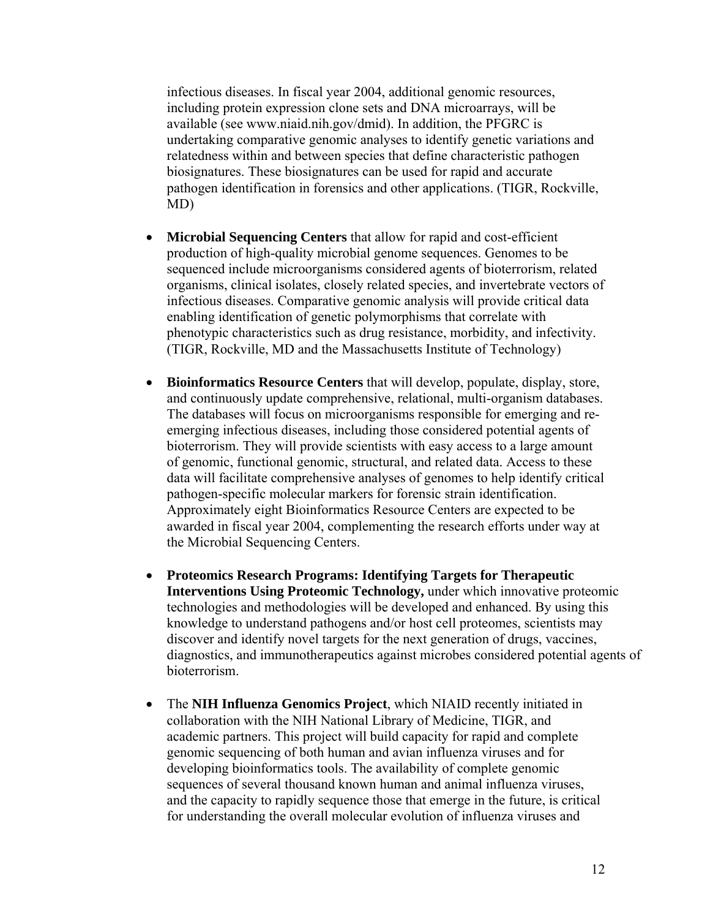infectious diseases. In fiscal year 2004, additional genomic resources, including protein expression clone sets and DNA microarrays, will be available (see www.niaid.nih.gov/dmid). In addition, the PFGRC is undertaking comparative genomic analyses to identify genetic variations and relatedness within and between species that define characteristic pathogen biosignatures. These biosignatures can be used for rapid and accurate pathogen identification in forensics and other applications. (TIGR, Rockville, MD)

- **Microbial Sequencing Centers** that allow for rapid and cost-efficient production of high-quality microbial genome sequences. Genomes to be sequenced include microorganisms considered agents of bioterrorism, related organisms, clinical isolates, closely related species, and invertebrate vectors of infectious diseases. Comparative genomic analysis will provide critical data enabling identification of genetic polymorphisms that correlate with phenotypic characteristics such as drug resistance, morbidity, and infectivity. (TIGR, Rockville, MD and the Massachusetts Institute of Technology)

- **Bioinformatics Resource Centers** that will develop, populate, display, store, and continuously update comprehensive, relational, multi-organism databases. The databases will focus on microorganisms responsible for emerging and re-emerging infectious diseases, including those considered potential agents of bioterrorism. They will provide scientists with easy access to a large amount of genomic, functional genomic, structural, and related data. Access to these data will facilitate comprehensive analyses of genomes to help identify critical pathogen-specific molecular markers for forensic strain identification. Approximately eight Bioinformatics Resource Centers are expected to be awarded in fiscal year 2004, complementing the research efforts under way at the Microbial Sequencing Centers.

- **Proteomics Research Programs: Identifying Targets for Therapeutic Interventions Using Proteomic Technology,** under which innovative proteomic technologies and methodologies will be developed and enhanced. By using this knowledge to understand pathogens and/or host cell proteomes, scientists may discover and identify novel targets for the next generation of drugs, vaccines, diagnostics, and immunotherapeutics against microbes considered potential agents of bioterrorism.

- The **NIH Influenza Genomics Project**, which NIAID recently initiated in collaboration with the NIH National Library of Medicine, TIGR, and academic partners. This project will build capacity for rapid and complete genomic sequencing of both human and avian influenza viruses and for developing bioinformatics tools. The availability of complete genomic sequences of several thousand known human and animal influenza viruses, and the capacity to rapidly sequence those that emerge in the future, is critical for understanding the overall molecular evolution of influenza viruses and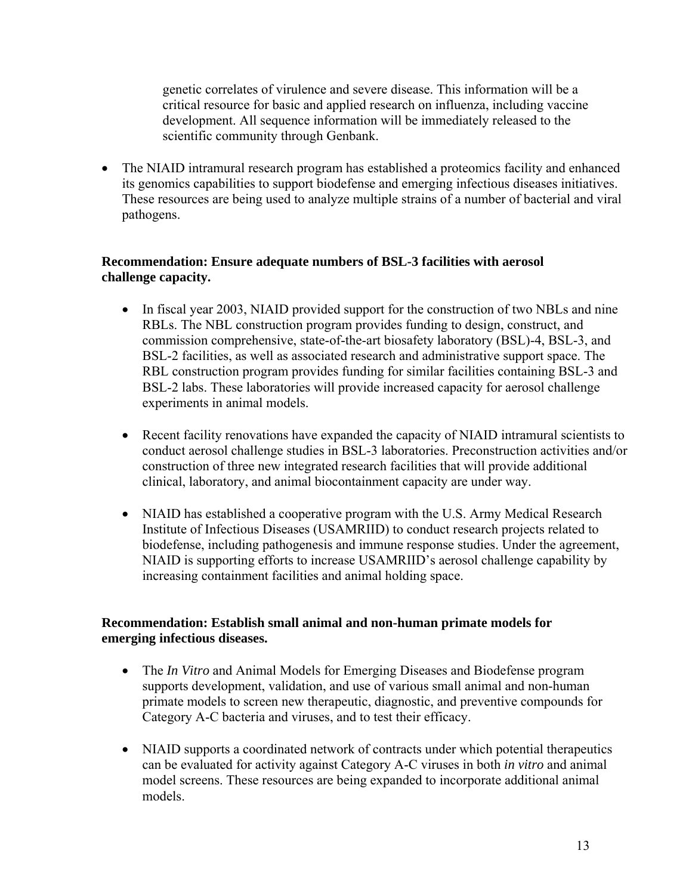genetic correlates of virulence and severe disease. This information will be a critical resource for basic and applied research on influenza, including vaccine development. All sequence information will be immediately released to the scientific community through Genbank.

- The NIAID intramural research program has established a proteomics facility and enhanced its genomics capabilities to support biodefense and emerging infectious diseases initiatives. These resources are being used to analyze multiple strains of a number of bacterial and viral pathogens.

**Recommendation: Ensure adequate numbers of BSL-3 facilities with aerosol challenge capacity.**

- In fiscal year 2003, NIAID provided support for the construction of two NBLs and nine RBLs. The NBL construction program provides funding to design, construct, and commission comprehensive, state-of-the-art biosafety laboratory (BSL)-4, BSL-3, and BSL-2 facilities, as well as associated research and administrative support space. The RBL construction program provides funding for similar facilities containing BSL-3 and BSL-2 labs. These laboratories will provide increased capacity for aerosol challenge experiments in animal models.

- Recent facility renovations have expanded the capacity of NIAID intramural scientists to conduct aerosol challenge studies in BSL-3 laboratories. Preconstruction activities and/or construction of three new integrated research facilities that will provide additional clinical, laboratory, and animal biocontainment capacity are under way.

- NIAID has established a cooperative program with the U.S. Army Medical Research Institute of Infectious Diseases (USAMRIID) to conduct research projects related to biodefense, including pathogenesis and immune response studies. Under the agreement, NIAID is supporting efforts to increase USAMRIID's aerosol challenge capability by increasing containment facilities and animal holding space.

**Recommendation: Establish small animal and non-human primate models for emerging infectious diseases.**

- The *In Vitro* and Animal Models for Emerging Diseases and Biodefense program supports development, validation, and use of various small animal and non-human primate models to screen new therapeutic, diagnostic, and preventive compounds for Category A-C bacteria and viruses, and to test their efficacy.

- NIAID supports a coordinated network of contracts under which potential therapeutics can be evaluated for activity against Category A-C viruses in both *in vitro* and animal model screens. These resources are being expanded to incorporate additional animal models.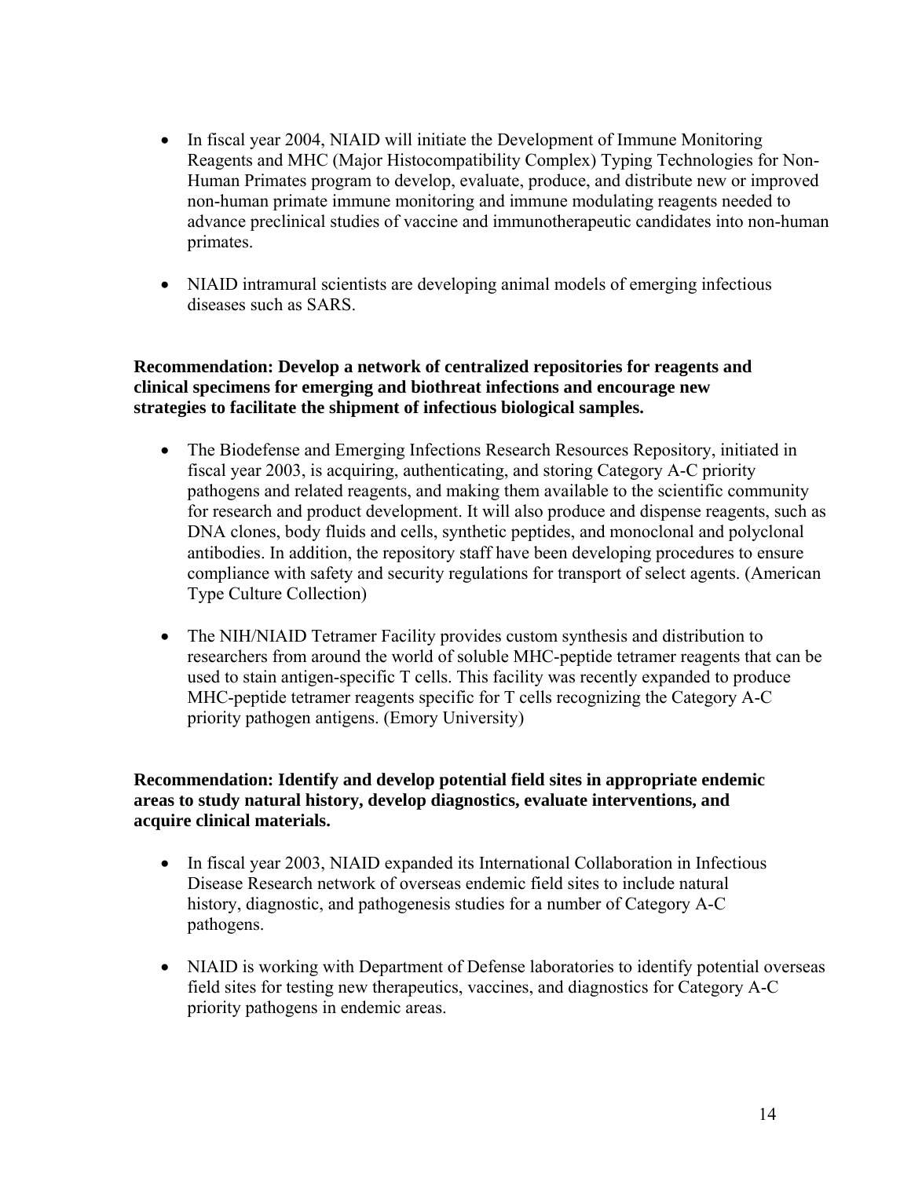- In fiscal year 2004, NIAID will initiate the Development of Immune Monitoring Reagents and MHC (Major Histocompatibility Complex) Typing Technologies for Non-Human Primates program to develop, evaluate, produce, and distribute new or improved non-human primate immune monitoring and immune modulating reagents needed to advance preclinical studies of vaccine and immunotherapeutic candidates into non-human primates.

- NIAID intramural scientists are developing animal models of emerging infectious diseases such as SARS.

**Recommendation: Develop a network of centralized repositories for reagents and clinical specimens for emerging and biothreat infections and encourage new strategies to facilitate the shipment of infectious biological samples.**

- The Biodefense and Emerging Infections Research Resources Repository, initiated in fiscal year 2003, is acquiring, authenticating, and storing Category A-C priority pathogens and related reagents, and making them available to the scientific community for research and product development. It will also produce and dispense reagents, such as DNA clones, body fluids and cells, synthetic peptides, and monoclonal and polyclonal antibodies. In addition, the repository staff have been developing procedures to ensure compliance with safety and security regulations for transport of select agents. (American Type Culture Collection)

- The NIH/NIAID Tetramer Facility provides custom synthesis and distribution to researchers from around the world of soluble MHC-peptide tetramer reagents that can be used to stain antigen-specific T cells. This facility was recently expanded to produce MHC-peptide tetramer reagents specific for T cells recognizing the Category A-C priority pathogen antigens. (Emory University)

**Recommendation: Identify and develop potential field sites in appropriate endemic areas to study natural history, develop diagnostics, evaluate interventions, and acquire clinical materials.**

- In fiscal year 2003, NIAID expanded its International Collaboration in Infectious Disease Research network of overseas endemic field sites to include natural history, diagnostic, and pathogenesis studies for a number of Category A-C pathogens.

- NIAID is working with Department of Defense laboratories to identify potential overseas field sites for testing new therapeutics, vaccines, and diagnostics for Category A-C priority pathogens in endemic areas.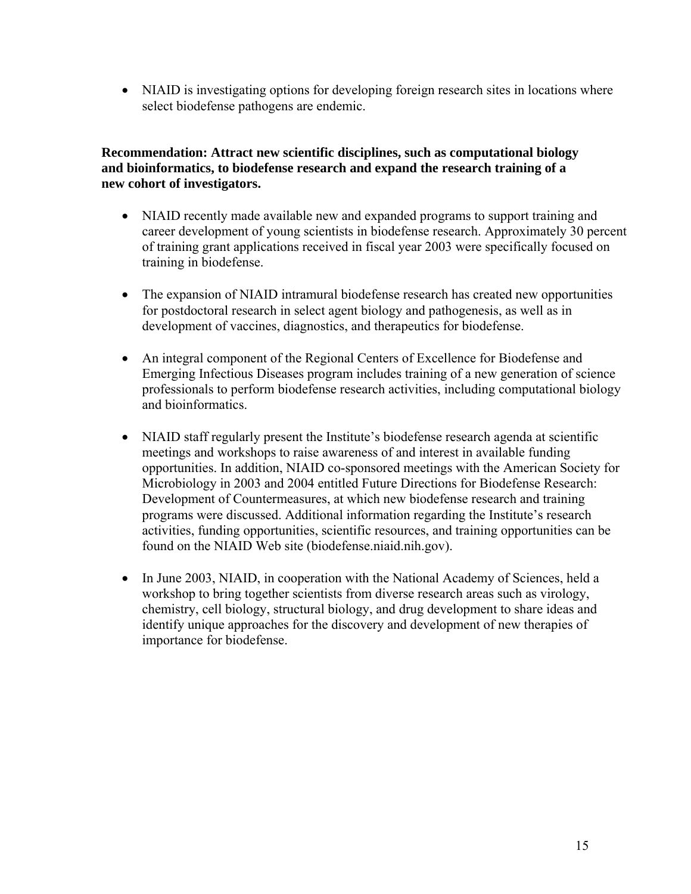- NIAID is investigating options for developing foreign research sites in locations where select biodefense pathogens are endemic.

**Recommendation: Attract new scientific disciplines, such as computational biology and bioinformatics, to biodefense research and expand the research training of a new cohort of investigators.**

- NIAID recently made available new and expanded programs to support training and career development of young scientists in biodefense research. Approximately 30 percent of training grant applications received in fiscal year 2003 were specifically focused on training in biodefense.

- The expansion of NIAID intramural biodefense research has created new opportunities for postdoctoral research in select agent biology and pathogenesis, as well as in development of vaccines, diagnostics, and therapeutics for biodefense.

- An integral component of the Regional Centers of Excellence for Biodefense and Emerging Infectious Diseases program includes training of a new generation of science professionals to perform biodefense research activities, including computational biology and bioinformatics.

- NIAID staff regularly present the Institute's biodefense research agenda at scientific meetings and workshops to raise awareness of and interest in available funding opportunities. In addition, NIAID co-sponsored meetings with the American Society for Microbiology in 2003 and 2004 entitled Future Directions for Biodefense Research: Development of Countermeasures, at which new biodefense research and training programs were discussed. Additional information regarding the Institute's research activities, funding opportunities, scientific resources, and training opportunities can be found on the NIAID Web site (biodefense.niaid.nih.gov).

- In June 2003, NIAID, in cooperation with the National Academy of Sciences, held a workshop to bring together scientists from diverse research areas such as virology, chemistry, cell biology, structural biology, and drug development to share ideas and identify unique approaches for the discovery and development of new therapies of importance for biodefense.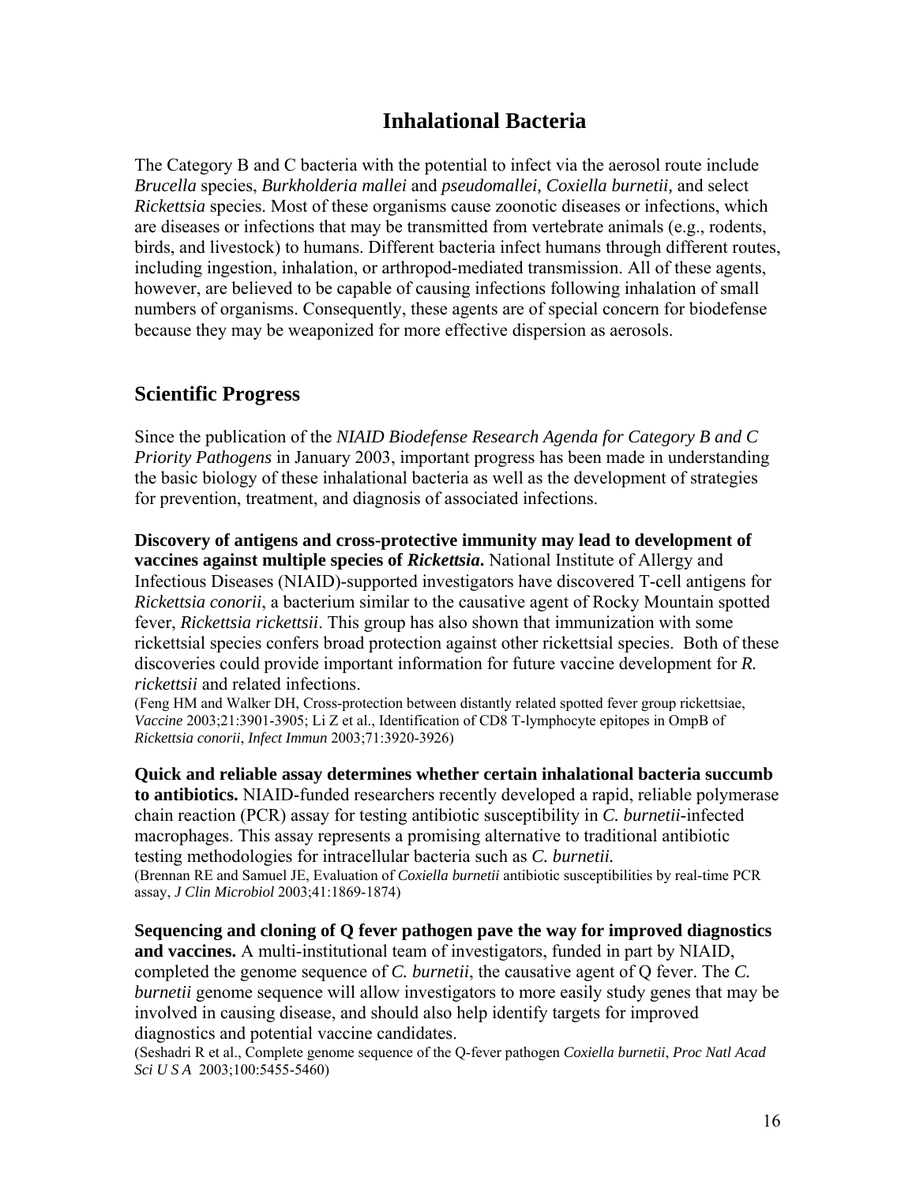# Inhalational Bacteria

The Category B and C bacteria with the potential to infect via the aerosol route include *Brucella* species, *Burkholderia mallei* and *pseudomallei, Coxiella burnetii,* and select *Rickettsia* species. Most of these organisms cause zoonotic diseases or infections, which are diseases or infections that may be transmitted from vertebrate animals (e.g., rodents, birds, and livestock) to humans. Different bacteria infect humans through different routes, including ingestion, inhalation, or arthropod-mediated transmission. All of these agents, however, are believed to be capable of causing infections following inhalation of small numbers of organisms. Consequently, these agents are of special concern for biodefense because they may be weaponized for more effective dispersion as aerosols.

## Scientific Progress

Since the publication of the *NIAID Biodefense Research Agenda for Category B and C Priority Pathogens* in January 2003, important progress has been made in understanding the basic biology of these inhalational bacteria as well as the development of strategies for prevention, treatment, and diagnosis of associated infections.

**Discovery of antigens and cross-protective immunity may lead to development of vaccines against multiple species of *Rickettsia*.** National Institute of Allergy and Infectious Diseases (NIAID)-supported investigators have discovered T-cell antigens for *Rickettsia conorii*, a bacterium similar to the causative agent of Rocky Mountain spotted fever, *Rickettsia rickettsii*. This group has also shown that immunization with some rickettsial species confers broad protection against other rickettsial species. Both of these discoveries could provide important information for future vaccine development for *R. rickettsii* and related infections.
(Feng HM and Walker DH, Cross-protection between distantly related spotted fever group rickettsiae, *Vaccine* 2003;21:3901-3905; Li Z et al., Identification of CD8 T-lymphocyte epitopes in OmpB of *Rickettsia conorii*, *Infect Immun* 2003;71:3920-3926)

**Quick and reliable assay determines whether certain inhalational bacteria succumb to antibiotics.** NIAID-funded researchers recently developed a rapid, reliable polymerase chain reaction (PCR) assay for testing antibiotic susceptibility in *C. burnetii*-infected macrophages. This assay represents a promising alternative to traditional antibiotic testing methodologies for intracellular bacteria such as *C. burnetii.*
(Brennan RE and Samuel JE, Evaluation of *Coxiella burnetii* antibiotic susceptibilities by real-time PCR assay, *J Clin Microbiol* 2003;41:1869-1874)

**Sequencing and cloning of Q fever pathogen pave the way for improved diagnostics and vaccines.** A multi-institutional team of investigators, funded in part by NIAID, completed the genome sequence of *C. burnetii*, the causative agent of Q fever. The *C. burnetii* genome sequence will allow investigators to more easily study genes that may be involved in causing disease, and should also help identify targets for improved diagnostics and potential vaccine candidates.
(Seshadri R et al., Complete genome sequence of the Q-fever pathogen *Coxiella burnetii*, *Proc Natl Acad Sci U S A* 2003;100:5455-5460)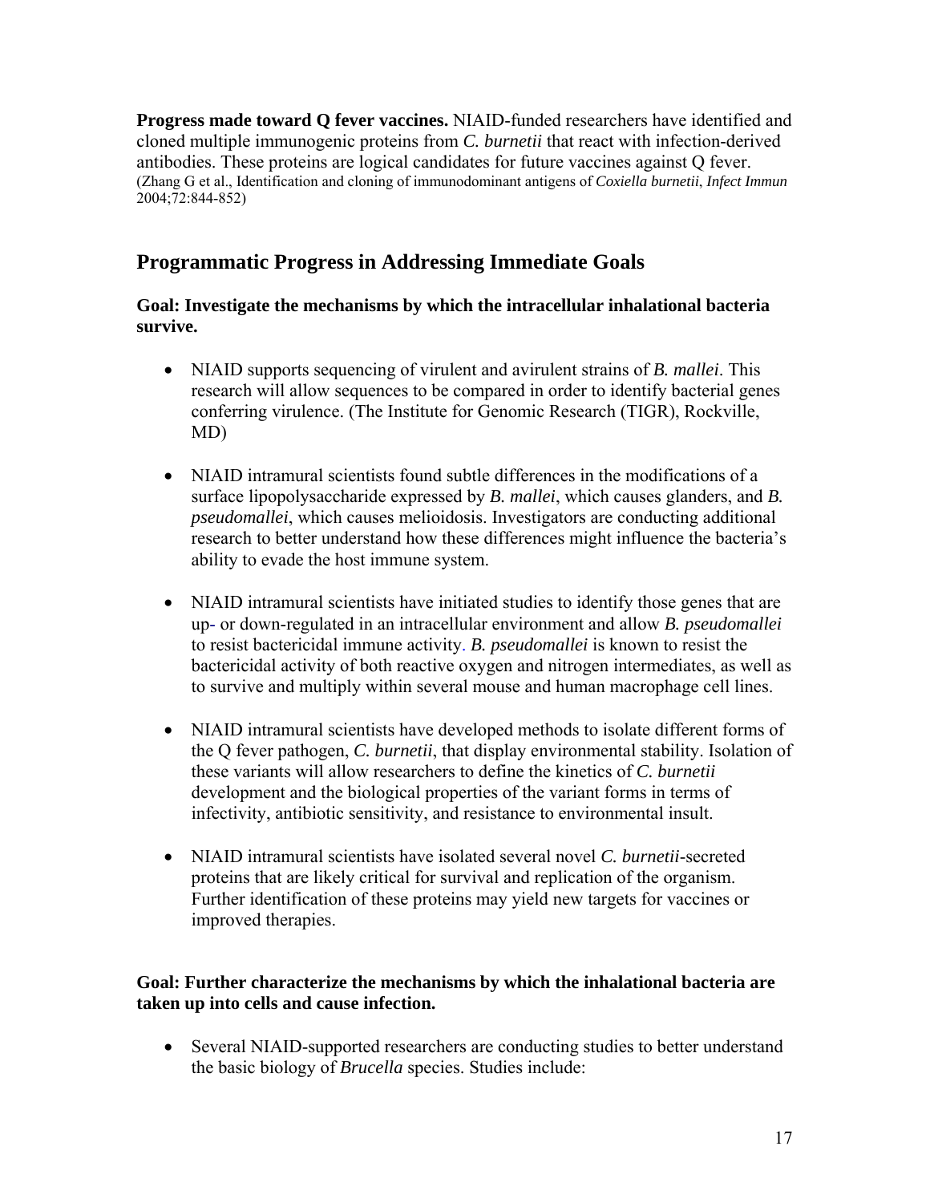**Progress made toward Q fever vaccines.** NIAID-funded researchers have identified and cloned multiple immunogenic proteins from *C. burnetii* that react with infection-derived antibodies. These proteins are logical candidates for future vaccines against Q fever. (Zhang G et al., Identification and cloning of immunodominant antigens of *Coxiella burnetii*, *Infect Immun* 2004;72:844-852)

## Programmatic Progress in Addressing Immediate Goals

**Goal: Investigate the mechanisms by which the intracellular inhalational bacteria survive.**

- NIAID supports sequencing of virulent and avirulent strains of *B. mallei*. This research will allow sequences to be compared in order to identify bacterial genes conferring virulence. (The Institute for Genomic Research (TIGR), Rockville, MD)

- NIAID intramural scientists found subtle differences in the modifications of a surface lipopolysaccharide expressed by *B. mallei*, which causes glanders, and *B. pseudomallei*, which causes melioidosis. Investigators are conducting additional research to better understand how these differences might influence the bacteria's ability to evade the host immune system.

- NIAID intramural scientists have initiated studies to identify those genes that are up- or down-regulated in an intracellular environment and allow *B. pseudomallei* to resist bactericidal immune activity. *B. pseudomallei* is known to resist the bactericidal activity of both reactive oxygen and nitrogen intermediates, as well as to survive and multiply within several mouse and human macrophage cell lines.

- NIAID intramural scientists have developed methods to isolate different forms of the Q fever pathogen, *C. burnetii*, that display environmental stability. Isolation of these variants will allow researchers to define the kinetics of *C. burnetii* development and the biological properties of the variant forms in terms of infectivity, antibiotic sensitivity, and resistance to environmental insult.

- NIAID intramural scientists have isolated several novel *C. burnetii*-secreted proteins that are likely critical for survival and replication of the organism. Further identification of these proteins may yield new targets for vaccines or improved therapies.

**Goal: Further characterize the mechanisms by which the inhalational bacteria are taken up into cells and cause infection.**

- Several NIAID-supported researchers are conducting studies to better understand the basic biology of *Brucella* species. Studies include: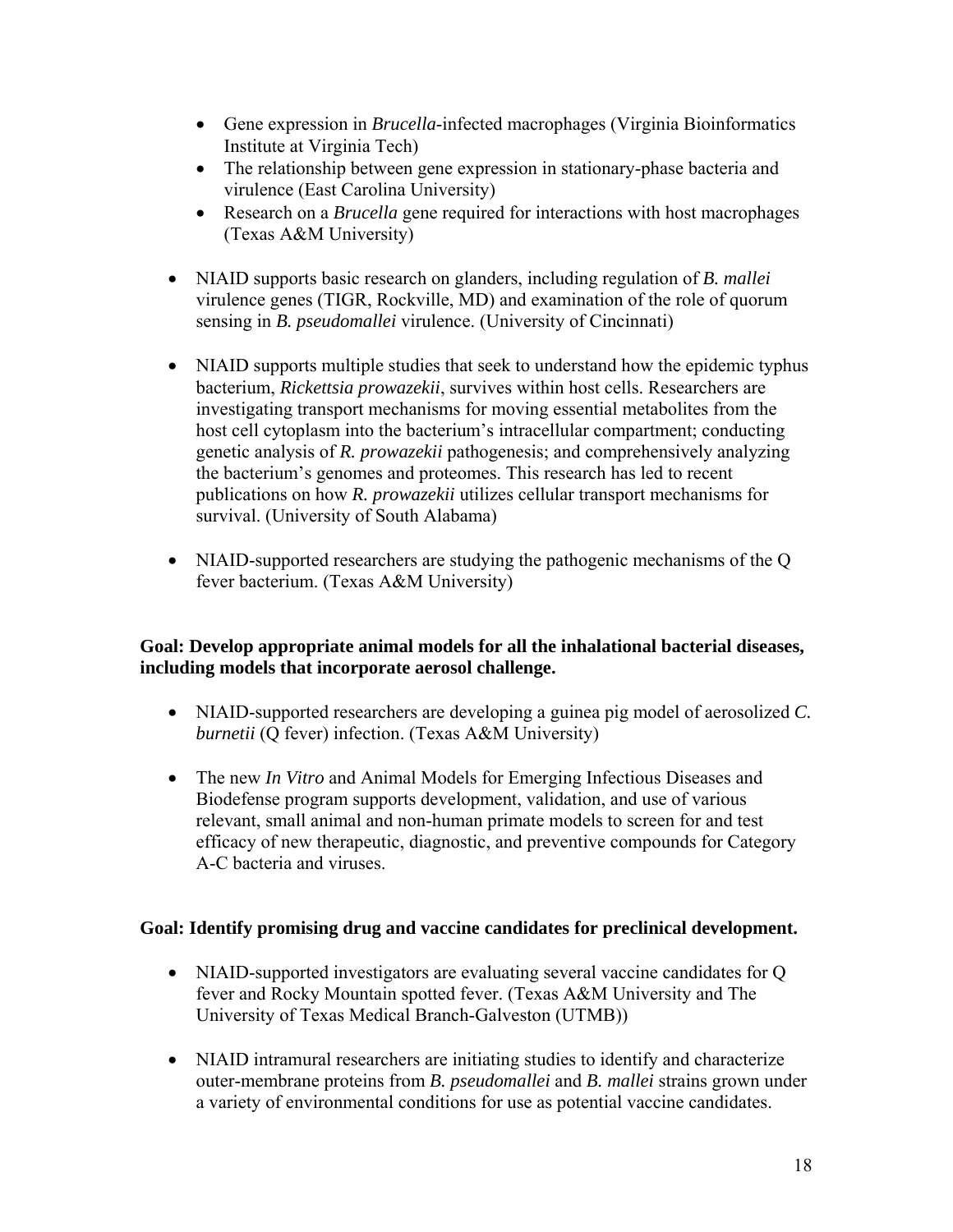- Gene expression in *Brucella*-infected macrophages (Virginia Bioinformatics Institute at Virginia Tech)
  - The relationship between gene expression in stationary-phase bacteria and virulence (East Carolina University)
  - Research on a *Brucella* gene required for interactions with host macrophages (Texas A&M University)

- NIAID supports basic research on glanders, including regulation of *B. mallei* virulence genes (TIGR, Rockville, MD) and examination of the role of quorum sensing in *B. pseudomallei* virulence. (University of Cincinnati)

- NIAID supports multiple studies that seek to understand how the epidemic typhus bacterium, *Rickettsia prowazekii*, survives within host cells. Researchers are investigating transport mechanisms for moving essential metabolites from the host cell cytoplasm into the bacterium's intracellular compartment; conducting genetic analysis of *R. prowazekii* pathogenesis; and comprehensively analyzing the bacterium's genomes and proteomes. This research has led to recent publications on how *R. prowazekii* utilizes cellular transport mechanisms for survival. (University of South Alabama)

- NIAID-supported researchers are studying the pathogenic mechanisms of the Q fever bacterium. (Texas A&M University)

**Goal: Develop appropriate animal models for all the inhalational bacterial diseases, including models that incorporate aerosol challenge.**

- NIAID-supported researchers are developing a guinea pig model of aerosolized *C. burnetii* (Q fever) infection. (Texas A&M University)

- The new *In Vitro* and Animal Models for Emerging Infectious Diseases and Biodefense program supports development, validation, and use of various relevant, small animal and non-human primate models to screen for and test efficacy of new therapeutic, diagnostic, and preventive compounds for Category A-C bacteria and viruses.

**Goal: Identify promising drug and vaccine candidates for preclinical development.**

- NIAID-supported investigators are evaluating several vaccine candidates for Q fever and Rocky Mountain spotted fever. (Texas A&M University and The University of Texas Medical Branch-Galveston (UTMB))

- NIAID intramural researchers are initiating studies to identify and characterize outer-membrane proteins from *B. pseudomallei* and *B. mallei* strains grown under a variety of environmental conditions for use as potential vaccine candidates.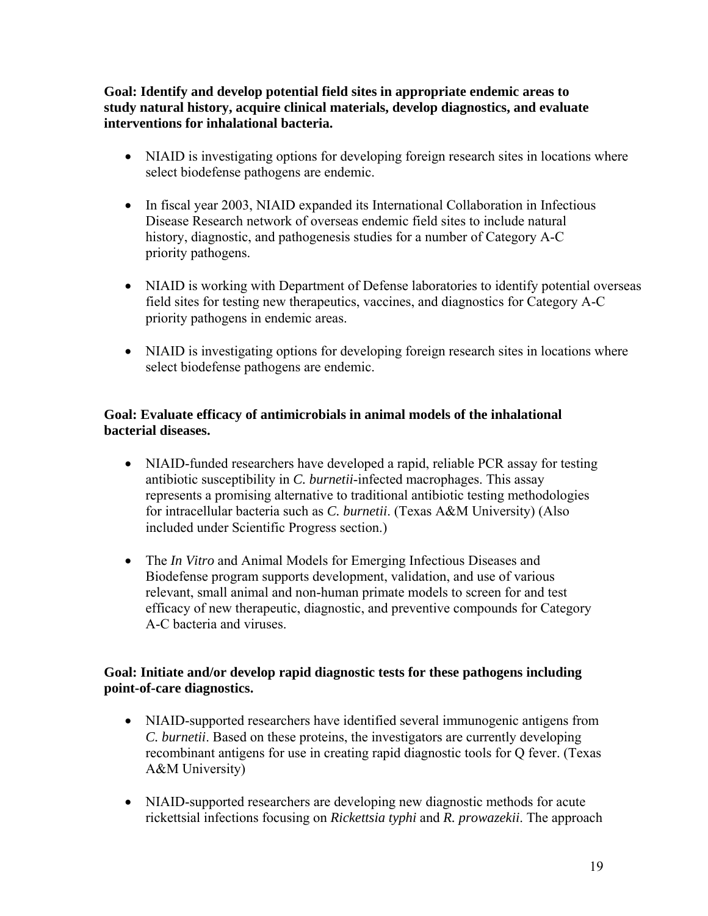**Goal: Identify and develop potential field sites in appropriate endemic areas to study natural history, acquire clinical materials, develop diagnostics, and evaluate interventions for inhalational bacteria.**

- NIAID is investigating options for developing foreign research sites in locations where select biodefense pathogens are endemic.
- In fiscal year 2003, NIAID expanded its International Collaboration in Infectious Disease Research network of overseas endemic field sites to include natural history, diagnostic, and pathogenesis studies for a number of Category A-C priority pathogens.
- NIAID is working with Department of Defense laboratories to identify potential overseas field sites for testing new therapeutics, vaccines, and diagnostics for Category A-C priority pathogens in endemic areas.
- NIAID is investigating options for developing foreign research sites in locations where select biodefense pathogens are endemic.

**Goal: Evaluate efficacy of antimicrobials in animal models of the inhalational bacterial diseases.**

- NIAID-funded researchers have developed a rapid, reliable PCR assay for testing antibiotic susceptibility in *C. burnetii*-infected macrophages. This assay represents a promising alternative to traditional antibiotic testing methodologies for intracellular bacteria such as *C. burnetii*. (Texas A&M University) (Also included under Scientific Progress section.)
- The *In Vitro* and Animal Models for Emerging Infectious Diseases and Biodefense program supports development, validation, and use of various relevant, small animal and non-human primate models to screen for and test efficacy of new therapeutic, diagnostic, and preventive compounds for Category A-C bacteria and viruses.

**Goal: Initiate and/or develop rapid diagnostic tests for these pathogens including point-of-care diagnostics.**

- NIAID-supported researchers have identified several immunogenic antigens from *C. burnetii*. Based on these proteins, the investigators are currently developing recombinant antigens for use in creating rapid diagnostic tools for Q fever. (Texas A&M University)
- NIAID-supported researchers are developing new diagnostic methods for acute rickettsial infections focusing on *Rickettsia typhi* and *R. prowazekii*. The approach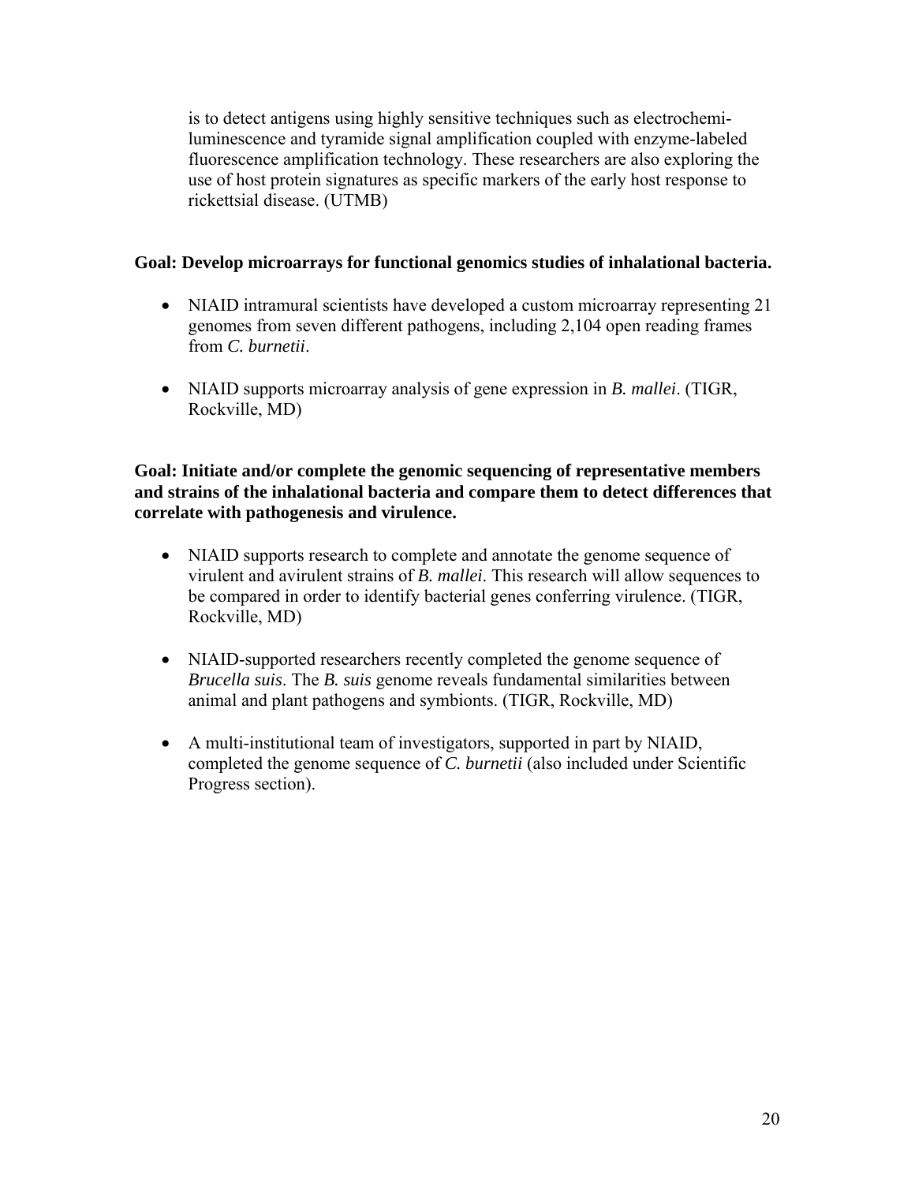is to detect antigens using highly sensitive techniques such as electrochemiluminescence and tyramide signal amplification coupled with enzyme-labeled fluorescence amplification technology. These researchers are also exploring the use of host protein signatures as specific markers of the early host response to rickettsial disease. (UTMB)

**Goal: Develop microarrays for functional genomics studies of inhalational bacteria.**

- NIAID intramural scientists have developed a custom microarray representing 21 genomes from seven different pathogens, including 2,104 open reading frames from *C. burnetii*.

- NIAID supports microarray analysis of gene expression in *B. mallei*. (TIGR, Rockville, MD)

**Goal: Initiate and/or complete the genomic sequencing of representative members and strains of the inhalational bacteria and compare them to detect differences that correlate with pathogenesis and virulence.**

- NIAID supports research to complete and annotate the genome sequence of virulent and avirulent strains of *B. mallei*. This research will allow sequences to be compared in order to identify bacterial genes conferring virulence. (TIGR, Rockville, MD)

- NIAID-supported researchers recently completed the genome sequence of *Brucella suis*. The *B. suis* genome reveals fundamental similarities between animal and plant pathogens and symbionts. (TIGR, Rockville, MD)

- A multi-institutional team of investigators, supported in part by NIAID, completed the genome sequence of *C. burnetii* (also included under Scientific Progress section).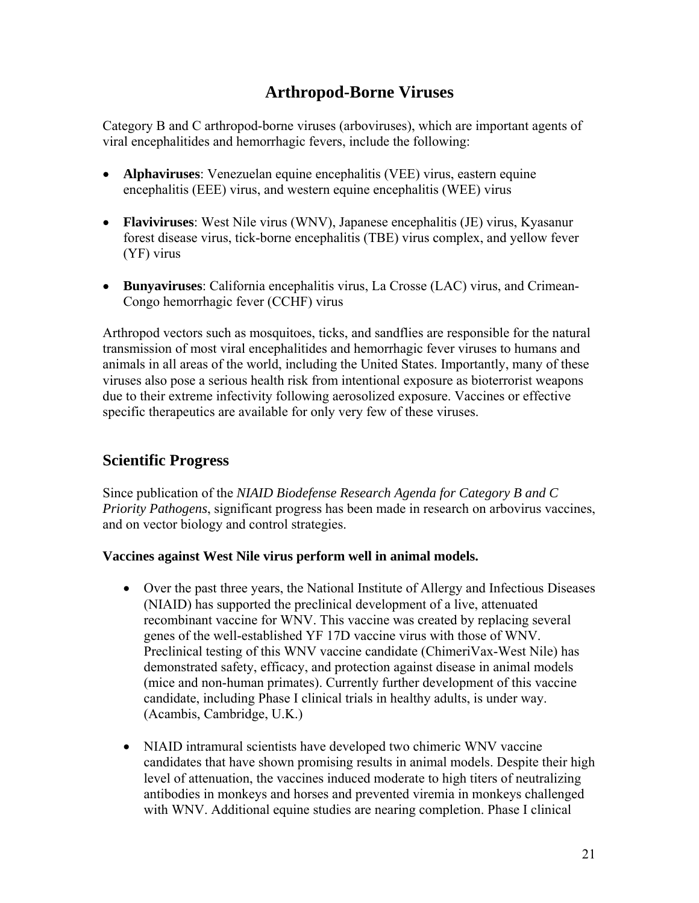# Arthropod-Borne Viruses

Category B and C arthropod-borne viruses (arboviruses), which are important agents of viral encephalitides and hemorrhagic fevers, include the following:

- **Alphaviruses**: Venezuelan equine encephalitis (VEE) virus, eastern equine encephalitis (EEE) virus, and western equine encephalitis (WEE) virus
- **Flaviviruses**: West Nile virus (WNV), Japanese encephalitis (JE) virus, Kyasanur forest disease virus, tick-borne encephalitis (TBE) virus complex, and yellow fever (YF) virus
- **Bunyaviruses**: California encephalitis virus, La Crosse (LAC) virus, and Crimean-Congo hemorrhagic fever (CCHF) virus

Arthropod vectors such as mosquitoes, ticks, and sandflies are responsible for the natural transmission of most viral encephalitides and hemorrhagic fever viruses to humans and animals in all areas of the world, including the United States. Importantly, many of these viruses also pose a serious health risk from intentional exposure as bioterrorist weapons due to their extreme infectivity following aerosolized exposure. Vaccines or effective specific therapeutics are available for only very few of these viruses.

## Scientific Progress

Since publication of the *NIAID Biodefense Research Agenda for Category B and C Priority Pathogens*, significant progress has been made in research on arbovirus vaccines, and on vector biology and control strategies.

**Vaccines against West Nile virus perform well in animal models.**

- Over the past three years, the National Institute of Allergy and Infectious Diseases (NIAID) has supported the preclinical development of a live, attenuated recombinant vaccine for WNV. This vaccine was created by replacing several genes of the well-established YF 17D vaccine virus with those of WNV. Preclinical testing of this WNV vaccine candidate (ChimeriVax-West Nile) has demonstrated safety, efficacy, and protection against disease in animal models (mice and non-human primates). Currently further development of this vaccine candidate, including Phase I clinical trials in healthy adults, is under way. (Acambis, Cambridge, U.K.)
- NIAID intramural scientists have developed two chimeric WNV vaccine candidates that have shown promising results in animal models. Despite their high level of attenuation, the vaccines induced moderate to high titers of neutralizing antibodies in monkeys and horses and prevented viremia in monkeys challenged with WNV. Additional equine studies are nearing completion. Phase I clinical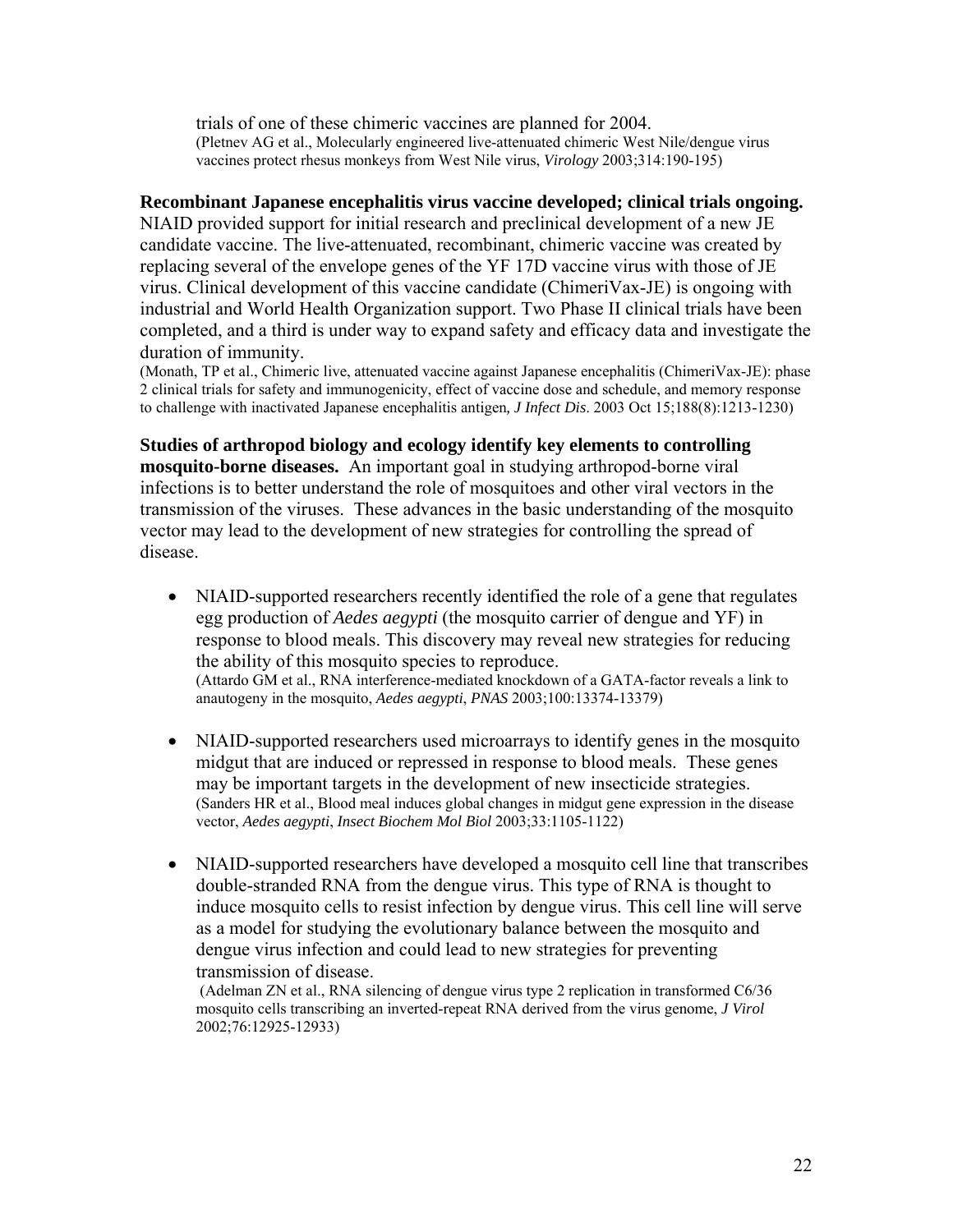trials of one of these chimeric vaccines are planned for 2004.
(Pletnev AG et al., Molecularly engineered live-attenuated chimeric West Nile/dengue virus vaccines protect rhesus monkeys from West Nile virus, *Virology* 2003;314:190-195)

**Recombinant Japanese encephalitis virus vaccine developed; clinical trials ongoing.** NIAID provided support for initial research and preclinical development of a new JE candidate vaccine. The live-attenuated, recombinant, chimeric vaccine was created by replacing several of the envelope genes of the YF 17D vaccine virus with those of JE virus. Clinical development of this vaccine candidate (ChimeriVax-JE) is ongoing with industrial and World Health Organization support. Two Phase II clinical trials have been completed, and a third is under way to expand safety and efficacy data and investigate the duration of immunity.
(Monath, TP et al., Chimeric live, attenuated vaccine against Japanese encephalitis (ChimeriVax-JE): phase 2 clinical trials for safety and immunogenicity, effect of vaccine dose and schedule, and memory response to challenge with inactivated Japanese encephalitis antigen*, J Infect Dis*. 2003 Oct 15;188(8):1213-1230)

**Studies of arthropod biology and ecology identify key elements to controlling mosquito-borne diseases.** An important goal in studying arthropod-borne viral infections is to better understand the role of mosquitoes and other viral vectors in the transmission of the viruses. These advances in the basic understanding of the mosquito vector may lead to the development of new strategies for controlling the spread of disease.

- NIAID-supported researchers recently identified the role of a gene that regulates egg production of *Aedes aegypti* (the mosquito carrier of dengue and YF) in response to blood meals. This discovery may reveal new strategies for reducing the ability of this mosquito species to reproduce.
(Attardo GM et al., RNA interference-mediated knockdown of a GATA-factor reveals a link to anautogeny in the mosquito, *Aedes aegypti*, *PNAS* 2003;100:13374-13379)

- NIAID-supported researchers used microarrays to identify genes in the mosquito midgut that are induced or repressed in response to blood meals. These genes may be important targets in the development of new insecticide strategies.
(Sanders HR et al., Blood meal induces global changes in midgut gene expression in the disease vector, *Aedes aegypti*, *Insect Biochem Mol Biol* 2003;33:1105-1122)

- NIAID-supported researchers have developed a mosquito cell line that transcribes double-stranded RNA from the dengue virus. This type of RNA is thought to induce mosquito cells to resist infection by dengue virus. This cell line will serve as a model for studying the evolutionary balance between the mosquito and dengue virus infection and could lead to new strategies for preventing transmission of disease.
(Adelman ZN et al., RNA silencing of dengue virus type 2 replication in transformed C6/36 mosquito cells transcribing an inverted-repeat RNA derived from the virus genome, *J Virol* 2002;76:12925-12933)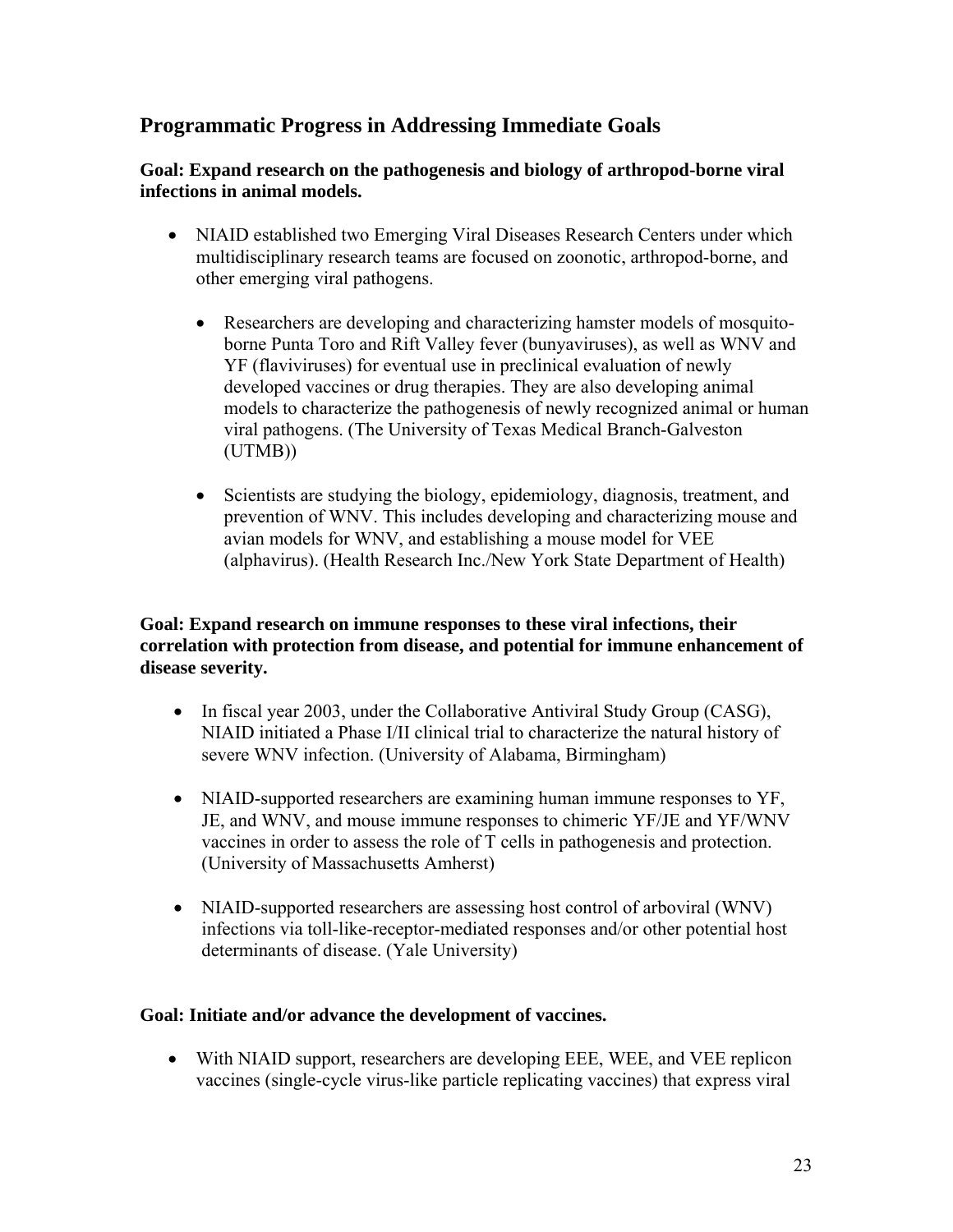## Programmatic Progress in Addressing Immediate Goals

**Goal: Expand research on the pathogenesis and biology of arthropod-borne viral infections in animal models.**

- NIAID established two Emerging Viral Diseases Research Centers under which multidisciplinary research teams are focused on zoonotic, arthropod-borne, and other emerging viral pathogens.
  - Researchers are developing and characterizing hamster models of mosquito-borne Punta Toro and Rift Valley fever (bunyaviruses), as well as WNV and YF (flaviviruses) for eventual use in preclinical evaluation of newly developed vaccines or drug therapies. They are also developing animal models to characterize the pathogenesis of newly recognized animal or human viral pathogens. (The University of Texas Medical Branch-Galveston (UTMB))
  - Scientists are studying the biology, epidemiology, diagnosis, treatment, and prevention of WNV. This includes developing and characterizing mouse and avian models for WNV, and establishing a mouse model for VEE (alphavirus). (Health Research Inc./New York State Department of Health)

**Goal: Expand research on immune responses to these viral infections, their correlation with protection from disease, and potential for immune enhancement of disease severity.**

- In fiscal year 2003, under the Collaborative Antiviral Study Group (CASG), NIAID initiated a Phase I/II clinical trial to characterize the natural history of severe WNV infection. (University of Alabama, Birmingham)
- NIAID-supported researchers are examining human immune responses to YF, JE, and WNV, and mouse immune responses to chimeric YF/JE and YF/WNV vaccines in order to assess the role of T cells in pathogenesis and protection. (University of Massachusetts Amherst)
- NIAID-supported researchers are assessing host control of arboviral (WNV) infections via toll-like-receptor-mediated responses and/or other potential host determinants of disease. (Yale University)

**Goal: Initiate and/or advance the development of vaccines.**

- With NIAID support, researchers are developing EEE, WEE, and VEE replicon vaccines (single-cycle virus-like particle replicating vaccines) that express viral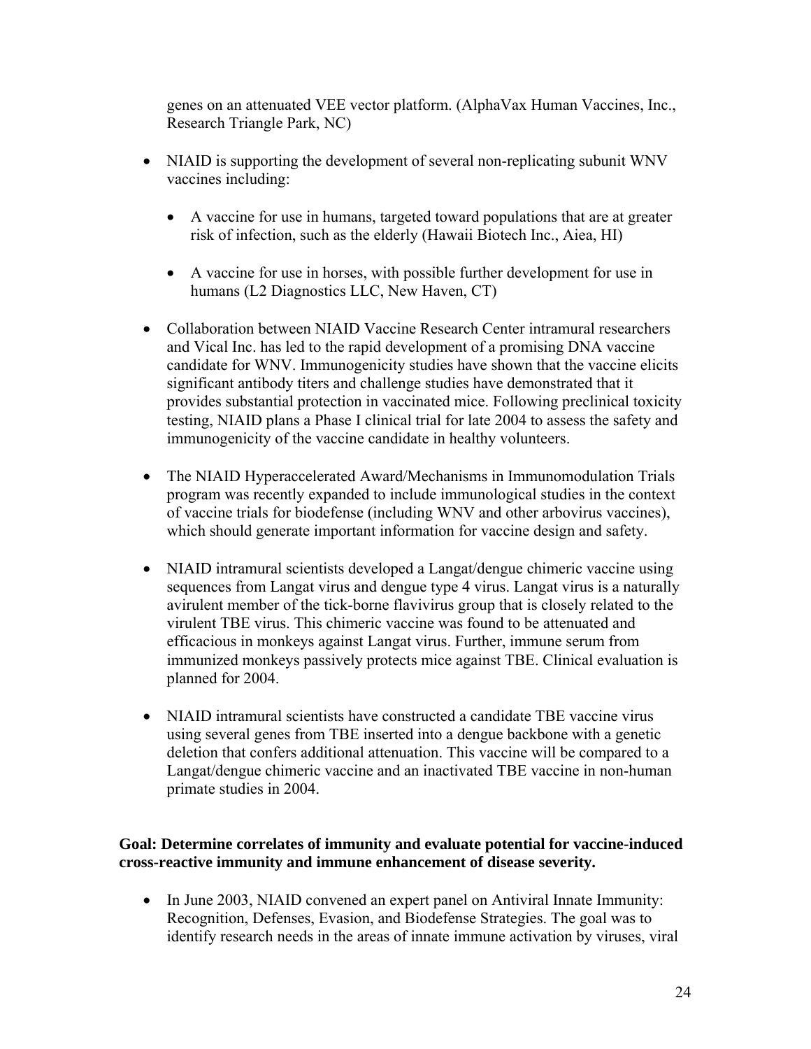genes on an attenuated VEE vector platform. (AlphaVax Human Vaccines, Inc., Research Triangle Park, NC)

- NIAID is supporting the development of several non-replicating subunit WNV vaccines including:

  - A vaccine for use in humans, targeted toward populations that are at greater risk of infection, such as the elderly (Hawaii Biotech Inc., Aiea, HI)

  - A vaccine for use in horses, with possible further development for use in humans (L2 Diagnostics LLC, New Haven, CT)

- Collaboration between NIAID Vaccine Research Center intramural researchers and Vical Inc. has led to the rapid development of a promising DNA vaccine candidate for WNV. Immunogenicity studies have shown that the vaccine elicits significant antibody titers and challenge studies have demonstrated that it provides substantial protection in vaccinated mice. Following preclinical toxicity testing, NIAID plans a Phase I clinical trial for late 2004 to assess the safety and immunogenicity of the vaccine candidate in healthy volunteers.

- The NIAID Hyperaccelerated Award/Mechanisms in Immunomodulation Trials program was recently expanded to include immunological studies in the context of vaccine trials for biodefense (including WNV and other arbovirus vaccines), which should generate important information for vaccine design and safety.

- NIAID intramural scientists developed a Langat/dengue chimeric vaccine using sequences from Langat virus and dengue type 4 virus. Langat virus is a naturally avirulent member of the tick-borne flavivirus group that is closely related to the virulent TBE virus. This chimeric vaccine was found to be attenuated and efficacious in monkeys against Langat virus. Further, immune serum from immunized monkeys passively protects mice against TBE. Clinical evaluation is planned for 2004.

- NIAID intramural scientists have constructed a candidate TBE vaccine virus using several genes from TBE inserted into a dengue backbone with a genetic deletion that confers additional attenuation. This vaccine will be compared to a Langat/dengue chimeric vaccine and an inactivated TBE vaccine in non-human primate studies in 2004.

**Goal: Determine correlates of immunity and evaluate potential for vaccine-induced cross-reactive immunity and immune enhancement of disease severity.**

- In June 2003, NIAID convened an expert panel on Antiviral Innate Immunity: Recognition, Defenses, Evasion, and Biodefense Strategies. The goal was to identify research needs in the areas of innate immune activation by viruses, viral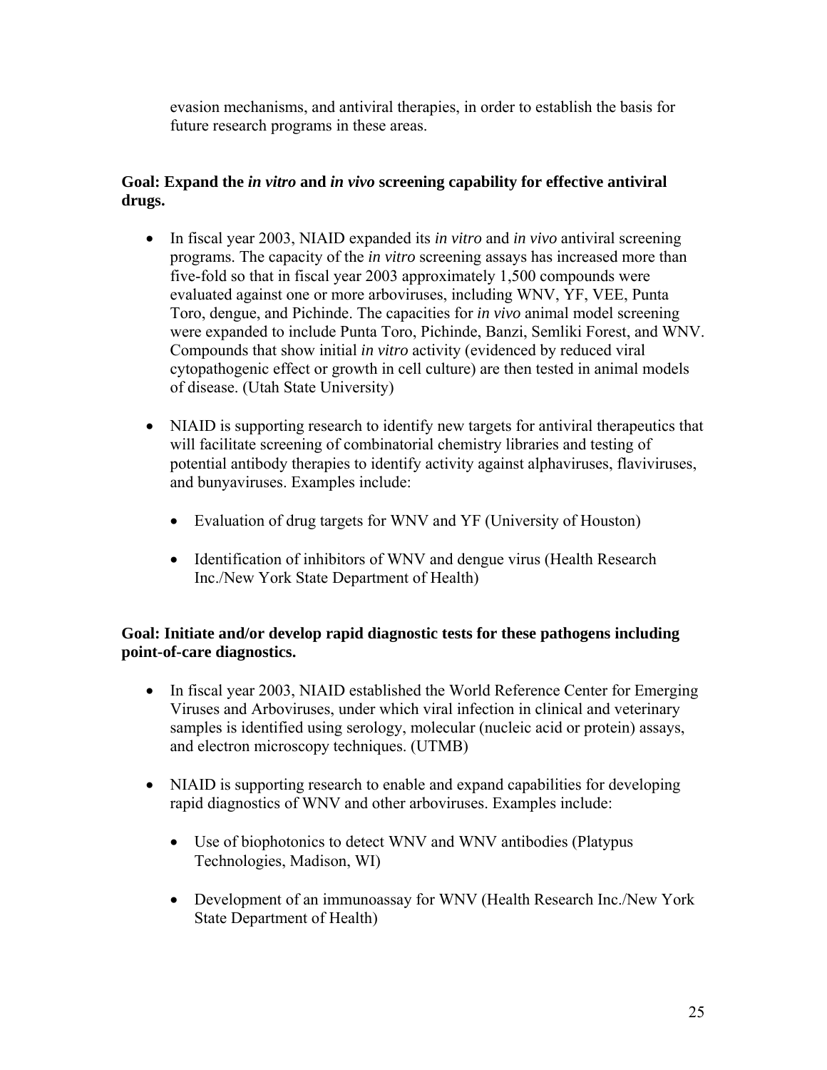evasion mechanisms, and antiviral therapies, in order to establish the basis for future research programs in these areas.

### Goal: Expand the *in vitro* and *in vivo* screening capability for effective antiviral drugs.

- In fiscal year 2003, NIAID expanded its *in vitro* and *in vivo* antiviral screening programs. The capacity of the *in vitro* screening assays has increased more than five-fold so that in fiscal year 2003 approximately 1,500 compounds were evaluated against one or more arboviruses, including WNV, YF, VEE, Punta Toro, dengue, and Pichinde. The capacities for *in vivo* animal model screening were expanded to include Punta Toro, Pichinde, Banzi, Semliki Forest, and WNV. Compounds that show initial *in vitro* activity (evidenced by reduced viral cytopathogenic effect or growth in cell culture) are then tested in animal models of disease. (Utah State University)

- NIAID is supporting research to identify new targets for antiviral therapeutics that will facilitate screening of combinatorial chemistry libraries and testing of potential antibody therapies to identify activity against alphaviruses, flaviviruses, and bunyaviruses. Examples include:

  - Evaluation of drug targets for WNV and YF (University of Houston)

  - Identification of inhibitors of WNV and dengue virus (Health Research Inc./New York State Department of Health)

### Goal: Initiate and/or develop rapid diagnostic tests for these pathogens including point-of-care diagnostics.

- In fiscal year 2003, NIAID established the World Reference Center for Emerging Viruses and Arboviruses, under which viral infection in clinical and veterinary samples is identified using serology, molecular (nucleic acid or protein) assays, and electron microscopy techniques. (UTMB)

- NIAID is supporting research to enable and expand capabilities for developing rapid diagnostics of WNV and other arboviruses. Examples include:

  - Use of biophotonics to detect WNV and WNV antibodies (Platypus Technologies, Madison, WI)

  - Development of an immunoassay for WNV (Health Research Inc./New York State Department of Health)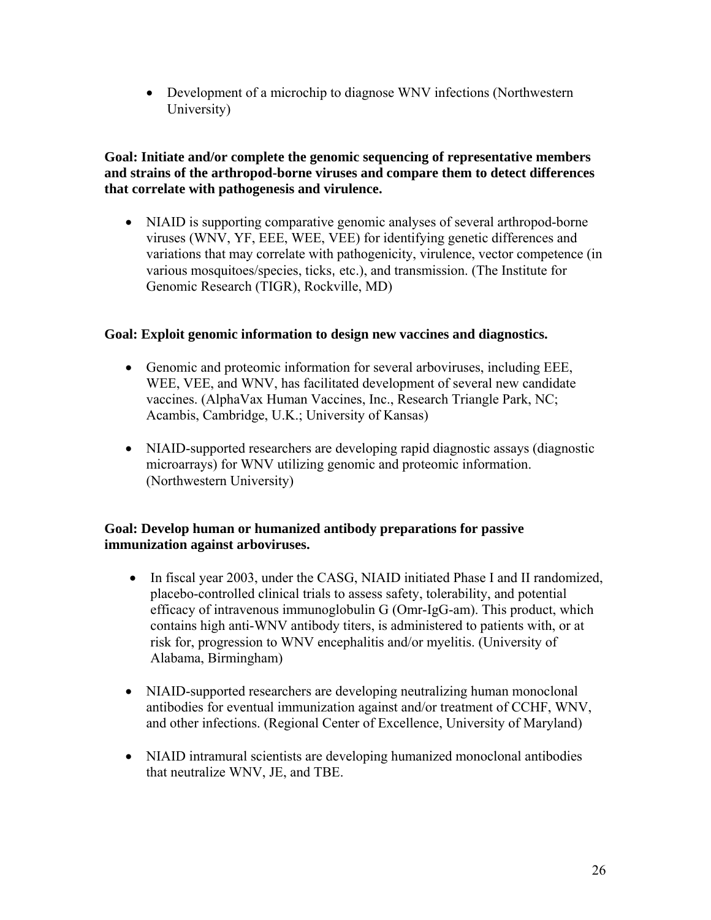- Development of a microchip to diagnose WNV infections (Northwestern University)

**Goal: Initiate and/or complete the genomic sequencing of representative members and strains of the arthropod-borne viruses and compare them to detect differences that correlate with pathogenesis and virulence.**

- NIAID is supporting comparative genomic analyses of several arthropod-borne viruses (WNV, YF, EEE, WEE, VEE) for identifying genetic differences and variations that may correlate with pathogenicity, virulence, vector competence (in various mosquitoes/species, ticks, etc.), and transmission. (The Institute for Genomic Research (TIGR), Rockville, MD)

**Goal: Exploit genomic information to design new vaccines and diagnostics.**

- Genomic and proteomic information for several arboviruses, including EEE, WEE, VEE, and WNV, has facilitated development of several new candidate vaccines. (AlphaVax Human Vaccines, Inc., Research Triangle Park, NC; Acambis, Cambridge, U.K.; University of Kansas)

- NIAID-supported researchers are developing rapid diagnostic assays (diagnostic microarrays) for WNV utilizing genomic and proteomic information. (Northwestern University)

**Goal: Develop human or humanized antibody preparations for passive immunization against arboviruses.**

- In fiscal year 2003, under the CASG, NIAID initiated Phase I and II randomized, placebo-controlled clinical trials to assess safety, tolerability, and potential efficacy of intravenous immunoglobulin G (Omr-IgG-am). This product, which contains high anti-WNV antibody titers, is administered to patients with, or at risk for, progression to WNV encephalitis and/or myelitis. (University of Alabama, Birmingham)

- NIAID-supported researchers are developing neutralizing human monoclonal antibodies for eventual immunization against and/or treatment of CCHF, WNV, and other infections. (Regional Center of Excellence, University of Maryland)

- NIAID intramural scientists are developing humanized monoclonal antibodies that neutralize WNV, JE, and TBE.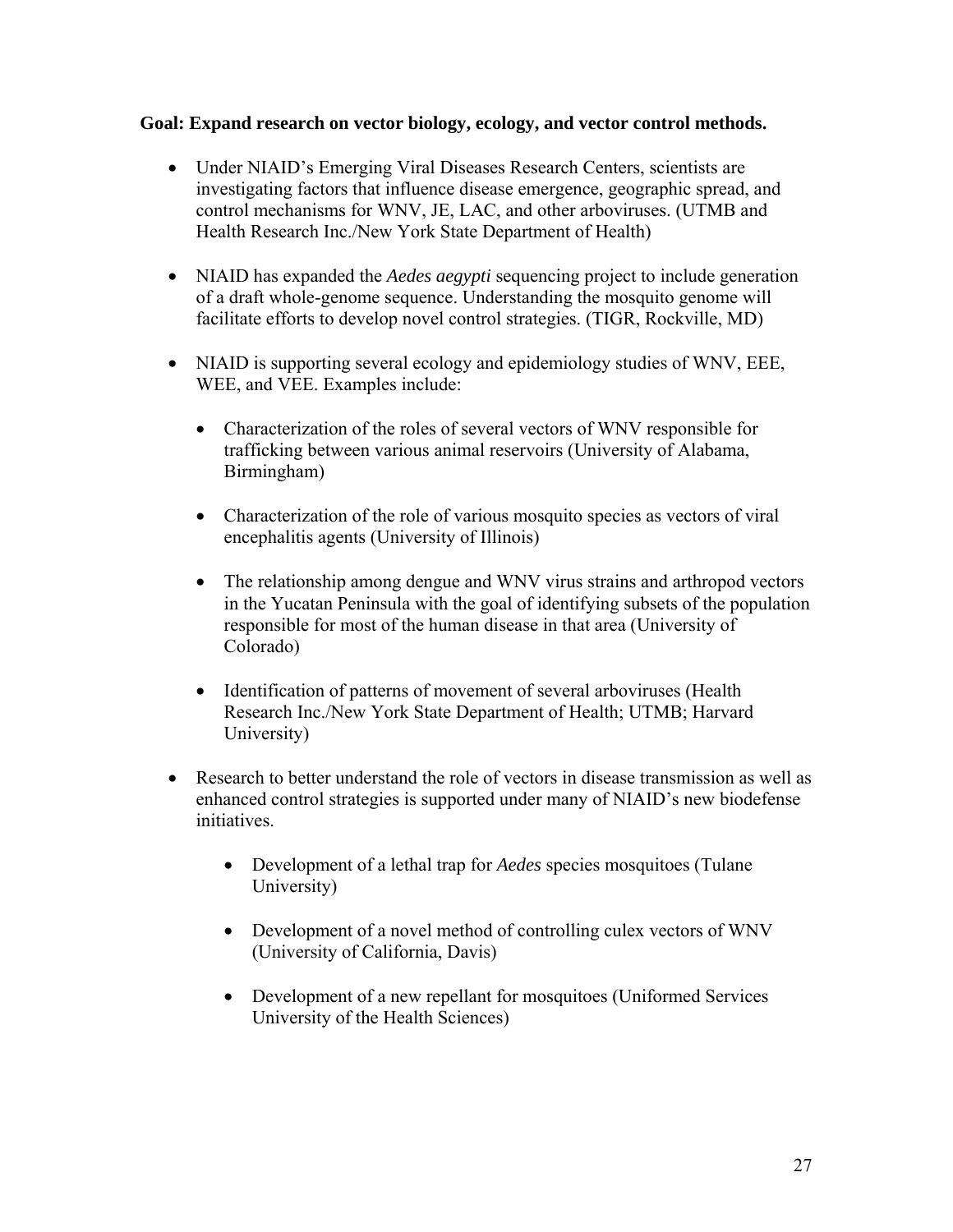**Goal: Expand research on vector biology, ecology, and vector control methods.**

- Under NIAID's Emerging Viral Diseases Research Centers, scientists are investigating factors that influence disease emergence, geographic spread, and control mechanisms for WNV, JE, LAC, and other arboviruses. (UTMB and Health Research Inc./New York State Department of Health)

- NIAID has expanded the *Aedes aegypti* sequencing project to include generation of a draft whole-genome sequence. Understanding the mosquito genome will facilitate efforts to develop novel control strategies. (TIGR, Rockville, MD)

- NIAID is supporting several ecology and epidemiology studies of WNV, EEE, WEE, and VEE. Examples include:

    - Characterization of the roles of several vectors of WNV responsible for trafficking between various animal reservoirs (University of Alabama, Birmingham)

    - Characterization of the role of various mosquito species as vectors of viral encephalitis agents (University of Illinois)

    - The relationship among dengue and WNV virus strains and arthropod vectors in the Yucatan Peninsula with the goal of identifying subsets of the population responsible for most of the human disease in that area (University of Colorado)

    - Identification of patterns of movement of several arboviruses (Health Research Inc./New York State Department of Health; UTMB; Harvard University)

- Research to better understand the role of vectors in disease transmission as well as enhanced control strategies is supported under many of NIAID's new biodefense initiatives.

    - Development of a lethal trap for *Aedes* species mosquitoes (Tulane University)

    - Development of a novel method of controlling culex vectors of WNV (University of California, Davis)

    - Development of a new repellant for mosquitoes (Uniformed Services University of the Health Sciences)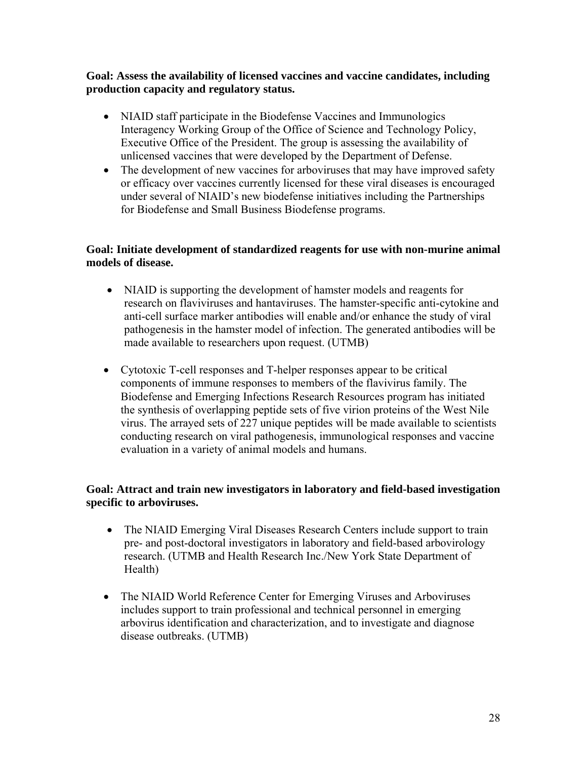**Goal: Assess the availability of licensed vaccines and vaccine candidates, including production capacity and regulatory status.**

- NIAID staff participate in the Biodefense Vaccines and Immunologics Interagency Working Group of the Office of Science and Technology Policy, Executive Office of the President. The group is assessing the availability of unlicensed vaccines that were developed by the Department of Defense.
- The development of new vaccines for arboviruses that may have improved safety or efficacy over vaccines currently licensed for these viral diseases is encouraged under several of NIAID's new biodefense initiatives including the Partnerships for Biodefense and Small Business Biodefense programs.

**Goal: Initiate development of standardized reagents for use with non-murine animal models of disease.**

- NIAID is supporting the development of hamster models and reagents for research on flaviviruses and hantaviruses. The hamster-specific anti-cytokine and anti-cell surface marker antibodies will enable and/or enhance the study of viral pathogenesis in the hamster model of infection. The generated antibodies will be made available to researchers upon request. (UTMB)

- Cytotoxic T-cell responses and T-helper responses appear to be critical components of immune responses to members of the flavivirus family. The Biodefense and Emerging Infections Research Resources program has initiated the synthesis of overlapping peptide sets of five virion proteins of the West Nile virus. The arrayed sets of 227 unique peptides will be made available to scientists conducting research on viral pathogenesis, immunological responses and vaccine evaluation in a variety of animal models and humans.

**Goal: Attract and train new investigators in laboratory and field-based investigation specific to arboviruses.**

- The NIAID Emerging Viral Diseases Research Centers include support to train pre- and post-doctoral investigators in laboratory and field-based arbovirology research. (UTMB and Health Research Inc./New York State Department of Health)

- The NIAID World Reference Center for Emerging Viruses and Arboviruses includes support to train professional and technical personnel in emerging arbovirus identification and characterization, and to investigate and diagnose disease outbreaks. (UTMB)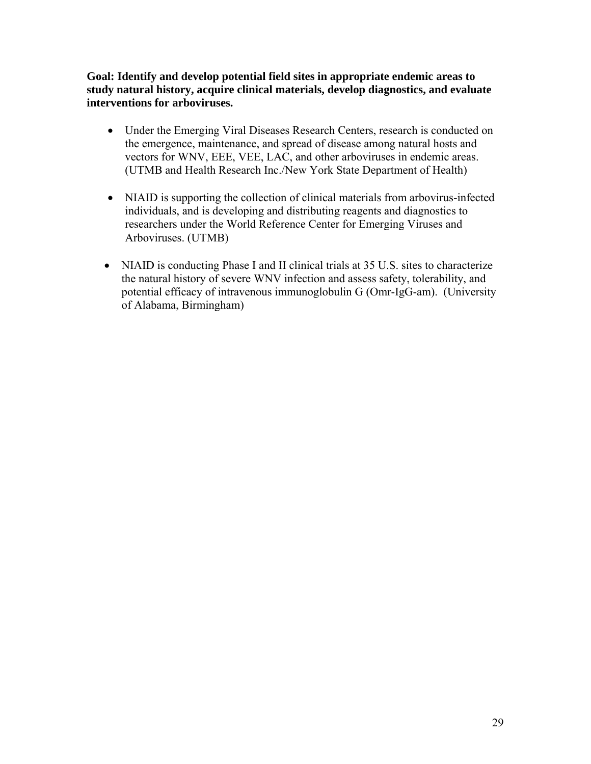**Goal: Identify and develop potential field sites in appropriate endemic areas to study natural history, acquire clinical materials, develop diagnostics, and evaluate interventions for arboviruses.**

- Under the Emerging Viral Diseases Research Centers, research is conducted on the emergence, maintenance, and spread of disease among natural hosts and vectors for WNV, EEE, VEE, LAC, and other arboviruses in endemic areas. (UTMB and Health Research Inc./New York State Department of Health)

- NIAID is supporting the collection of clinical materials from arbovirus-infected individuals, and is developing and distributing reagents and diagnostics to researchers under the World Reference Center for Emerging Viruses and Arboviruses. (UTMB)

- NIAID is conducting Phase I and II clinical trials at 35 U.S. sites to characterize the natural history of severe WNV infection and assess safety, tolerability, and potential efficacy of intravenous immunoglobulin G (Omr-IgG-am). (University of Alabama, Birmingham)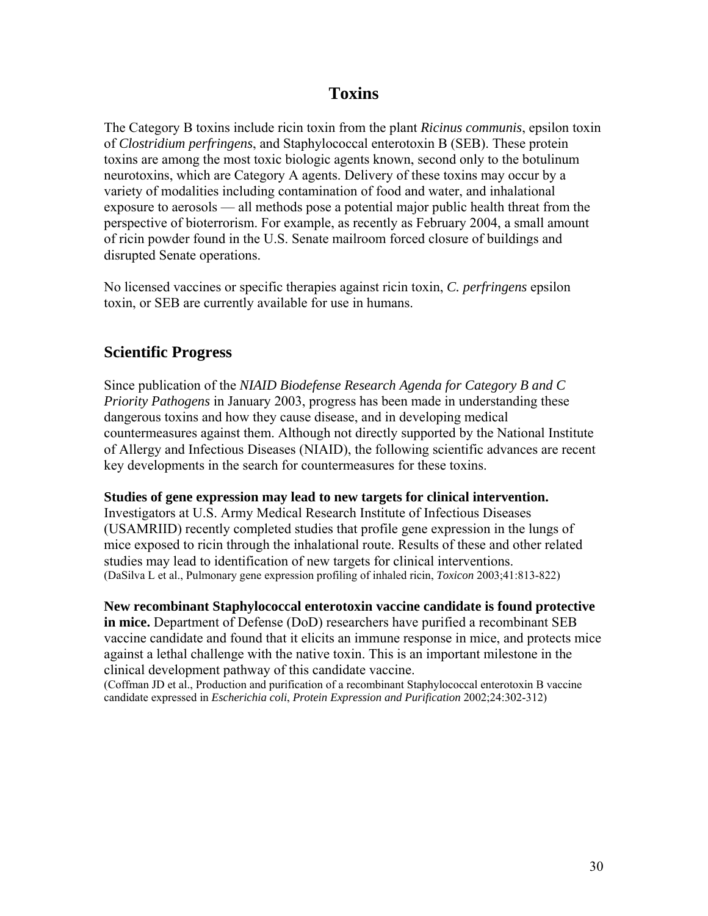# Toxins

The Category B toxins include ricin toxin from the plant *Ricinus communis*, epsilon toxin of *Clostridium perfringens*, and Staphylococcal enterotoxin B (SEB). These protein toxins are among the most toxic biologic agents known, second only to the botulinum neurotoxins, which are Category A agents. Delivery of these toxins may occur by a variety of modalities including contamination of food and water, and inhalational exposure to aerosols — all methods pose a potential major public health threat from the perspective of bioterrorism. For example, as recently as February 2004, a small amount of ricin powder found in the U.S. Senate mailroom forced closure of buildings and disrupted Senate operations.

No licensed vaccines or specific therapies against ricin toxin, *C. perfringens* epsilon toxin, or SEB are currently available for use in humans.

## Scientific Progress

Since publication of the *NIAID Biodefense Research Agenda for Category B and C Priority Pathogens* in January 2003, progress has been made in understanding these dangerous toxins and how they cause disease, and in developing medical countermeasures against them. Although not directly supported by the National Institute of Allergy and Infectious Diseases (NIAID), the following scientific advances are recent key developments in the search for countermeasures for these toxins.

**Studies of gene expression may lead to new targets for clinical intervention.** Investigators at U.S. Army Medical Research Institute of Infectious Diseases (USAMRIID) recently completed studies that profile gene expression in the lungs of mice exposed to ricin through the inhalational route. Results of these and other related studies may lead to identification of new targets for clinical interventions.
(DaSilva L et al., Pulmonary gene expression profiling of inhaled ricin, *Toxicon* 2003;41:813-822)

**New recombinant Staphylococcal enterotoxin vaccine candidate is found protective in mice.** Department of Defense (DoD) researchers have purified a recombinant SEB vaccine candidate and found that it elicits an immune response in mice, and protects mice against a lethal challenge with the native toxin. This is an important milestone in the clinical development pathway of this candidate vaccine.
(Coffman JD et al., Production and purification of a recombinant Staphylococcal enterotoxin B vaccine candidate expressed in *Escherichia coli*, *Protein Expression and Purification* 2002;24:302-312)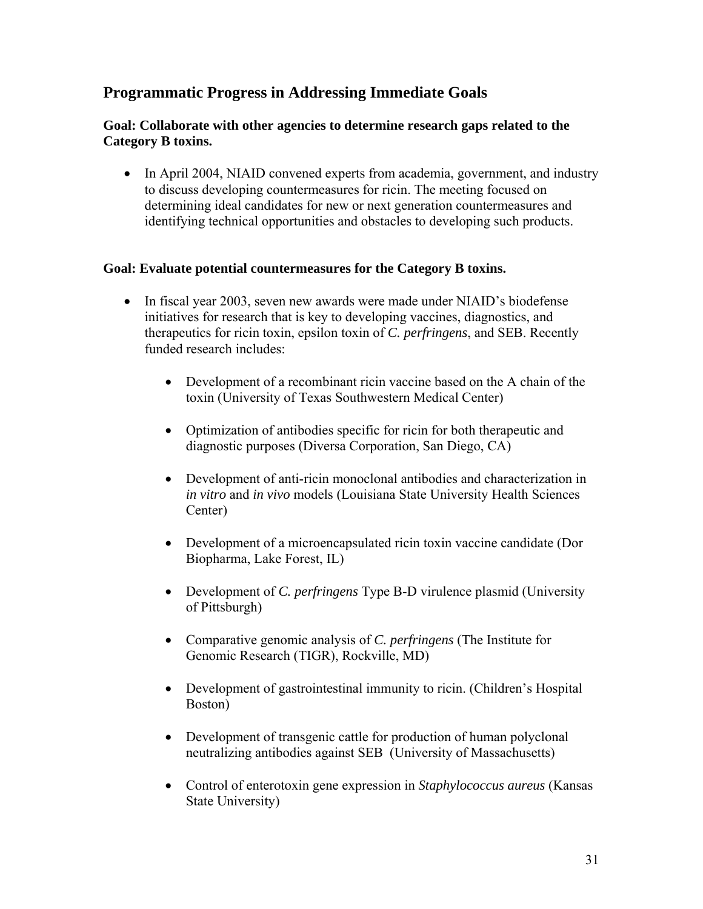## Programmatic Progress in Addressing Immediate Goals

### Goal: Collaborate with other agencies to determine research gaps related to the Category B toxins.

- In April 2004, NIAID convened experts from academia, government, and industry to discuss developing countermeasures for ricin. The meeting focused on determining ideal candidates for new or next generation countermeasures and identifying technical opportunities and obstacles to developing such products.

### Goal: Evaluate potential countermeasures for the Category B toxins.

- In fiscal year 2003, seven new awards were made under NIAID's biodefense initiatives for research that is key to developing vaccines, diagnostics, and therapeutics for ricin toxin, epsilon toxin of *C. perfringens*, and SEB. Recently funded research includes:

    - Development of a recombinant ricin vaccine based on the A chain of the toxin (University of Texas Southwestern Medical Center)

    - Optimization of antibodies specific for ricin for both therapeutic and diagnostic purposes (Diversa Corporation, San Diego, CA)

    - Development of anti-ricin monoclonal antibodies and characterization in *in vitro* and *in vivo* models (Louisiana State University Health Sciences Center)

    - Development of a microencapsulated ricin toxin vaccine candidate (Dor Biopharma, Lake Forest, IL)

    - Development of *C. perfringens* Type B-D virulence plasmid (University of Pittsburgh)

    - Comparative genomic analysis of *C. perfringens* (The Institute for Genomic Research (TIGR), Rockville, MD)

    - Development of gastrointestinal immunity to ricin. (Children's Hospital Boston)

    - Development of transgenic cattle for production of human polyclonal neutralizing antibodies against SEB (University of Massachusetts)

    - Control of enterotoxin gene expression in *Staphylococcus aureus* (Kansas State University)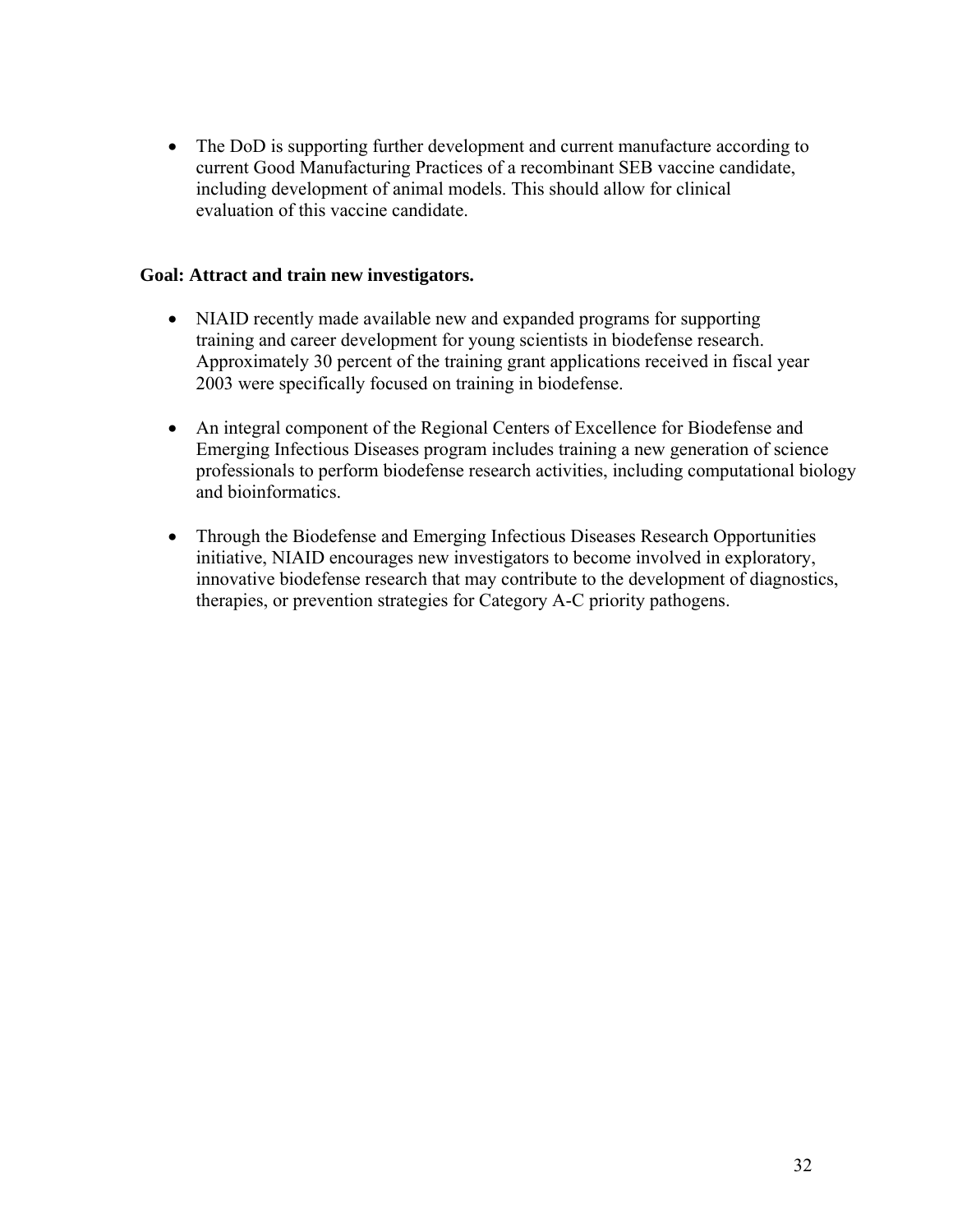- The DoD is supporting further development and current manufacture according to current Good Manufacturing Practices of a recombinant SEB vaccine candidate, including development of animal models. This should allow for clinical evaluation of this vaccine candidate.

**Goal: Attract and train new investigators.**

- NIAID recently made available new and expanded programs for supporting training and career development for young scientists in biodefense research. Approximately 30 percent of the training grant applications received in fiscal year 2003 were specifically focused on training in biodefense.
- An integral component of the Regional Centers of Excellence for Biodefense and Emerging Infectious Diseases program includes training a new generation of science professionals to perform biodefense research activities, including computational biology and bioinformatics.
- Through the Biodefense and Emerging Infectious Diseases Research Opportunities initiative, NIAID encourages new investigators to become involved in exploratory, innovative biodefense research that may contribute to the development of diagnostics, therapies, or prevention strategies for Category A-C priority pathogens.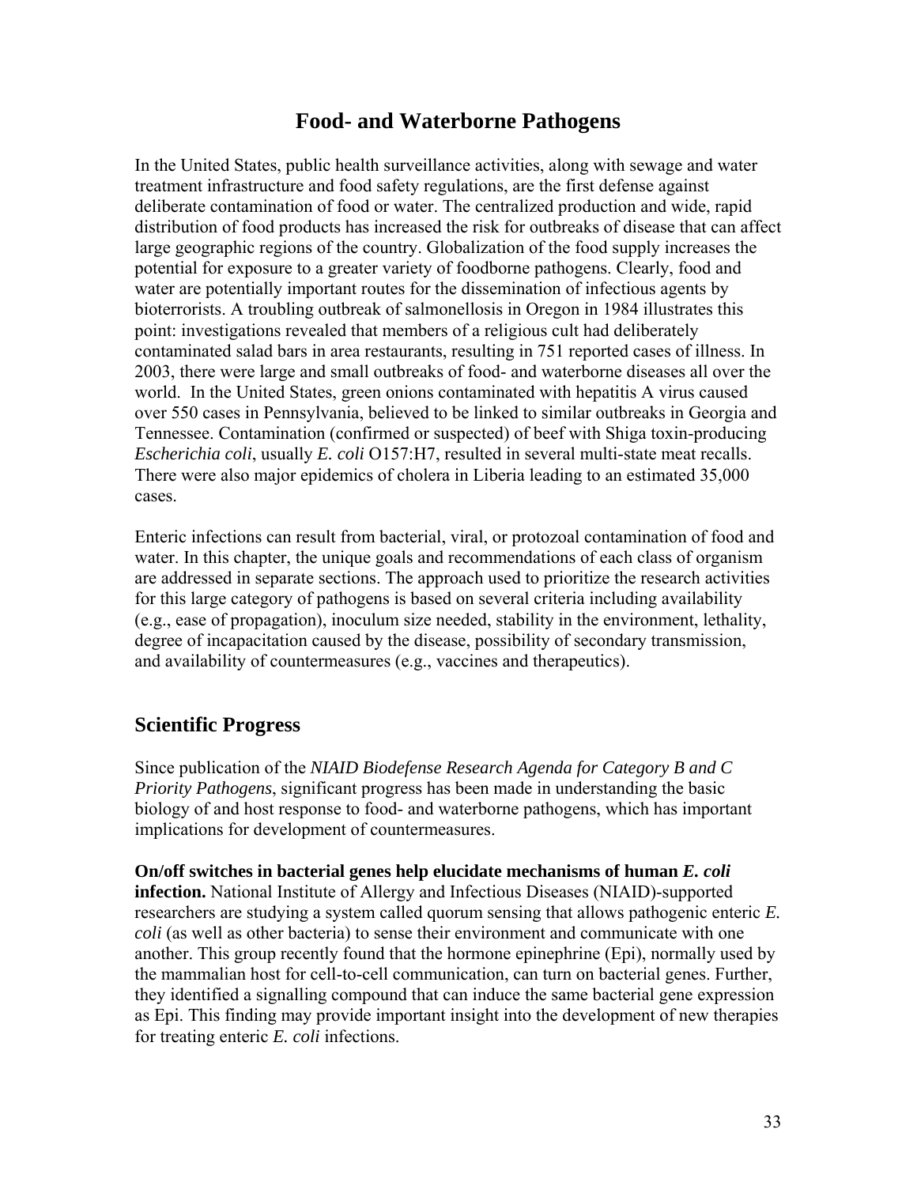# Food- and Waterborne Pathogens

In the United States, public health surveillance activities, along with sewage and water treatment infrastructure and food safety regulations, are the first defense against deliberate contamination of food or water. The centralized production and wide, rapid distribution of food products has increased the risk for outbreaks of disease that can affect large geographic regions of the country. Globalization of the food supply increases the potential for exposure to a greater variety of foodborne pathogens. Clearly, food and water are potentially important routes for the dissemination of infectious agents by bioterrorists. A troubling outbreak of salmonellosis in Oregon in 1984 illustrates this point: investigations revealed that members of a religious cult had deliberately contaminated salad bars in area restaurants, resulting in 751 reported cases of illness. In 2003, there were large and small outbreaks of food- and waterborne diseases all over the world. In the United States, green onions contaminated with hepatitis A virus caused over 550 cases in Pennsylvania, believed to be linked to similar outbreaks in Georgia and Tennessee. Contamination (confirmed or suspected) of beef with Shiga toxin-producing *Escherichia coli*, usually *E. coli* O157:H7, resulted in several multi-state meat recalls. There were also major epidemics of cholera in Liberia leading to an estimated 35,000 cases.

Enteric infections can result from bacterial, viral, or protozoal contamination of food and water. In this chapter, the unique goals and recommendations of each class of organism are addressed in separate sections. The approach used to prioritize the research activities for this large category of pathogens is based on several criteria including availability (e.g., ease of propagation), inoculum size needed, stability in the environment, lethality, degree of incapacitation caused by the disease, possibility of secondary transmission, and availability of countermeasures (e.g., vaccines and therapeutics).

## Scientific Progress

Since publication of the *NIAID Biodefense Research Agenda for Category B and C Priority Pathogens*, significant progress has been made in understanding the basic biology of and host response to food- and waterborne pathogens, which has important implications for development of countermeasures.

**On/off switches in bacterial genes help elucidate mechanisms of human *E. coli* infection.** National Institute of Allergy and Infectious Diseases (NIAID)-supported researchers are studying a system called quorum sensing that allows pathogenic enteric *E. coli* (as well as other bacteria) to sense their environment and communicate with one another. This group recently found that the hormone epinephrine (Epi), normally used by the mammalian host for cell-to-cell communication, can turn on bacterial genes. Further, they identified a signalling compound that can induce the same bacterial gene expression as Epi. This finding may provide important insight into the development of new therapies for treating enteric *E. coli* infections.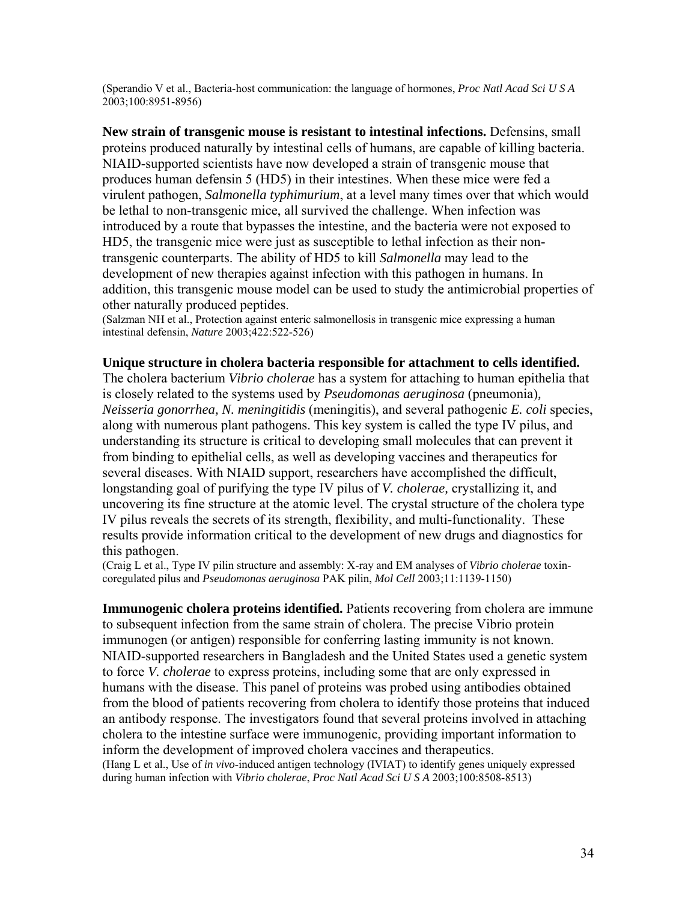(Sperandio V et al., Bacteria-host communication: the language of hormones, *Proc Natl Acad Sci U S A* 2003;100:8951-8956)

**New strain of transgenic mouse is resistant to intestinal infections.** Defensins, small proteins produced naturally by intestinal cells of humans, are capable of killing bacteria. NIAID-supported scientists have now developed a strain of transgenic mouse that produces human defensin 5 (HD5) in their intestines. When these mice were fed a virulent pathogen, *Salmonella typhimurium*, at a level many times over that which would be lethal to non-transgenic mice, all survived the challenge. When infection was introduced by a route that bypasses the intestine, and the bacteria were not exposed to HD5, the transgenic mice were just as susceptible to lethal infection as their non-transgenic counterparts. The ability of HD5 to kill *Salmonella* may lead to the development of new therapies against infection with this pathogen in humans. In addition, this transgenic mouse model can be used to study the antimicrobial properties of other naturally produced peptides.
(Salzman NH et al., Protection against enteric salmonellosis in transgenic mice expressing a human intestinal defensin, *Nature* 2003;422:522-526)

**Unique structure in cholera bacteria responsible for attachment to cells identified.** The cholera bacterium *Vibrio cholerae* has a system for attaching to human epithelia that is closely related to the systems used by *Pseudomonas aeruginosa* (pneumonia), *Neisseria gonorrhea, N. meningitidis* (meningitis), and several pathogenic *E. coli* species, along with numerous plant pathogens. This key system is called the type IV pilus, and understanding its structure is critical to developing small molecules that can prevent it from binding to epithelial cells, as well as developing vaccines and therapeutics for several diseases. With NIAID support, researchers have accomplished the difficult, longstanding goal of purifying the type IV pilus of *V. cholerae,* crystallizing it, and uncovering its fine structure at the atomic level. The crystal structure of the cholera type IV pilus reveals the secrets of its strength, flexibility, and multi-functionality. These results provide information critical to the development of new drugs and diagnostics for this pathogen.
(Craig L et al., Type IV pilin structure and assembly: X-ray and EM analyses of *Vibrio cholerae* toxin-coregulated pilus and *Pseudomonas aeruginosa* PAK pilin, *Mol Cell* 2003;11:1139-1150)

**Immunogenic cholera proteins identified.** Patients recovering from cholera are immune to subsequent infection from the same strain of cholera. The precise Vibrio protein immunogen (or antigen) responsible for conferring lasting immunity is not known. NIAID-supported researchers in Bangladesh and the United States used a genetic system to force *V. cholerae* to express proteins, including some that are only expressed in humans with the disease. This panel of proteins was probed using antibodies obtained from the blood of patients recovering from cholera to identify those proteins that induced an antibody response. The investigators found that several proteins involved in attaching cholera to the intestine surface were immunogenic, providing important information to inform the development of improved cholera vaccines and therapeutics.
(Hang L et al., Use of *in vivo*-induced antigen technology (IVIAT) to identify genes uniquely expressed during human infection with *Vibrio cholerae*, *Proc Natl Acad Sci U S A* 2003;100:8508-8513)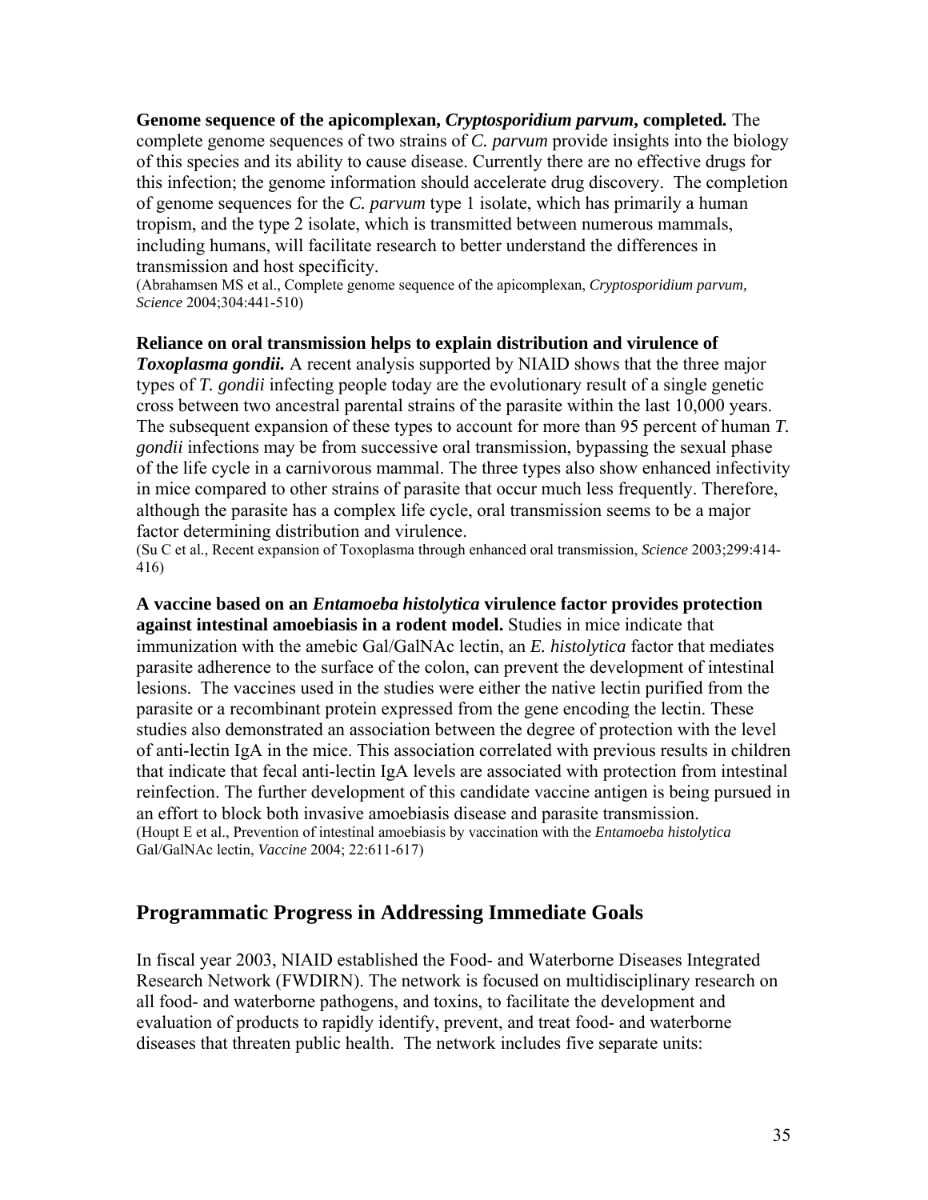**Genome sequence of the apicomplexan, *Cryptosporidium parvum*, completed.** The complete genome sequences of two strains of *C. parvum* provide insights into the biology of this species and its ability to cause disease. Currently there are no effective drugs for this infection; the genome information should accelerate drug discovery. The completion of genome sequences for the *C. parvum* type 1 isolate, which has primarily a human tropism, and the type 2 isolate, which is transmitted between numerous mammals, including humans, will facilitate research to better understand the differences in transmission and host specificity.
(Abrahamsen MS et al., Complete genome sequence of the apicomplexan, *Cryptosporidium parvum, Science* 2004;304:441-510)

**Reliance on oral transmission helps to explain distribution and virulence of *Toxoplasma gondii.*** A recent analysis supported by NIAID shows that the three major types of *T. gondii* infecting people today are the evolutionary result of a single genetic cross between two ancestral parental strains of the parasite within the last 10,000 years. The subsequent expansion of these types to account for more than 95 percent of human *T. gondii* infections may be from successive oral transmission, bypassing the sexual phase of the life cycle in a carnivorous mammal. The three types also show enhanced infectivity in mice compared to other strains of parasite that occur much less frequently. Therefore, although the parasite has a complex life cycle, oral transmission seems to be a major factor determining distribution and virulence.
(Su C et al., Recent expansion of Toxoplasma through enhanced oral transmission, *Science* 2003;299:414-416)

**A vaccine based on an *Entamoeba histolytica* virulence factor provides protection against intestinal amoebiasis in a rodent model.** Studies in mice indicate that immunization with the amebic Gal/GalNAc lectin, an *E. histolytica* factor that mediates parasite adherence to the surface of the colon, can prevent the development of intestinal lesions. The vaccines used in the studies were either the native lectin purified from the parasite or a recombinant protein expressed from the gene encoding the lectin. These studies also demonstrated an association between the degree of protection with the level of anti-lectin IgA in the mice. This association correlated with previous results in children that indicate that fecal anti-lectin IgA levels are associated with protection from intestinal reinfection. The further development of this candidate vaccine antigen is being pursued in an effort to block both invasive amoebiasis disease and parasite transmission.
(Houpt E et al., Prevention of intestinal amoebiasis by vaccination with the *Entamoeba histolytica* Gal/GalNAc lectin, *Vaccine* 2004; 22:611-617)

## Programmatic Progress in Addressing Immediate Goals

In fiscal year 2003, NIAID established the Food- and Waterborne Diseases Integrated Research Network (FWDIRN). The network is focused on multidisciplinary research on all food- and waterborne pathogens, and toxins, to facilitate the development and evaluation of products to rapidly identify, prevent, and treat food- and waterborne diseases that threaten public health. The network includes five separate units: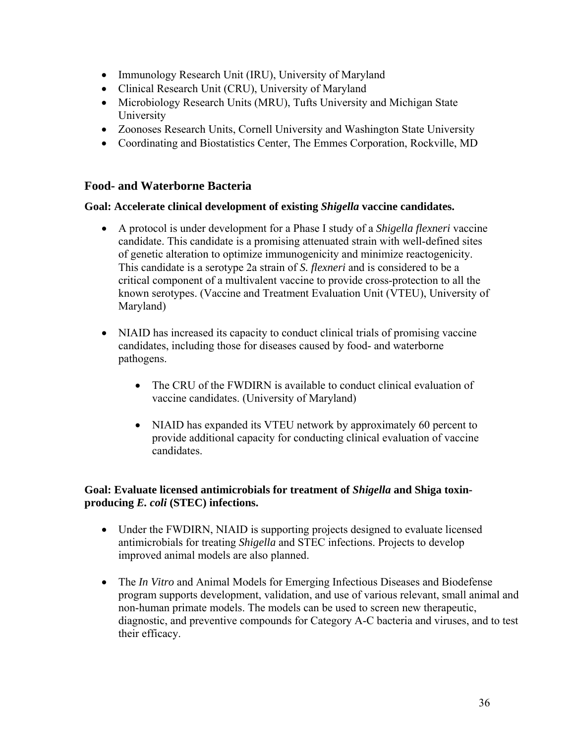- Immunology Research Unit (IRU), University of Maryland
- Clinical Research Unit (CRU), University of Maryland
- Microbiology Research Units (MRU), Tufts University and Michigan State University
- Zoonoses Research Units, Cornell University and Washington State University
- Coordinating and Biostatistics Center, The Emmes Corporation, Rockville, MD

## Food- and Waterborne Bacteria

**Goal: Accelerate clinical development of existing *Shigella* vaccine candidates.**

- A protocol is under development for a Phase I study of a *Shigella flexneri* vaccine candidate. This candidate is a promising attenuated strain with well-defined sites of genetic alteration to optimize immunogenicity and minimize reactogenicity. This candidate is a serotype 2a strain of *S. flexneri* and is considered to be a critical component of a multivalent vaccine to provide cross-protection to all the known serotypes. (Vaccine and Treatment Evaluation Unit (VTEU), University of Maryland)

- NIAID has increased its capacity to conduct clinical trials of promising vaccine candidates, including those for diseases caused by food- and waterborne pathogens.

  - The CRU of the FWDIRN is available to conduct clinical evaluation of vaccine candidates. (University of Maryland)

  - NIAID has expanded its VTEU network by approximately 60 percent to provide additional capacity for conducting clinical evaluation of vaccine candidates.

**Goal: Evaluate licensed antimicrobials for treatment of *Shigella* and Shiga toxin-producing *E. coli* (STEC) infections.**

- Under the FWDIRN, NIAID is supporting projects designed to evaluate licensed antimicrobials for treating *Shigella* and STEC infections. Projects to develop improved animal models are also planned.

- The *In Vitro* and Animal Models for Emerging Infectious Diseases and Biodefense program supports development, validation, and use of various relevant, small animal and non-human primate models. The models can be used to screen new therapeutic, diagnostic, and preventive compounds for Category A-C bacteria and viruses, and to test their efficacy.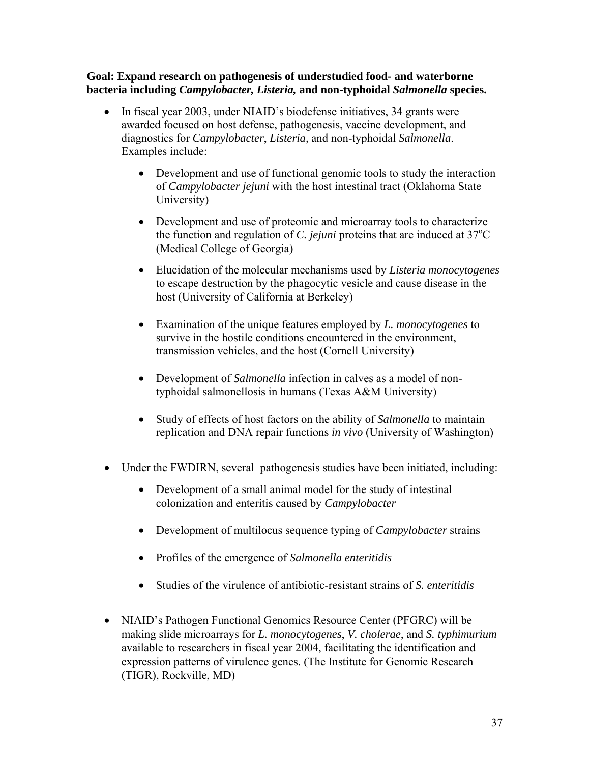**Goal: Expand research on pathogenesis of understudied food- and waterborne bacteria including *Campylobacter, Listeria,* and non-typhoidal *Salmonella* species.**

- In fiscal year 2003, under NIAID's biodefense initiatives, 34 grants were awarded focused on host defense, pathogenesis, vaccine development, and diagnostics for *Campylobacter*, *Listeria,* and non-typhoidal *Salmonella*. Examples include:

  - Development and use of functional genomic tools to study the interaction of *Campylobacter jejuni* with the host intestinal tract (Oklahoma State University)

  - Development and use of proteomic and microarray tools to characterize the function and regulation of *C. jejuni* proteins that are induced at 37$^{o}$C (Medical College of Georgia)

  - Elucidation of the molecular mechanisms used by *Listeria monocytogenes* to escape destruction by the phagocytic vesicle and cause disease in the host (University of California at Berkeley)

  - Examination of the unique features employed by *L. monocytogenes* to survive in the hostile conditions encountered in the environment, transmission vehicles, and the host (Cornell University)

  - Development of *Salmonella* infection in calves as a model of non-typhoidal salmonellosis in humans (Texas A&M University)

  - Study of effects of host factors on the ability of *Salmonella* to maintain replication and DNA repair functions *in vivo* (University of Washington)

- Under the FWDIRN, several pathogenesis studies have been initiated, including:

  - Development of a small animal model for the study of intestinal colonization and enteritis caused by *Campylobacter*

  - Development of multilocus sequence typing of *Campylobacter* strains

  - Profiles of the emergence of *Salmonella enteritidis*

  - Studies of the virulence of antibiotic-resistant strains of *S. enteritidis*

- NIAID's Pathogen Functional Genomics Resource Center (PFGRC) will be making slide microarrays for *L. monocytogenes*, *V. cholerae*, and *S. typhimurium* available to researchers in fiscal year 2004, facilitating the identification and expression patterns of virulence genes. (The Institute for Genomic Research (TIGR), Rockville, MD)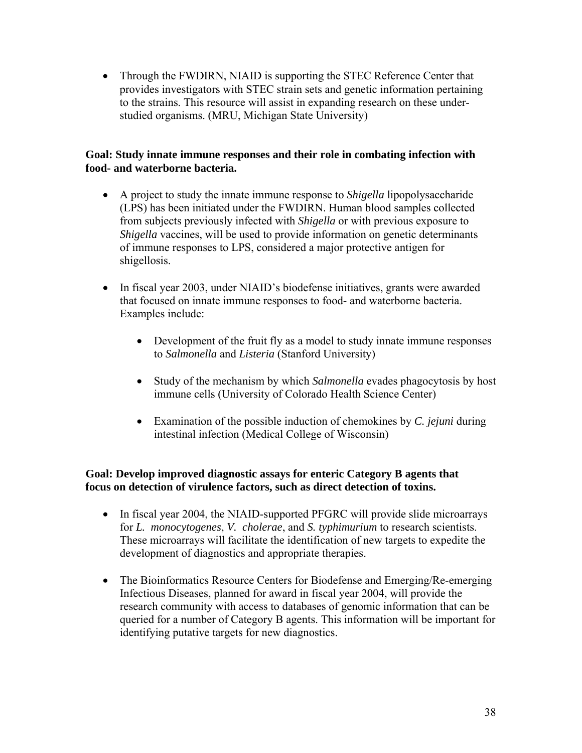- Through the FWDIRN, NIAID is supporting the STEC Reference Center that provides investigators with STEC strain sets and genetic information pertaining to the strains. This resource will assist in expanding research on these under-studied organisms. (MRU, Michigan State University)

**Goal: Study innate immune responses and their role in combating infection with food- and waterborne bacteria.**

- A project to study the innate immune response to *Shigella* lipopolysaccharide (LPS) has been initiated under the FWDIRN. Human blood samples collected from subjects previously infected with *Shigella* or with previous exposure to *Shigella* vaccines, will be used to provide information on genetic determinants of immune responses to LPS, considered a major protective antigen for shigellosis.

- In fiscal year 2003, under NIAID's biodefense initiatives, grants were awarded that focused on innate immune responses to food- and waterborne bacteria. Examples include:

  - Development of the fruit fly as a model to study innate immune responses to *Salmonella* and *Listeria* (Stanford University)

  - Study of the mechanism by which *Salmonella* evades phagocytosis by host immune cells (University of Colorado Health Science Center)

  - Examination of the possible induction of chemokines by *C. jejuni* during intestinal infection (Medical College of Wisconsin)

**Goal: Develop improved diagnostic assays for enteric Category B agents that focus on detection of virulence factors, such as direct detection of toxins.**

- In fiscal year 2004, the NIAID-supported PFGRC will provide slide microarrays for *L. monocytogenes*, *V. cholerae*, and *S. typhimurium* to research scientists. These microarrays will facilitate the identification of new targets to expedite the development of diagnostics and appropriate therapies.

- The Bioinformatics Resource Centers for Biodefense and Emerging/Re-emerging Infectious Diseases, planned for award in fiscal year 2004, will provide the research community with access to databases of genomic information that can be queried for a number of Category B agents. This information will be important for identifying putative targets for new diagnostics.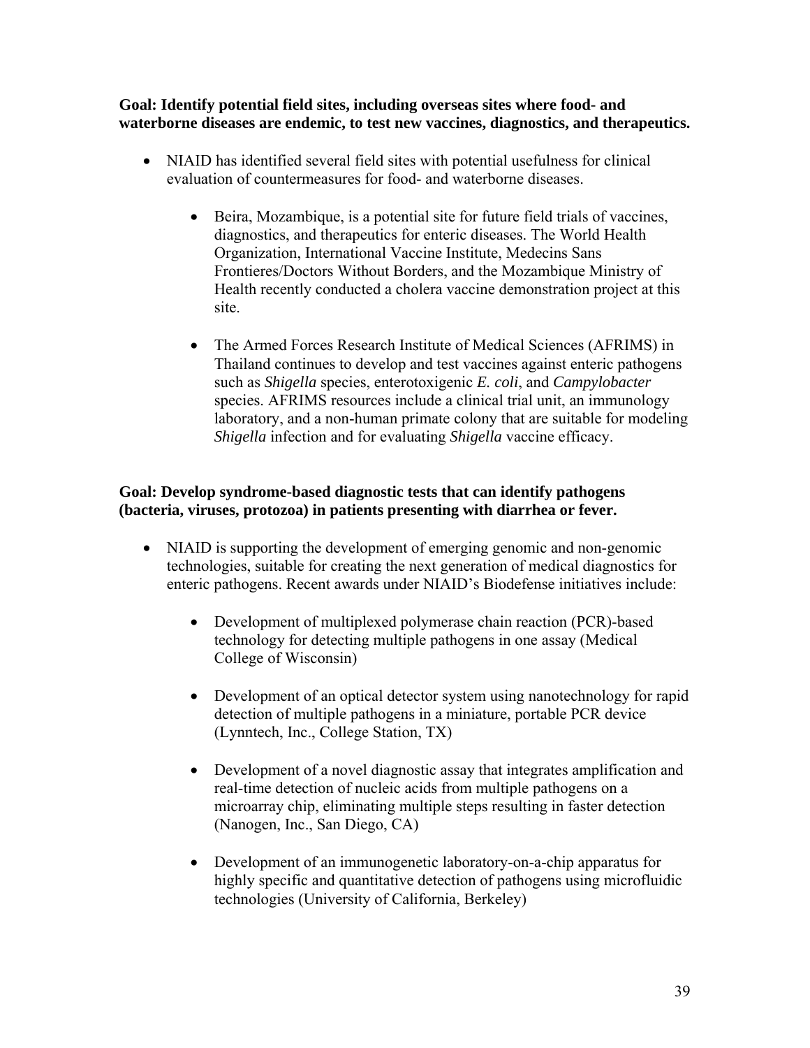**Goal: Identify potential field sites, including overseas sites where food- and waterborne diseases are endemic, to test new vaccines, diagnostics, and therapeutics.**

- NIAID has identified several field sites with potential usefulness for clinical evaluation of countermeasures for food- and waterborne diseases.

    - Beira, Mozambique, is a potential site for future field trials of vaccines, diagnostics, and therapeutics for enteric diseases. The World Health Organization, International Vaccine Institute, Medecins Sans Frontieres/Doctors Without Borders, and the Mozambique Ministry of Health recently conducted a cholera vaccine demonstration project at this site.

    - The Armed Forces Research Institute of Medical Sciences (AFRIMS) in Thailand continues to develop and test vaccines against enteric pathogens such as *Shigella* species, enterotoxigenic *E. coli*, and *Campylobacter* species. AFRIMS resources include a clinical trial unit, an immunology laboratory, and a non-human primate colony that are suitable for modeling *Shigella* infection and for evaluating *Shigella* vaccine efficacy.

**Goal: Develop syndrome-based diagnostic tests that can identify pathogens (bacteria, viruses, protozoa) in patients presenting with diarrhea or fever.**

- NIAID is supporting the development of emerging genomic and non-genomic technologies, suitable for creating the next generation of medical diagnostics for enteric pathogens. Recent awards under NIAID's Biodefense initiatives include:

    - Development of multiplexed polymerase chain reaction (PCR)-based technology for detecting multiple pathogens in one assay (Medical College of Wisconsin)

    - Development of an optical detector system using nanotechnology for rapid detection of multiple pathogens in a miniature, portable PCR device (Lynntech, Inc., College Station, TX)

    - Development of a novel diagnostic assay that integrates amplification and real-time detection of nucleic acids from multiple pathogens on a microarray chip, eliminating multiple steps resulting in faster detection (Nanogen, Inc., San Diego, CA)

    - Development of an immunogenetic laboratory-on-a-chip apparatus for highly specific and quantitative detection of pathogens using microfluidic technologies (University of California, Berkeley)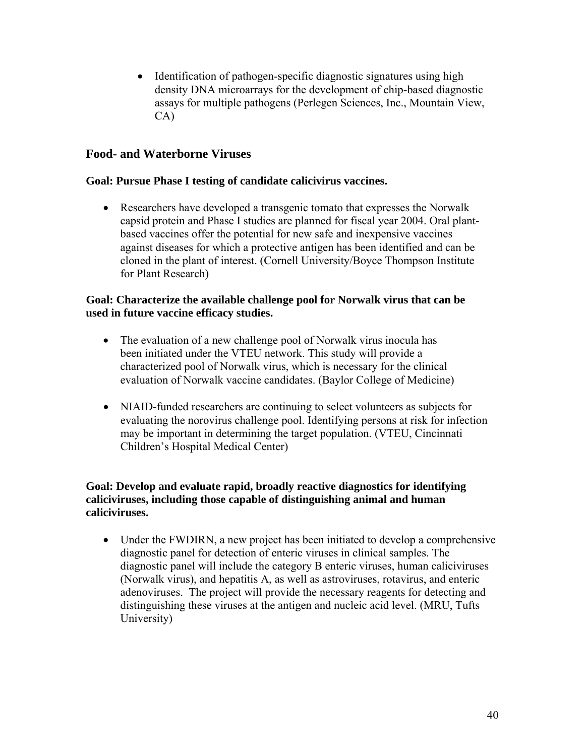- Identification of pathogen-specific diagnostic signatures using high density DNA microarrays for the development of chip-based diagnostic assays for multiple pathogens (Perlegen Sciences, Inc., Mountain View, CA)

## Food- and Waterborne Viruses

**Goal: Pursue Phase I testing of candidate calicivirus vaccines.**

- Researchers have developed a transgenic tomato that expresses the Norwalk capsid protein and Phase I studies are planned for fiscal year 2004. Oral plant-based vaccines offer the potential for new safe and inexpensive vaccines against diseases for which a protective antigen has been identified and can be cloned in the plant of interest. (Cornell University/Boyce Thompson Institute for Plant Research)

**Goal: Characterize the available challenge pool for Norwalk virus that can be used in future vaccine efficacy studies.**

- The evaluation of a new challenge pool of Norwalk virus inocula has been initiated under the VTEU network. This study will provide a characterized pool of Norwalk virus, which is necessary for the clinical evaluation of Norwalk vaccine candidates. (Baylor College of Medicine)
- NIAID-funded researchers are continuing to select volunteers as subjects for evaluating the norovirus challenge pool. Identifying persons at risk for infection may be important in determining the target population. (VTEU, Cincinnati Children's Hospital Medical Center)

**Goal: Develop and evaluate rapid, broadly reactive diagnostics for identifying caliciviruses, including those capable of distinguishing animal and human caliciviruses.**

- Under the FWDIRN, a new project has been initiated to develop a comprehensive diagnostic panel for detection of enteric viruses in clinical samples. The diagnostic panel will include the category B enteric viruses, human caliciviruses (Norwalk virus), and hepatitis A, as well as astroviruses, rotavirus, and enteric adenoviruses. The project will provide the necessary reagents for detecting and distinguishing these viruses at the antigen and nucleic acid level. (MRU, Tufts University)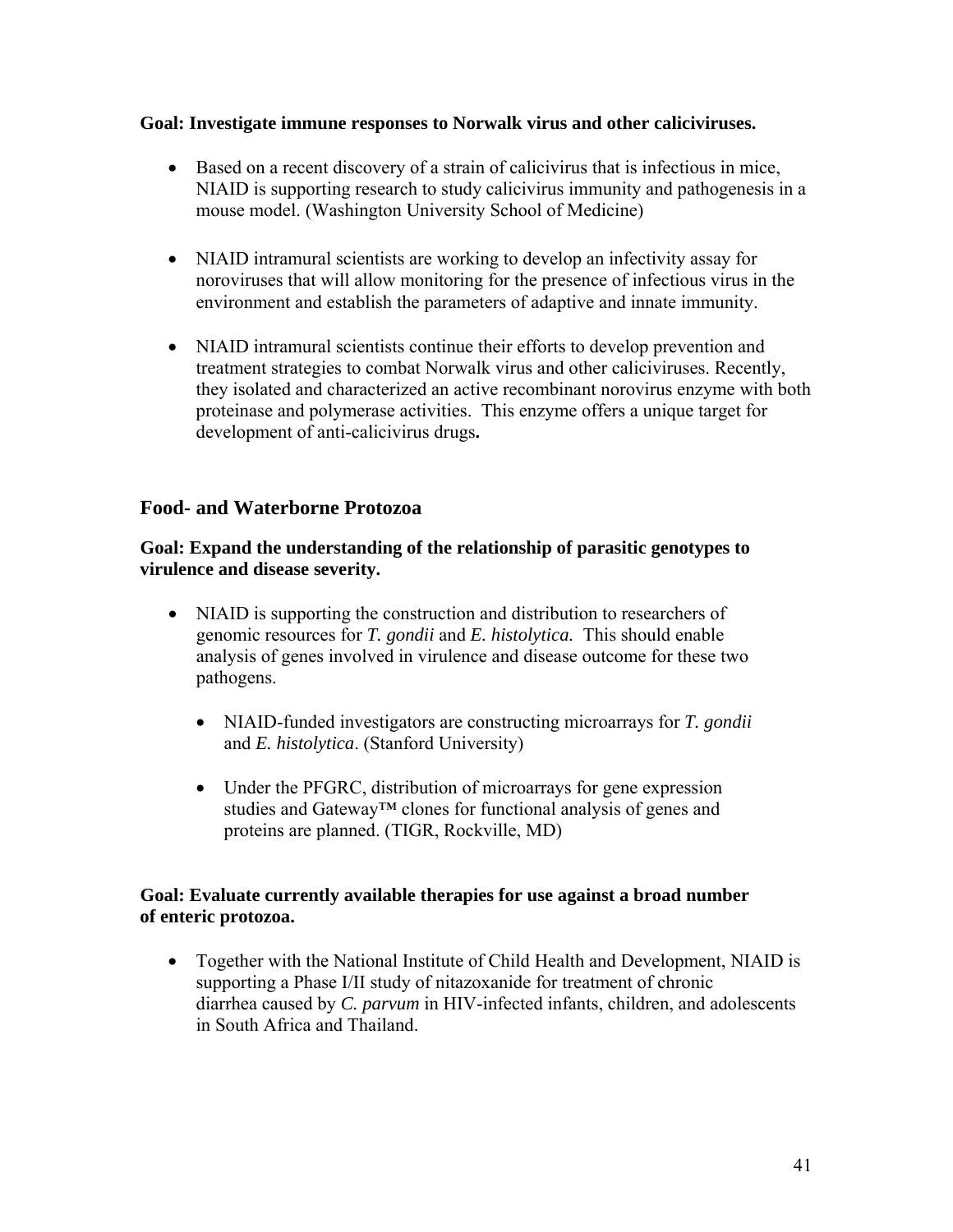**Goal: Investigate immune responses to Norwalk virus and other caliciviruses.**

- Based on a recent discovery of a strain of calicivirus that is infectious in mice, NIAID is supporting research to study calicivirus immunity and pathogenesis in a mouse model. (Washington University School of Medicine)

- NIAID intramural scientists are working to develop an infectivity assay for noroviruses that will allow monitoring for the presence of infectious virus in the environment and establish the parameters of adaptive and innate immunity.

- NIAID intramural scientists continue their efforts to develop prevention and treatment strategies to combat Norwalk virus and other caliciviruses. Recently, they isolated and characterized an active recombinant norovirus enzyme with both proteinase and polymerase activities. This enzyme offers a unique target for development of anti-calicivirus drugs**.**

## Food- and Waterborne Protozoa

**Goal: Expand the understanding of the relationship of parasitic genotypes to virulence and disease severity.**

- NIAID is supporting the construction and distribution to researchers of genomic resources for *T. gondii* and *E. histolytica.* This should enable analysis of genes involved in virulence and disease outcome for these two pathogens.

  - NIAID-funded investigators are constructing microarrays for *T. gondii* and *E. histolytica*. (Stanford University)

  - Under the PFGRC, distribution of microarrays for gene expression studies and Gateway™ clones for functional analysis of genes and proteins are planned. (TIGR, Rockville, MD)

**Goal: Evaluate currently available therapies for use against a broad number of enteric protozoa.**

- Together with the National Institute of Child Health and Development, NIAID is supporting a Phase I/II study of nitazoxanide for treatment of chronic diarrhea caused by *C. parvum* in HIV-infected infants, children, and adolescents in South Africa and Thailand.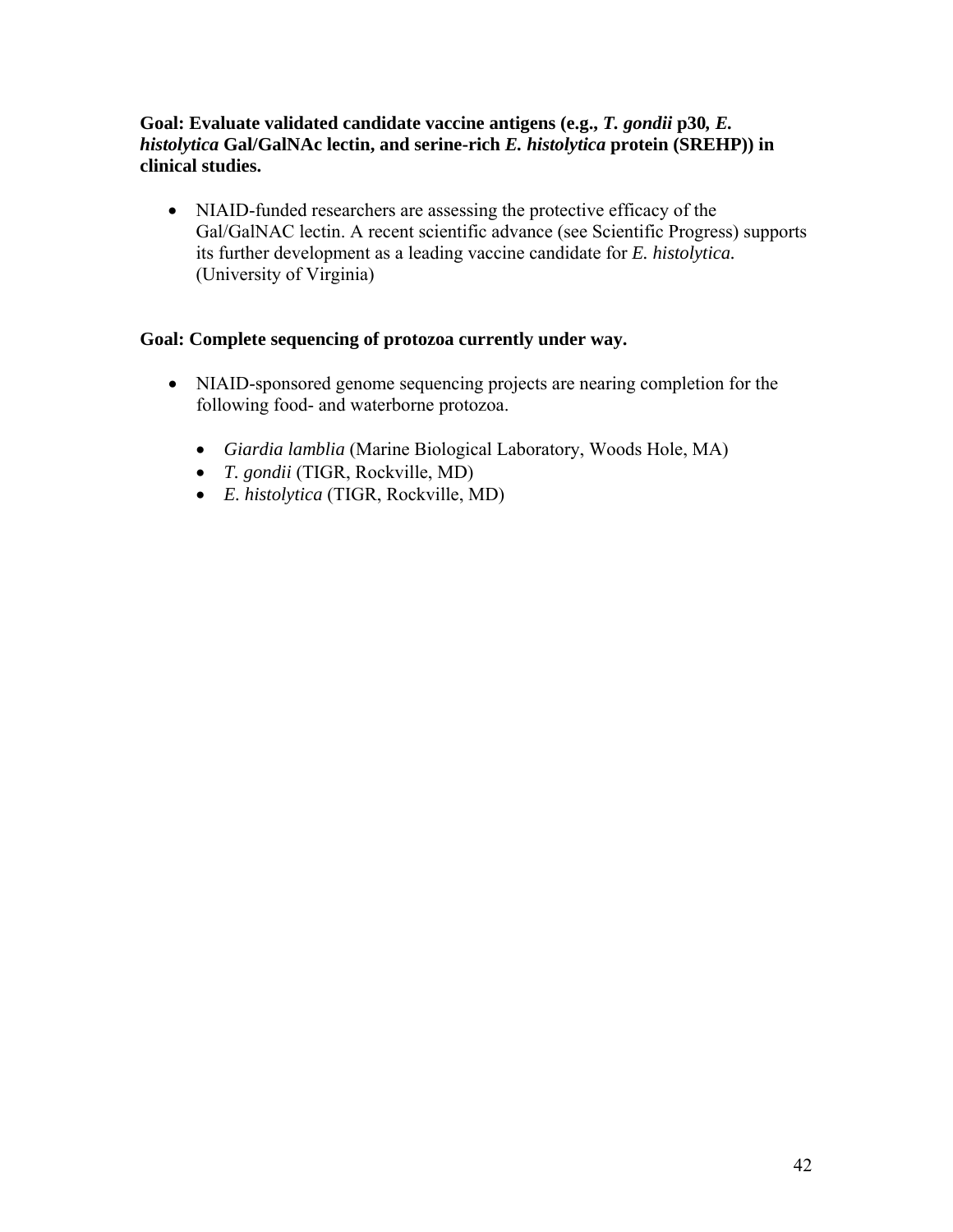**Goal: Evaluate validated candidate vaccine antigens (e.g., *T. gondii* p30, *E. histolytica* Gal/GalNAc lectin, and serine-rich *E. histolytica* protein (SREHP)) in clinical studies.**

- NIAID-funded researchers are assessing the protective efficacy of the Gal/GalNAC lectin. A recent scientific advance (see Scientific Progress) supports its further development as a leading vaccine candidate for *E. histolytica.* (University of Virginia)

**Goal: Complete sequencing of protozoa currently under way.**

- NIAID-sponsored genome sequencing projects are nearing completion for the following food- and waterborne protozoa.
    - *Giardia lamblia* (Marine Biological Laboratory, Woods Hole, MA)
    - *T. gondii* (TIGR, Rockville, MD)
    - *E. histolytica* (TIGR, Rockville, MD)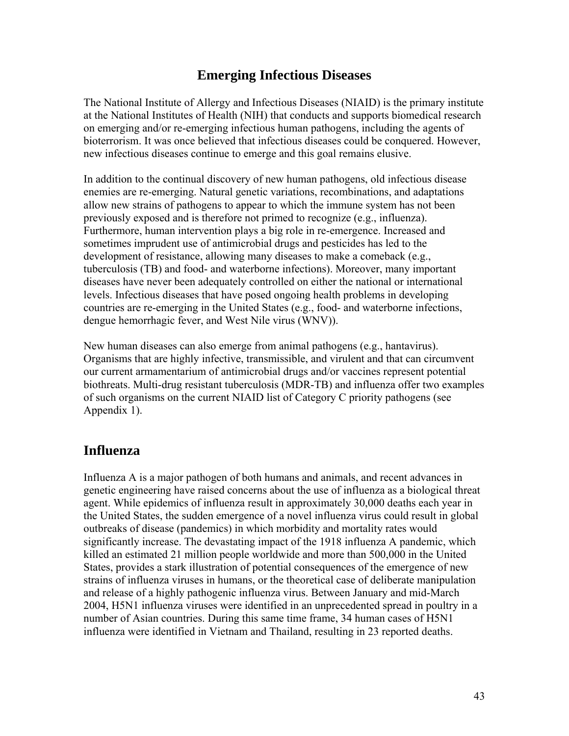# Emerging Infectious Diseases

The National Institute of Allergy and Infectious Diseases (NIAID) is the primary institute at the National Institutes of Health (NIH) that conducts and supports biomedical research on emerging and/or re-emerging infectious human pathogens, including the agents of bioterrorism. It was once believed that infectious diseases could be conquered. However, new infectious diseases continue to emerge and this goal remains elusive.

In addition to the continual discovery of new human pathogens, old infectious disease enemies are re-emerging. Natural genetic variations, recombinations, and adaptations allow new strains of pathogens to appear to which the immune system has not been previously exposed and is therefore not primed to recognize (e.g., influenza). Furthermore, human intervention plays a big role in re-emergence. Increased and sometimes imprudent use of antimicrobial drugs and pesticides has led to the development of resistance, allowing many diseases to make a comeback (e.g., tuberculosis (TB) and food- and waterborne infections). Moreover, many important diseases have never been adequately controlled on either the national or international levels. Infectious diseases that have posed ongoing health problems in developing countries are re-emerging in the United States (e.g., food- and waterborne infections, dengue hemorrhagic fever, and West Nile virus (WNV)).

New human diseases can also emerge from animal pathogens (e.g., hantavirus). Organisms that are highly infective, transmissible, and virulent and that can circumvent our current armamentarium of antimicrobial drugs and/or vaccines represent potential biothreats. Multi-drug resistant tuberculosis (MDR-TB) and influenza offer two examples of such organisms on the current NIAID list of Category C priority pathogens (see Appendix 1).

## Influenza

Influenza A is a major pathogen of both humans and animals, and recent advances in genetic engineering have raised concerns about the use of influenza as a biological threat agent. While epidemics of influenza result in approximately 30,000 deaths each year in the United States, the sudden emergence of a novel influenza virus could result in global outbreaks of disease (pandemics) in which morbidity and mortality rates would significantly increase. The devastating impact of the 1918 influenza A pandemic, which killed an estimated 21 million people worldwide and more than 500,000 in the United States, provides a stark illustration of potential consequences of the emergence of new strains of influenza viruses in humans, or the theoretical case of deliberate manipulation and release of a highly pathogenic influenza virus. Between January and mid-March 2004, H5N1 influenza viruses were identified in an unprecedented spread in poultry in a number of Asian countries. During this same time frame, 34 human cases of H5N1 influenza were identified in Vietnam and Thailand, resulting in 23 reported deaths.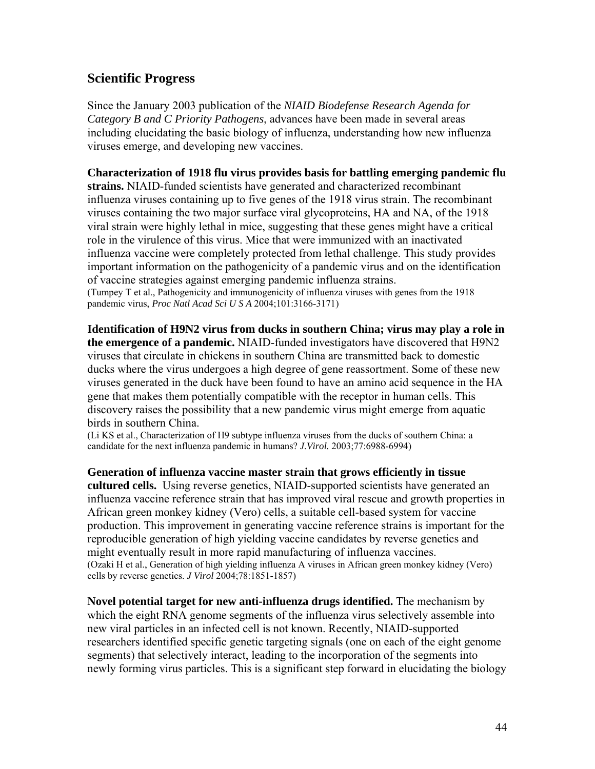## Scientific Progress

Since the January 2003 publication of the *NIAID Biodefense Research Agenda for Category B and C Priority Pathogens*, advances have been made in several areas including elucidating the basic biology of influenza, understanding how new influenza viruses emerge, and developing new vaccines.

**Characterization of 1918 flu virus provides basis for battling emerging pandemic flu strains.** NIAID-funded scientists have generated and characterized recombinant influenza viruses containing up to five genes of the 1918 virus strain. The recombinant viruses containing the two major surface viral glycoproteins, HA and NA, of the 1918 viral strain were highly lethal in mice, suggesting that these genes might have a critical role in the virulence of this virus. Mice that were immunized with an inactivated influenza vaccine were completely protected from lethal challenge. This study provides important information on the pathogenicity of a pandemic virus and on the identification of vaccine strategies against emerging pandemic influenza strains.
(Tumpey T et al., Pathogenicity and immunogenicity of influenza viruses with genes from the 1918 pandemic virus, *Proc Natl Acad Sci U S A* 2004;101:3166-3171)

**Identification of H9N2 virus from ducks in southern China; virus may play a role in the emergence of a pandemic.** NIAID-funded investigators have discovered that H9N2 viruses that circulate in chickens in southern China are transmitted back to domestic ducks where the virus undergoes a high degree of gene reassortment. Some of these new viruses generated in the duck have been found to have an amino acid sequence in the HA gene that makes them potentially compatible with the receptor in human cells. This discovery raises the possibility that a new pandemic virus might emerge from aquatic birds in southern China.
(Li KS et al., Characterization of H9 subtype influenza viruses from the ducks of southern China: a candidate for the next influenza pandemic in humans? *J.Virol.* 2003;77:6988-6994)

**Generation of influenza vaccine master strain that grows efficiently in tissue cultured cells.** Using reverse genetics, NIAID-supported scientists have generated an influenza vaccine reference strain that has improved viral rescue and growth properties in African green monkey kidney (Vero) cells, a suitable cell-based system for vaccine production. This improvement in generating vaccine reference strains is important for the reproducible generation of high yielding vaccine candidates by reverse genetics and might eventually result in more rapid manufacturing of influenza vaccines.
(Ozaki H et al., Generation of high yielding influenza A viruses in African green monkey kidney (Vero) cells by reverse genetics. *J Virol* 2004;78:1851-1857)

**Novel potential target for new anti-influenza drugs identified.** The mechanism by which the eight RNA genome segments of the influenza virus selectively assemble into new viral particles in an infected cell is not known. Recently, NIAID-supported researchers identified specific genetic targeting signals (one on each of the eight genome segments) that selectively interact, leading to the incorporation of the segments into newly forming virus particles. This is a significant step forward in elucidating the biology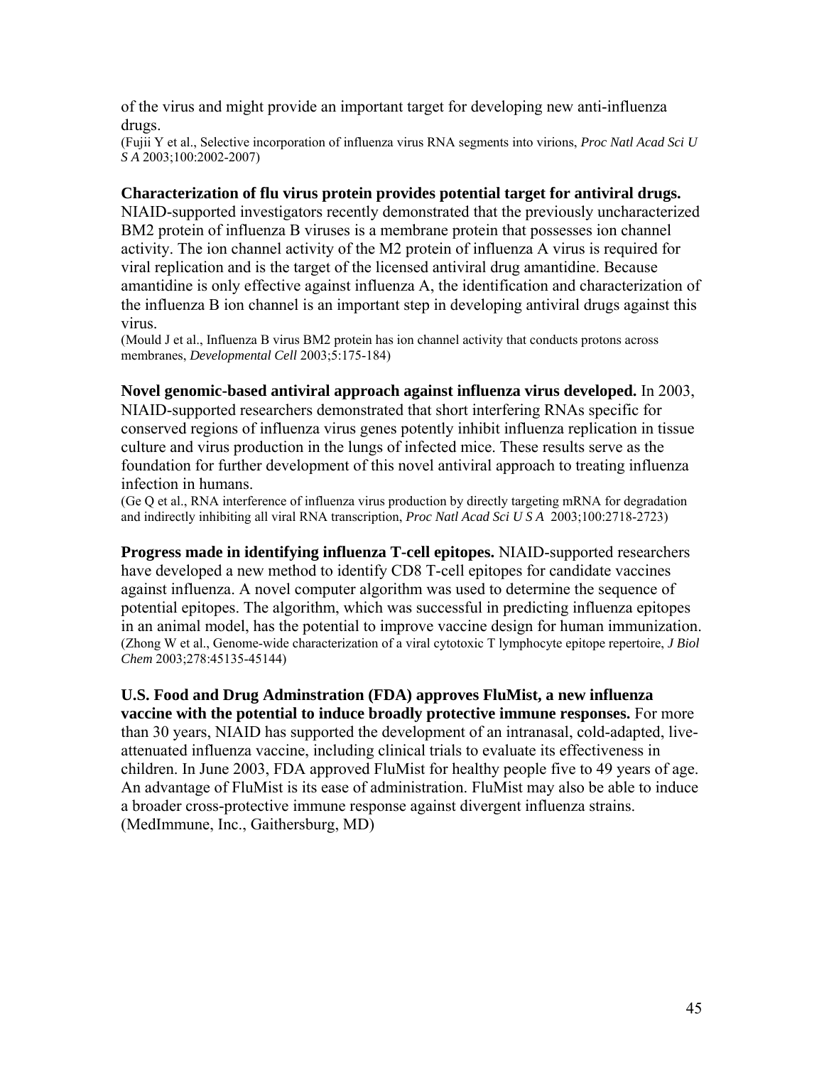of the virus and might provide an important target for developing new anti-influenza drugs.
(Fujii Y et al., Selective incorporation of influenza virus RNA segments into virions, *Proc Natl Acad Sci U S A* 2003;100:2002-2007)

**Characterization of flu virus protein provides potential target for antiviral drugs.** NIAID-supported investigators recently demonstrated that the previously uncharacterized BM2 protein of influenza B viruses is a membrane protein that possesses ion channel activity. The ion channel activity of the M2 protein of influenza A virus is required for viral replication and is the target of the licensed antiviral drug amantidine. Because amantidine is only effective against influenza A, the identification and characterization of the influenza B ion channel is an important step in developing antiviral drugs against this virus.
(Mould J et al., Influenza B virus BM2 protein has ion channel activity that conducts protons across membranes, *Developmental Cell* 2003;5:175-184)

**Novel genomic-based antiviral approach against influenza virus developed.** In 2003, NIAID-supported researchers demonstrated that short interfering RNAs specific for conserved regions of influenza virus genes potently inhibit influenza replication in tissue culture and virus production in the lungs of infected mice. These results serve as the foundation for further development of this novel antiviral approach to treating influenza infection in humans.
(Ge Q et al., RNA interference of influenza virus production by directly targeting mRNA for degradation and indirectly inhibiting all viral RNA transcription, *Proc Natl Acad Sci U S A* 2003;100:2718-2723)

**Progress made in identifying influenza T-cell epitopes.** NIAID-supported researchers have developed a new method to identify CD8 T-cell epitopes for candidate vaccines against influenza. A novel computer algorithm was used to determine the sequence of potential epitopes. The algorithm, which was successful in predicting influenza epitopes in an animal model, has the potential to improve vaccine design for human immunization.
(Zhong W et al., Genome-wide characterization of a viral cytotoxic T lymphocyte epitope repertoire, *J Biol Chem* 2003;278:45135-45144)

**U.S. Food and Drug Adminstration (FDA) approves FluMist, a new influenza vaccine with the potential to induce broadly protective immune responses.** For more than 30 years, NIAID has supported the development of an intranasal, cold-adapted, live-attenuated influenza vaccine, including clinical trials to evaluate its effectiveness in children. In June 2003, FDA approved FluMist for healthy people five to 49 years of age. An advantage of FluMist is its ease of administration. FluMist may also be able to induce a broader cross-protective immune response against divergent influenza strains.
(MedImmune, Inc., Gaithersburg, MD)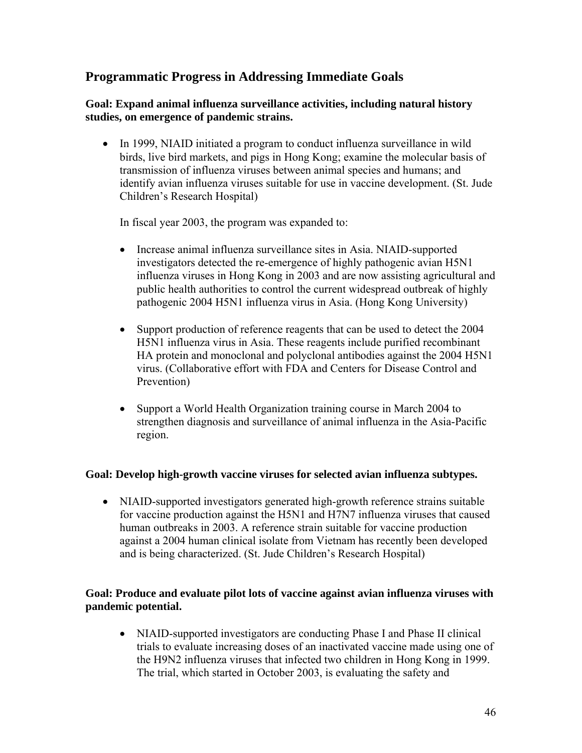## Programmatic Progress in Addressing Immediate Goals

**Goal: Expand animal influenza surveillance activities, including natural history studies, on emergence of pandemic strains.**

- In 1999, NIAID initiated a program to conduct influenza surveillance in wild birds, live bird markets, and pigs in Hong Kong; examine the molecular basis of transmission of influenza viruses between animal species and humans; and identify avian influenza viruses suitable for use in vaccine development. (St. Jude Children's Research Hospital)

  In fiscal year 2003, the program was expanded to:

  - Increase animal influenza surveillance sites in Asia. NIAID-supported investigators detected the re-emergence of highly pathogenic avian H5N1 influenza viruses in Hong Kong in 2003 and are now assisting agricultural and public health authorities to control the current widespread outbreak of highly pathogenic 2004 H5N1 influenza virus in Asia. (Hong Kong University)

  - Support production of reference reagents that can be used to detect the 2004 H5N1 influenza virus in Asia. These reagents include purified recombinant HA protein and monoclonal and polyclonal antibodies against the 2004 H5N1 virus. (Collaborative effort with FDA and Centers for Disease Control and Prevention)

  - Support a World Health Organization training course in March 2004 to strengthen diagnosis and surveillance of animal influenza in the Asia-Pacific region.

**Goal: Develop high-growth vaccine viruses for selected avian influenza subtypes.**

- NIAID-supported investigators generated high-growth reference strains suitable for vaccine production against the H5N1 and H7N7 influenza viruses that caused human outbreaks in 2003. A reference strain suitable for vaccine production against a 2004 human clinical isolate from Vietnam has recently been developed and is being characterized. (St. Jude Children's Research Hospital)

**Goal: Produce and evaluate pilot lots of vaccine against avian influenza viruses with pandemic potential.**

- NIAID-supported investigators are conducting Phase I and Phase II clinical trials to evaluate increasing doses of an inactivated vaccine made using one of the H9N2 influenza viruses that infected two children in Hong Kong in 1999. The trial, which started in October 2003, is evaluating the safety and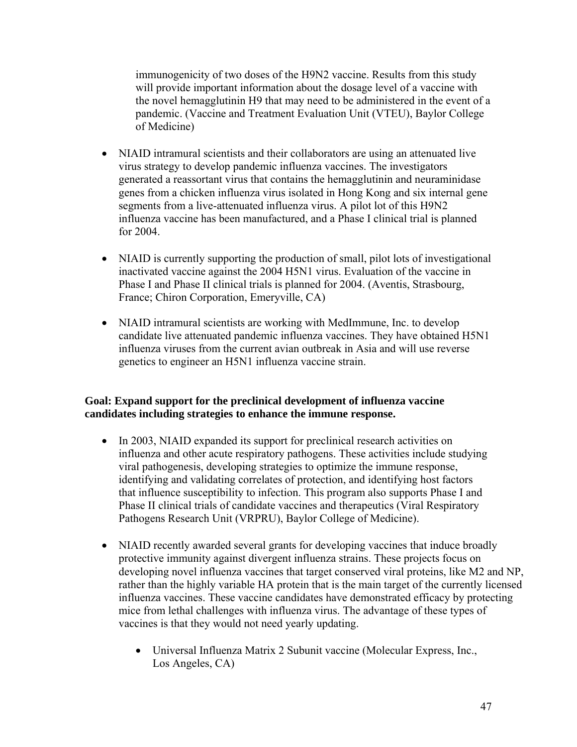immunogenicity of two doses of the H9N2 vaccine. Results from this study will provide important information about the dosage level of a vaccine with the novel hemagglutinin H9 that may need to be administered in the event of a pandemic. (Vaccine and Treatment Evaluation Unit (VTEU), Baylor College of Medicine)

- NIAID intramural scientists and their collaborators are using an attenuated live virus strategy to develop pandemic influenza vaccines. The investigators generated a reassortant virus that contains the hemagglutinin and neuraminidase genes from a chicken influenza virus isolated in Hong Kong and six internal gene segments from a live-attenuated influenza virus. A pilot lot of this H9N2 influenza vaccine has been manufactured, and a Phase I clinical trial is planned for 2004.

- NIAID is currently supporting the production of small, pilot lots of investigational inactivated vaccine against the 2004 H5N1 virus. Evaluation of the vaccine in Phase I and Phase II clinical trials is planned for 2004. (Aventis, Strasbourg, France; Chiron Corporation, Emeryville, CA)

- NIAID intramural scientists are working with MedImmune, Inc. to develop candidate live attenuated pandemic influenza vaccines. They have obtained H5N1 influenza viruses from the current avian outbreak in Asia and will use reverse genetics to engineer an H5N1 influenza vaccine strain.

**Goal: Expand support for the preclinical development of influenza vaccine candidates including strategies to enhance the immune response.**

- In 2003, NIAID expanded its support for preclinical research activities on influenza and other acute respiratory pathogens. These activities include studying viral pathogenesis, developing strategies to optimize the immune response, identifying and validating correlates of protection, and identifying host factors that influence susceptibility to infection. This program also supports Phase I and Phase II clinical trials of candidate vaccines and therapeutics (Viral Respiratory Pathogens Research Unit (VRPRU), Baylor College of Medicine).

- NIAID recently awarded several grants for developing vaccines that induce broadly protective immunity against divergent influenza strains. These projects focus on developing novel influenza vaccines that target conserved viral proteins, like M2 and NP, rather than the highly variable HA protein that is the main target of the currently licensed influenza vaccines. These vaccine candidates have demonstrated efficacy by protecting mice from lethal challenges with influenza virus. The advantage of these types of vaccines is that they would not need yearly updating.

  - Universal Influenza Matrix 2 Subunit vaccine (Molecular Express, Inc., Los Angeles, CA)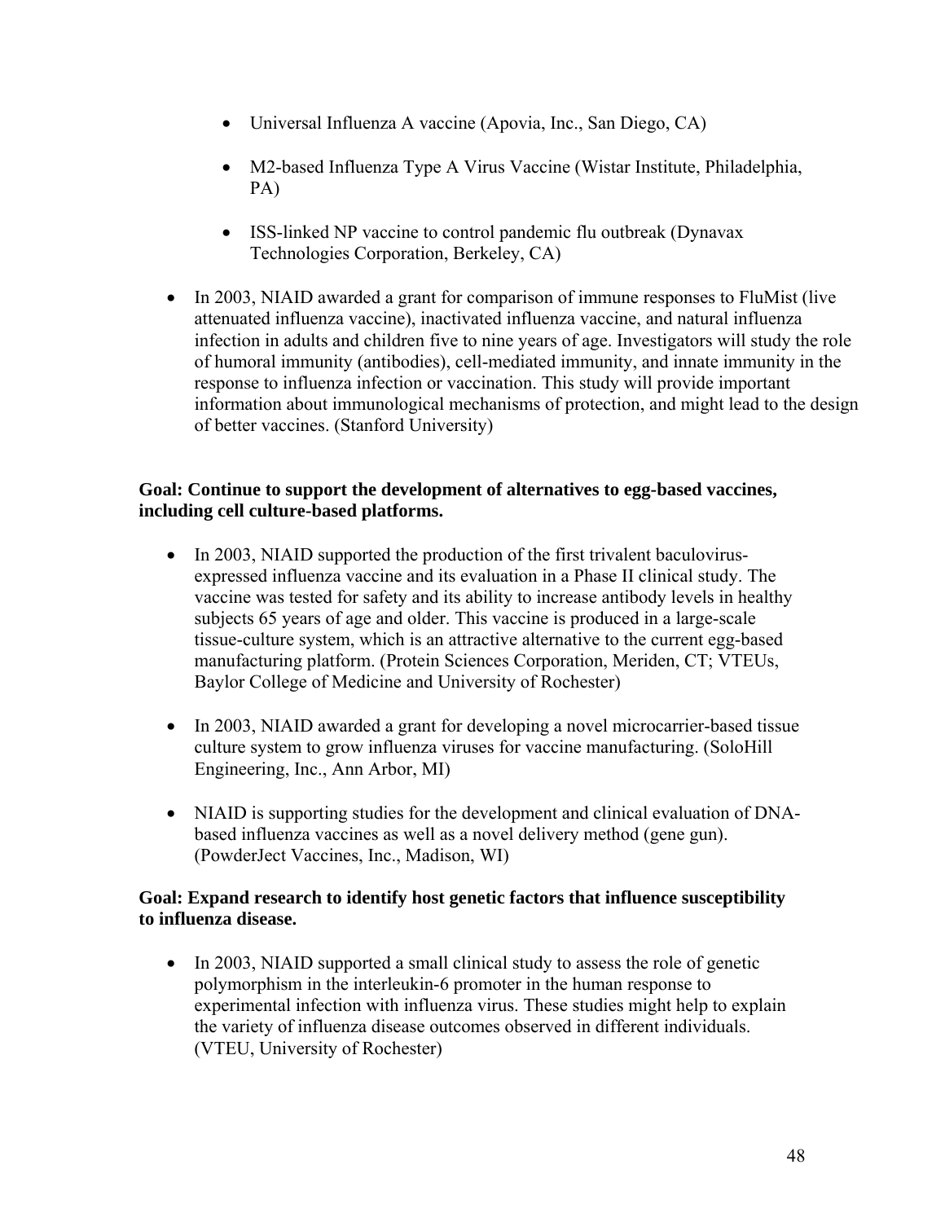- Universal Influenza A vaccine (Apovia, Inc., San Diego, CA)
    - M2-based Influenza Type A Virus Vaccine (Wistar Institute, Philadelphia, PA)
    - ISS-linked NP vaccine to control pandemic flu outbreak (Dynavax Technologies Corporation, Berkeley, CA)

- In 2003, NIAID awarded a grant for comparison of immune responses to FluMist (live attenuated influenza vaccine), inactivated influenza vaccine, and natural influenza infection in adults and children five to nine years of age. Investigators will study the role of humoral immunity (antibodies), cell-mediated immunity, and innate immunity in the response to influenza infection or vaccination. This study will provide important information about immunological mechanisms of protection, and might lead to the design of better vaccines. (Stanford University)

**Goal: Continue to support the development of alternatives to egg-based vaccines, including cell culture-based platforms.**

- In 2003, NIAID supported the production of the first trivalent baculovirus-expressed influenza vaccine and its evaluation in a Phase II clinical study. The vaccine was tested for safety and its ability to increase antibody levels in healthy subjects 65 years of age and older. This vaccine is produced in a large-scale tissue-culture system, which is an attractive alternative to the current egg-based manufacturing platform. (Protein Sciences Corporation, Meriden, CT; VTEUs, Baylor College of Medicine and University of Rochester)

- In 2003, NIAID awarded a grant for developing a novel microcarrier-based tissue culture system to grow influenza viruses for vaccine manufacturing. (SoloHill Engineering, Inc., Ann Arbor, MI)

- NIAID is supporting studies for the development and clinical evaluation of DNA-based influenza vaccines as well as a novel delivery method (gene gun). (PowderJect Vaccines, Inc., Madison, WI)

**Goal: Expand research to identify host genetic factors that influence susceptibility to influenza disease.**

- In 2003, NIAID supported a small clinical study to assess the role of genetic polymorphism in the interleukin-6 promoter in the human response to experimental infection with influenza virus. These studies might help to explain the variety of influenza disease outcomes observed in different individuals. (VTEU, University of Rochester)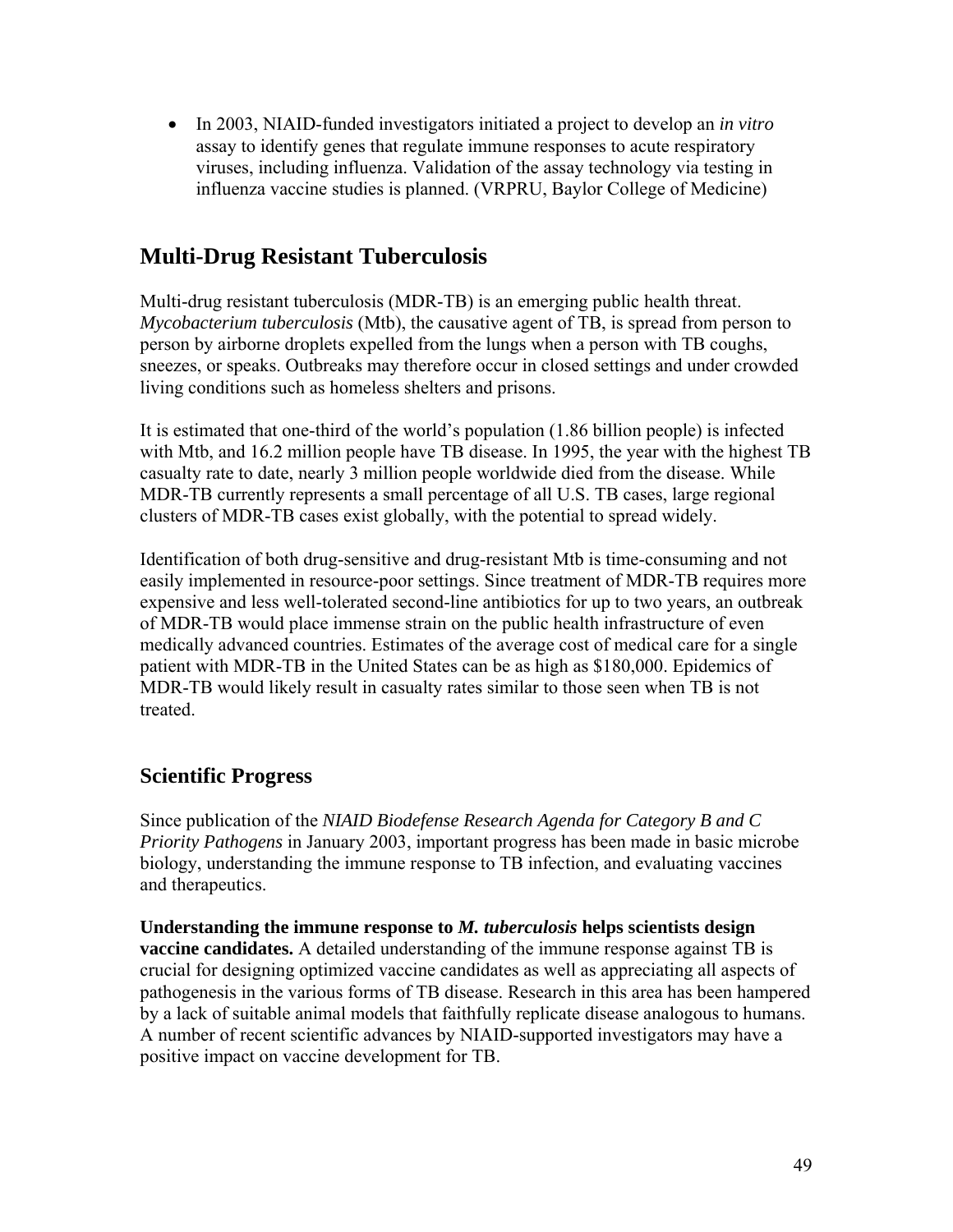- In 2003, NIAID-funded investigators initiated a project to develop an *in vitro* assay to identify genes that regulate immune responses to acute respiratory viruses, including influenza. Validation of the assay technology via testing in influenza vaccine studies is planned. (VRPRU, Baylor College of Medicine)

## Multi-Drug Resistant Tuberculosis

Multi-drug resistant tuberculosis (MDR-TB) is an emerging public health threat. *Mycobacterium tuberculosis* (Mtb), the causative agent of TB, is spread from person to person by airborne droplets expelled from the lungs when a person with TB coughs, sneezes, or speaks. Outbreaks may therefore occur in closed settings and under crowded living conditions such as homeless shelters and prisons.

It is estimated that one-third of the world's population (1.86 billion people) is infected with Mtb, and 16.2 million people have TB disease. In 1995, the year with the highest TB casualty rate to date, nearly 3 million people worldwide died from the disease. While MDR-TB currently represents a small percentage of all U.S. TB cases, large regional clusters of MDR-TB cases exist globally, with the potential to spread widely.

Identification of both drug-sensitive and drug-resistant Mtb is time-consuming and not easily implemented in resource-poor settings. Since treatment of MDR-TB requires more expensive and less well-tolerated second-line antibiotics for up to two years, an outbreak of MDR-TB would place immense strain on the public health infrastructure of even medically advanced countries. Estimates of the average cost of medical care for a single patient with MDR-TB in the United States can be as high as $180,000. Epidemics of MDR-TB would likely result in casualty rates similar to those seen when TB is not treated.

### Scientific Progress

Since publication of the *NIAID Biodefense Research Agenda for Category B and C Priority Pathogens* in January 2003, important progress has been made in basic microbe biology, understanding the immune response to TB infection, and evaluating vaccines and therapeutics.

**Understanding the immune response to *M. tuberculosis* helps scientists design vaccine candidates.** A detailed understanding of the immune response against TB is crucial for designing optimized vaccine candidates as well as appreciating all aspects of pathogenesis in the various forms of TB disease. Research in this area has been hampered by a lack of suitable animal models that faithfully replicate disease analogous to humans. A number of recent scientific advances by NIAID-supported investigators may have a positive impact on vaccine development for TB.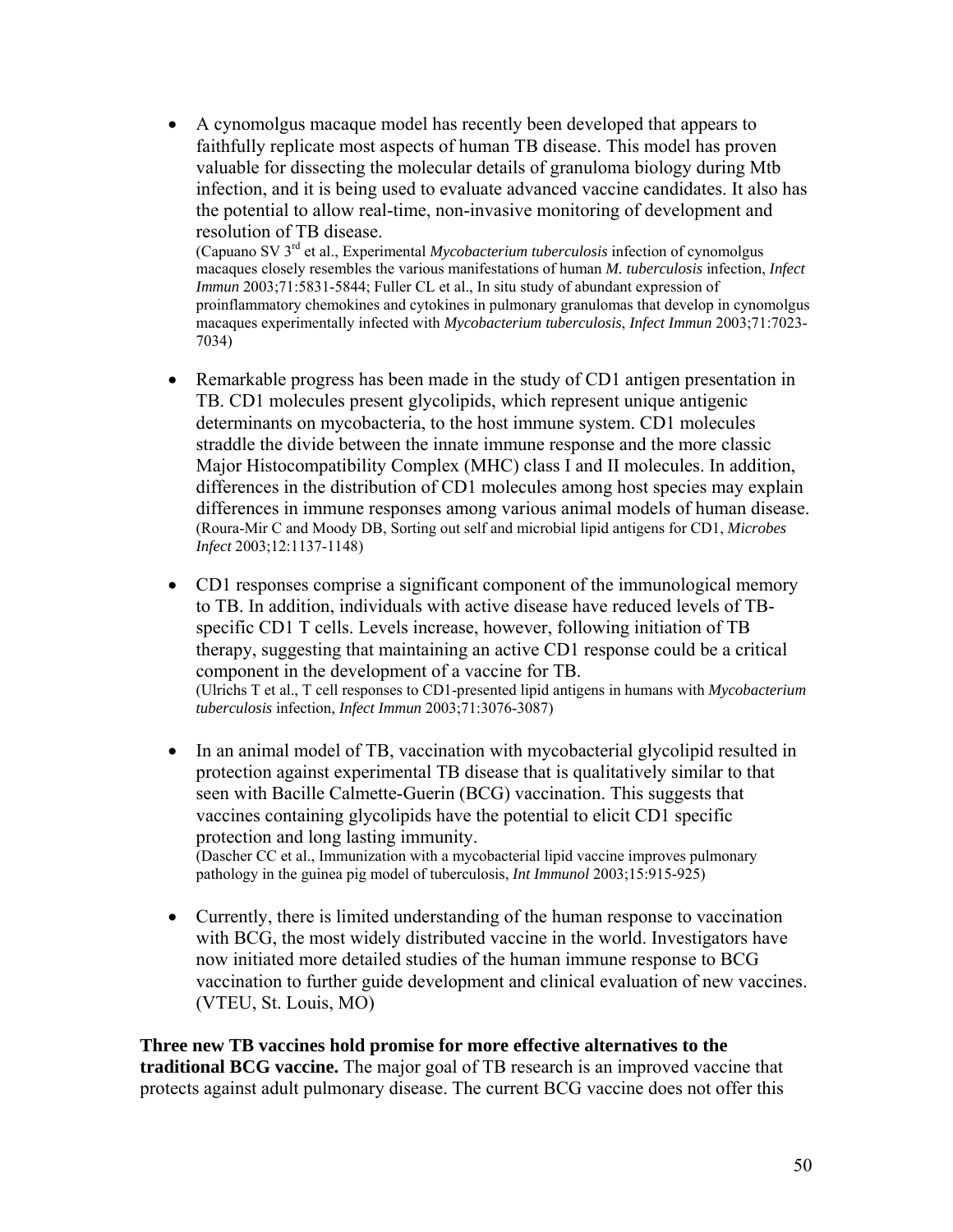- A cynomolgus macaque model has recently been developed that appears to faithfully replicate most aspects of human TB disease. This model has proven valuable for dissecting the molecular details of granuloma biology during Mtb infection, and it is being used to evaluate advanced vaccine candidates. It also has the potential to allow real-time, non-invasive monitoring of development and resolution of TB disease.
(Capuano SV 3rd et al., Experimental *Mycobacterium tuberculosis* infection of cynomolgus macaques closely resembles the various manifestations of human *M. tuberculosis* infection, *Infect Immun* 2003;71:5831-5844; Fuller CL et al., In situ study of abundant expression of proinflammatory chemokines and cytokines in pulmonary granulomas that develop in cynomolgus macaques experimentally infected with *Mycobacterium tuberculosis*, *Infect Immun* 2003;71:7023-7034)

- Remarkable progress has been made in the study of CD1 antigen presentation in TB. CD1 molecules present glycolipids, which represent unique antigenic determinants on mycobacteria, to the host immune system. CD1 molecules straddle the divide between the innate immune response and the more classic Major Histocompatibility Complex (MHC) class I and II molecules. In addition, differences in the distribution of CD1 molecules among host species may explain differences in immune responses among various animal models of human disease.
(Roura-Mir C and Moody DB, Sorting out self and microbial lipid antigens for CD1, *Microbes Infect* 2003;12:1137-1148)

- CD1 responses comprise a significant component of the immunological memory to TB. In addition, individuals with active disease have reduced levels of TB-specific CD1 T cells. Levels increase, however, following initiation of TB therapy, suggesting that maintaining an active CD1 response could be a critical component in the development of a vaccine for TB.
(Ulrichs T et al., T cell responses to CD1-presented lipid antigens in humans with *Mycobacterium tuberculosis* infection, *Infect Immun* 2003;71:3076-3087)

- In an animal model of TB, vaccination with mycobacterial glycolipid resulted in protection against experimental TB disease that is qualitatively similar to that seen with Bacille Calmette-Guerin (BCG) vaccination. This suggests that vaccines containing glycolipids have the potential to elicit CD1 specific protection and long lasting immunity.
(Dascher CC et al., Immunization with a mycobacterial lipid vaccine improves pulmonary pathology in the guinea pig model of tuberculosis, *Int Immunol* 2003;15:915-925)

- Currently, there is limited understanding of the human response to vaccination with BCG, the most widely distributed vaccine in the world. Investigators have now initiated more detailed studies of the human immune response to BCG vaccination to further guide development and clinical evaluation of new vaccines. (VTEU, St. Louis, MO)

**Three new TB vaccines hold promise for more effective alternatives to the traditional BCG vaccine.** The major goal of TB research is an improved vaccine that protects against adult pulmonary disease. The current BCG vaccine does not offer this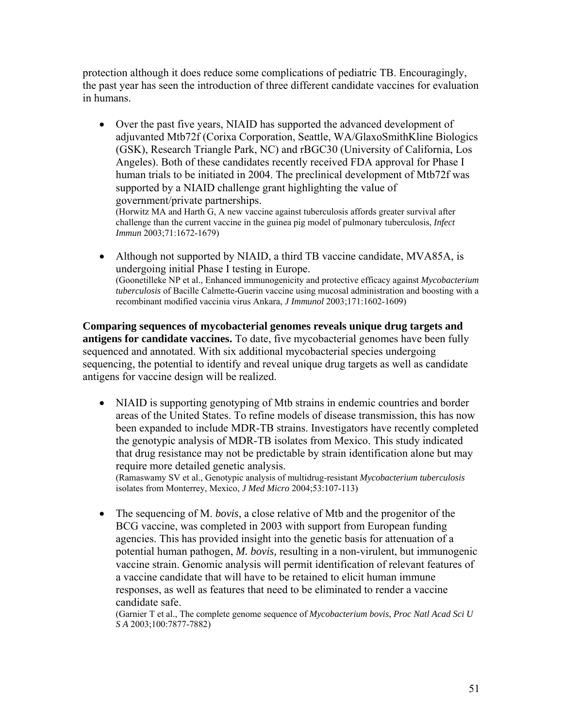protection although it does reduce some complications of pediatric TB. Encouragingly, the past year has seen the introduction of three different candidate vaccines for evaluation in humans.

- Over the past five years, NIAID has supported the advanced development of adjuvanted Mtb72f (Corixa Corporation, Seattle, WA/GlaxoSmithKline Biologics (GSK), Research Triangle Park, NC) and rBGC30 (University of California, Los Angeles). Both of these candidates recently received FDA approval for Phase I human trials to be initiated in 2004. The preclinical development of Mtb72f was supported by a NIAID challenge grant highlighting the value of government/private partnerships.
  (Horwitz MA and Harth G, A new vaccine against tuberculosis affords greater survival after challenge than the current vaccine in the guinea pig model of pulmonary tuberculosis, *Infect Immun* 2003;71:1672-1679)

- Although not supported by NIAID, a third TB vaccine candidate, MVA85A, is undergoing initial Phase I testing in Europe.
  (Goonetilleke NP et al., Enhanced immunogenicity and protective efficacy against *Mycobacterium tuberculosis* of Bacille Calmette-Guerin vaccine using mucosal administration and boosting with a recombinant modified vaccinia virus Ankara, *J Immunol* 2003;171:1602-1609)

**Comparing sequences of mycobacterial genomes reveals unique drug targets and antigens for candidate vaccines.** To date, five mycobacterial genomes have been fully sequenced and annotated. With six additional mycobacterial species undergoing sequencing, the potential to identify and reveal unique drug targets as well as candidate antigens for vaccine design will be realized.

- NIAID is supporting genotyping of Mtb strains in endemic countries and border areas of the United States. To refine models of disease transmission, this has now been expanded to include MDR-TB strains. Investigators have recently completed the genotypic analysis of MDR-TB isolates from Mexico. This study indicated that drug resistance may not be predictable by strain identification alone but may require more detailed genetic analysis.
  (Ramaswamy SV et al., Genotypic analysis of multidrug-resistant *Mycobacterium tuberculosis* isolates from Monterrey, Mexico, *J Med Micro* 2004;53:107-113)

- The sequencing of M. *bovis*, a close relative of Mtb and the progenitor of the BCG vaccine, was completed in 2003 with support from European funding agencies. This has provided insight into the genetic basis for attenuation of a potential human pathogen, *M. bovis,* resulting in a non-virulent, but immunogenic vaccine strain. Genomic analysis will permit identification of relevant features of a vaccine candidate that will have to be retained to elicit human immune responses, as well as features that need to be eliminated to render a vaccine candidate safe.
  (Garnier T et al., The complete genome sequence of *Mycobacterium bovis*, *Proc Natl Acad Sci U S A* 2003;100:7877-7882)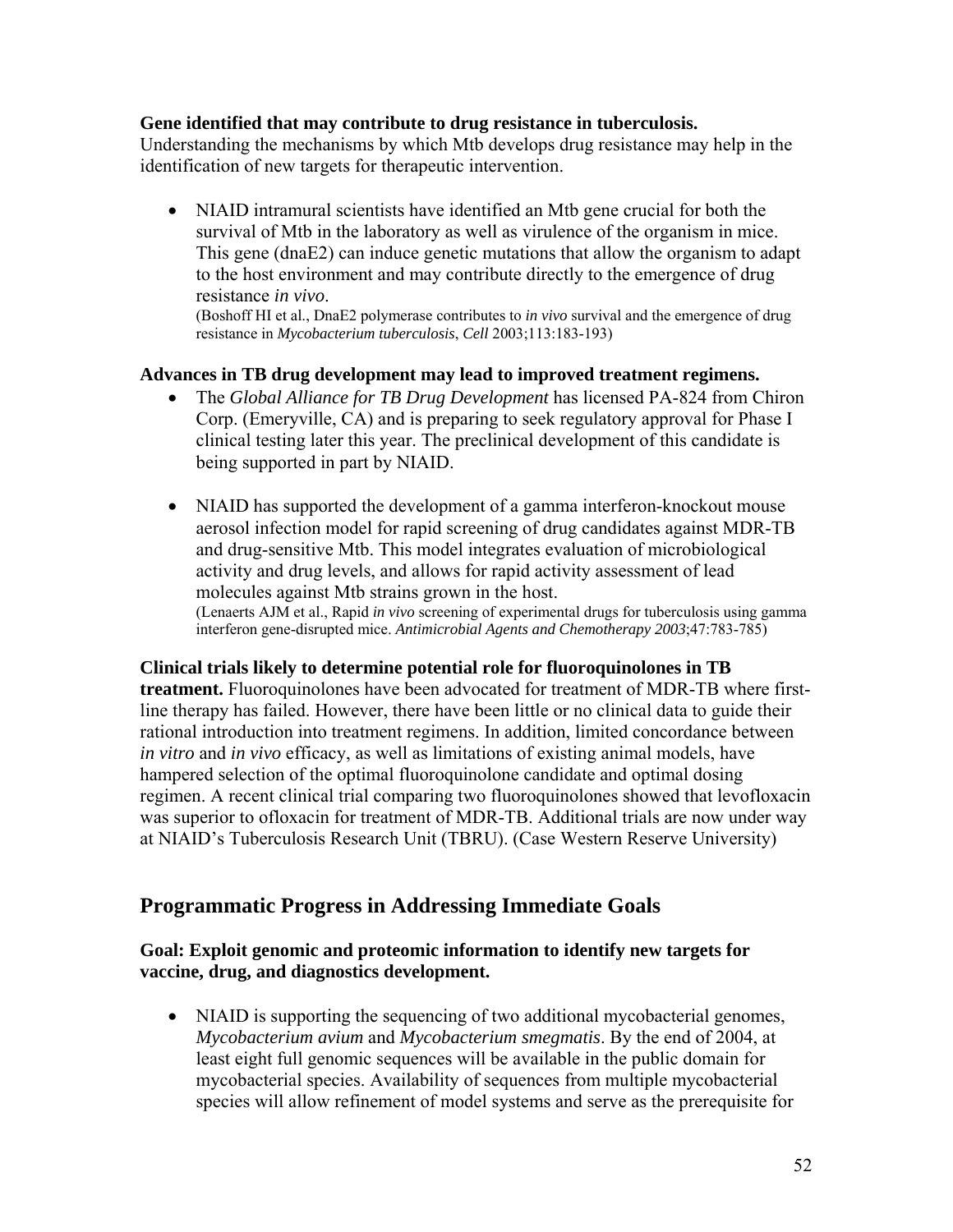**Gene identified that may contribute to drug resistance in tuberculosis.**
Understanding the mechanisms by which Mtb develops drug resistance may help in the identification of new targets for therapeutic intervention.

- NIAID intramural scientists have identified an Mtb gene crucial for both the survival of Mtb in the laboratory as well as virulence of the organism in mice. This gene (dnaE2) can induce genetic mutations that allow the organism to adapt to the host environment and may contribute directly to the emergence of drug resistance *in vivo*.
(Boshoff HI et al., DnaE2 polymerase contributes to *in vivo* survival and the emergence of drug resistance in *Mycobacterium tuberculosis*, *Cell* 2003;113:183-193)

**Advances in TB drug development may lead to improved treatment regimens.**

- The *Global Alliance for TB Drug Development* has licensed PA-824 from Chiron Corp. (Emeryville, CA) and is preparing to seek regulatory approval for Phase I clinical testing later this year. The preclinical development of this candidate is being supported in part by NIAID.

- NIAID has supported the development of a gamma interferon-knockout mouse aerosol infection model for rapid screening of drug candidates against MDR-TB and drug-sensitive Mtb. This model integrates evaluation of microbiological activity and drug levels, and allows for rapid activity assessment of lead molecules against Mtb strains grown in the host.
(Lenaerts AJM et al., Rapid *in vivo* screening of experimental drugs for tuberculosis using gamma interferon gene-disrupted mice. *Antimicrobial Agents and Chemotherapy 2003*;47:783-785)

**Clinical trials likely to determine potential role for fluoroquinolones in TB treatment.** Fluoroquinolones have been advocated for treatment of MDR-TB where first-line therapy has failed. However, there have been little or no clinical data to guide their rational introduction into treatment regimens. In addition, limited concordance between *in vitro* and *in vivo* efficacy, as well as limitations of existing animal models, have hampered selection of the optimal fluoroquinolone candidate and optimal dosing regimen. A recent clinical trial comparing two fluoroquinolones showed that levofloxacin was superior to ofloxacin for treatment of MDR-TB. Additional trials are now under way at NIAID's Tuberculosis Research Unit (TBRU). (Case Western Reserve University)

## Programmatic Progress in Addressing Immediate Goals

### Goal: Exploit genomic and proteomic information to identify new targets for vaccine, drug, and diagnostics development.

- NIAID is supporting the sequencing of two additional mycobacterial genomes, *Mycobacterium avium* and *Mycobacterium smegmatis*. By the end of 2004, at least eight full genomic sequences will be available in the public domain for mycobacterial species. Availability of sequences from multiple mycobacterial species will allow refinement of model systems and serve as the prerequisite for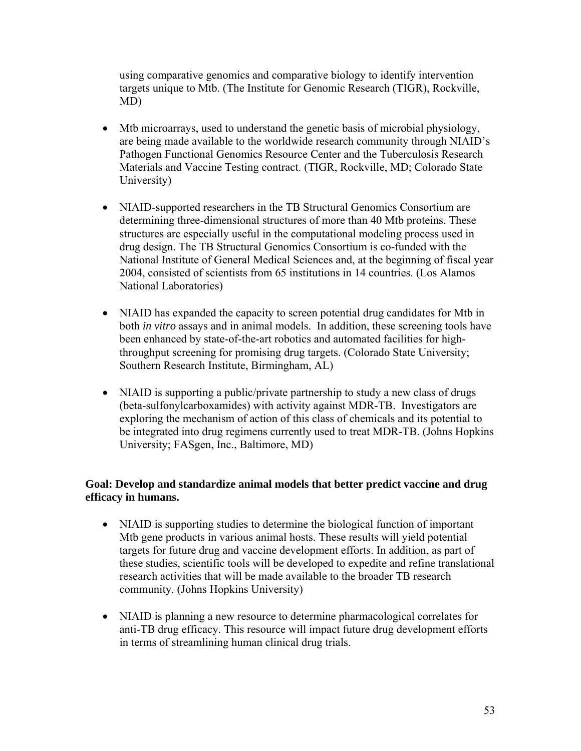using comparative genomics and comparative biology to identify intervention targets unique to Mtb. (The Institute for Genomic Research (TIGR), Rockville, MD)

- Mtb microarrays, used to understand the genetic basis of microbial physiology, are being made available to the worldwide research community through NIAID's Pathogen Functional Genomics Resource Center and the Tuberculosis Research Materials and Vaccine Testing contract. (TIGR, Rockville, MD; Colorado State University)

- NIAID-supported researchers in the TB Structural Genomics Consortium are determining three-dimensional structures of more than 40 Mtb proteins. These structures are especially useful in the computational modeling process used in drug design. The TB Structural Genomics Consortium is co-funded with the National Institute of General Medical Sciences and, at the beginning of fiscal year 2004, consisted of scientists from 65 institutions in 14 countries. (Los Alamos National Laboratories)

- NIAID has expanded the capacity to screen potential drug candidates for Mtb in both *in vitro* assays and in animal models. In addition, these screening tools have been enhanced by state-of-the-art robotics and automated facilities for high-throughput screening for promising drug targets. (Colorado State University; Southern Research Institute, Birmingham, AL)

- NIAID is supporting a public/private partnership to study a new class of drugs (beta-sulfonylcarboxamides) with activity against MDR-TB. Investigators are exploring the mechanism of action of this class of chemicals and its potential to be integrated into drug regimens currently used to treat MDR-TB. (Johns Hopkins University; FASgen, Inc., Baltimore, MD)

**Goal: Develop and standardize animal models that better predict vaccine and drug efficacy in humans.**

- NIAID is supporting studies to determine the biological function of important Mtb gene products in various animal hosts. These results will yield potential targets for future drug and vaccine development efforts. In addition, as part of these studies, scientific tools will be developed to expedite and refine translational research activities that will be made available to the broader TB research community. (Johns Hopkins University)

- NIAID is planning a new resource to determine pharmacological correlates for anti-TB drug efficacy. This resource will impact future drug development efforts in terms of streamlining human clinical drug trials.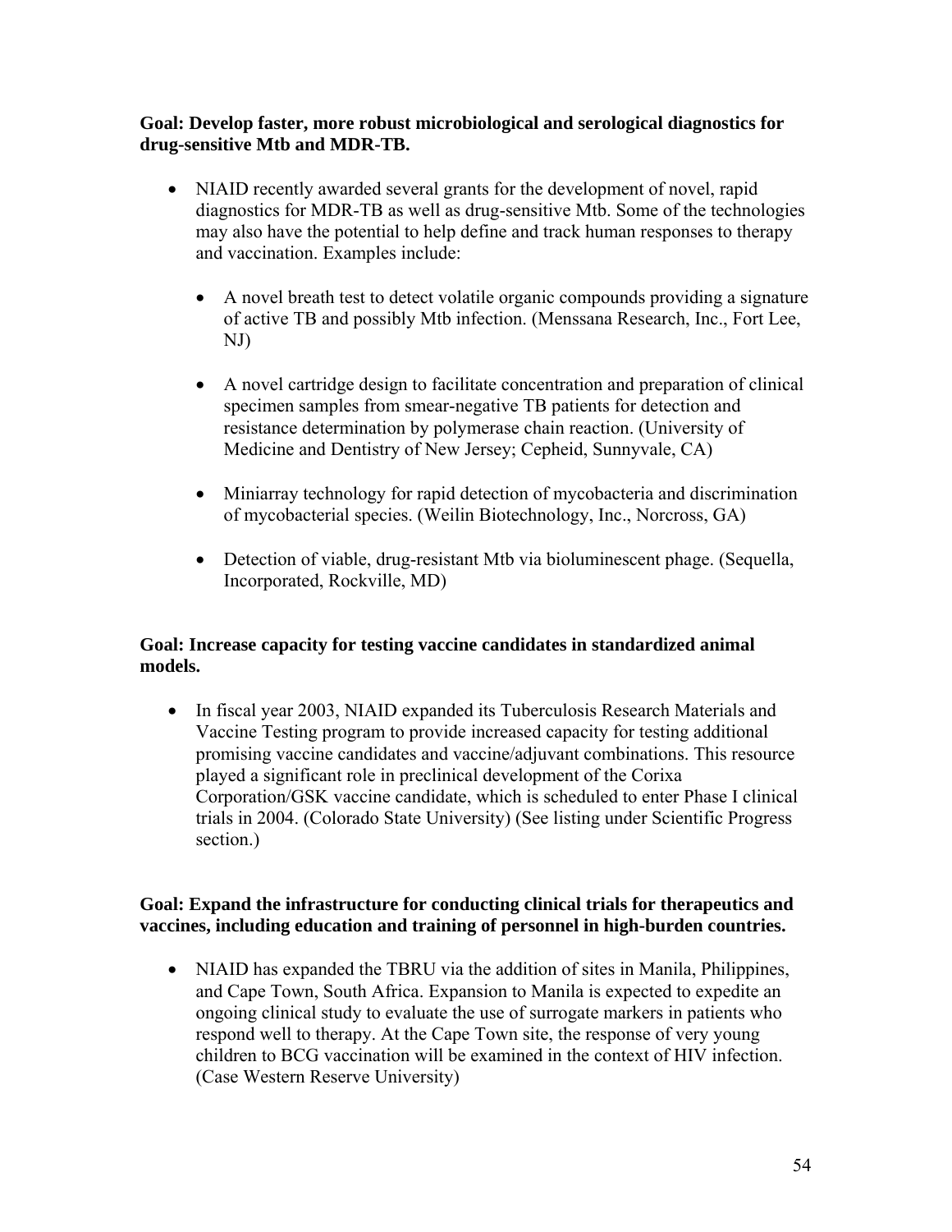**Goal: Develop faster, more robust microbiological and serological diagnostics for drug-sensitive Mtb and MDR-TB.**

- NIAID recently awarded several grants for the development of novel, rapid diagnostics for MDR-TB as well as drug-sensitive Mtb. Some of the technologies may also have the potential to help define and track human responses to therapy and vaccination. Examples include:

  - A novel breath test to detect volatile organic compounds providing a signature of active TB and possibly Mtb infection. (Menssana Research, Inc., Fort Lee, NJ)

  - A novel cartridge design to facilitate concentration and preparation of clinical specimen samples from smear-negative TB patients for detection and resistance determination by polymerase chain reaction. (University of Medicine and Dentistry of New Jersey; Cepheid, Sunnyvale, CA)

  - Miniarray technology for rapid detection of mycobacteria and discrimination of mycobacterial species. (Weilin Biotechnology, Inc., Norcross, GA)

  - Detection of viable, drug-resistant Mtb via bioluminescent phage. (Sequella, Incorporated, Rockville, MD)

**Goal: Increase capacity for testing vaccine candidates in standardized animal models.**

- In fiscal year 2003, NIAID expanded its Tuberculosis Research Materials and Vaccine Testing program to provide increased capacity for testing additional promising vaccine candidates and vaccine/adjuvant combinations. This resource played a significant role in preclinical development of the Corixa Corporation/GSK vaccine candidate, which is scheduled to enter Phase I clinical trials in 2004. (Colorado State University) (See listing under Scientific Progress section.)

**Goal: Expand the infrastructure for conducting clinical trials for therapeutics and vaccines, including education and training of personnel in high-burden countries.**

- NIAID has expanded the TBRU via the addition of sites in Manila, Philippines, and Cape Town, South Africa. Expansion to Manila is expected to expedite an ongoing clinical study to evaluate the use of surrogate markers in patients who respond well to therapy. At the Cape Town site, the response of very young children to BCG vaccination will be examined in the context of HIV infection. (Case Western Reserve University)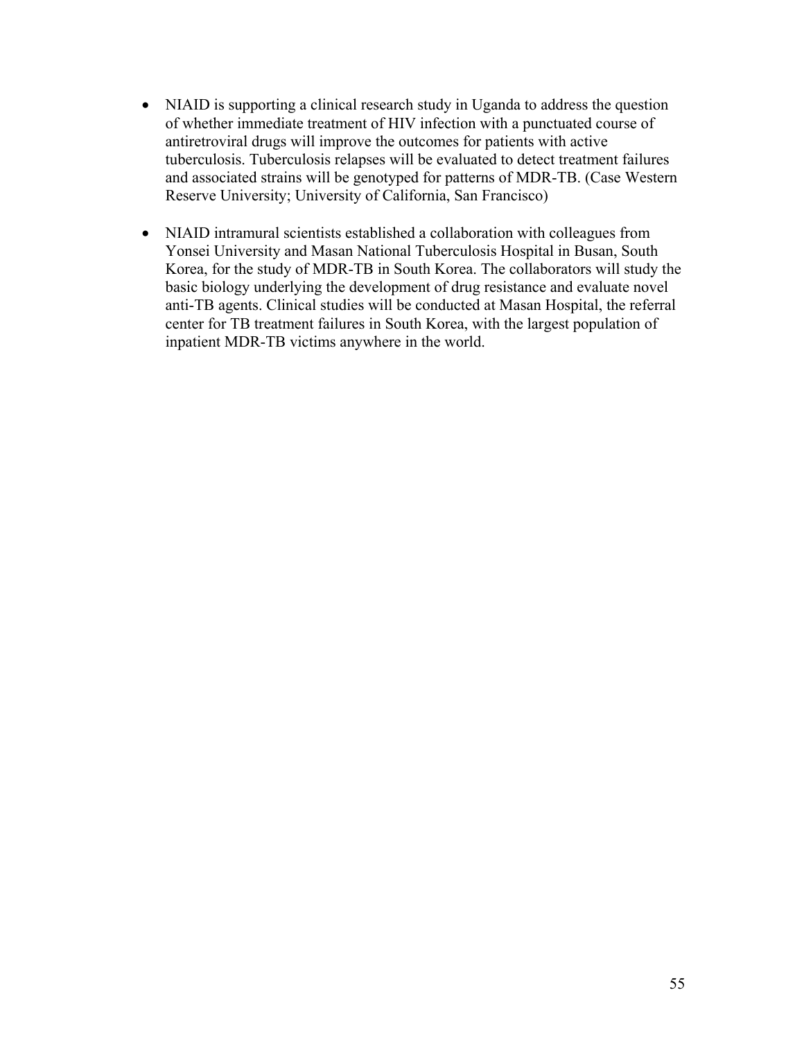- NIAID is supporting a clinical research study in Uganda to address the question of whether immediate treatment of HIV infection with a punctuated course of antiretroviral drugs will improve the outcomes for patients with active tuberculosis. Tuberculosis relapses will be evaluated to detect treatment failures and associated strains will be genotyped for patterns of MDR-TB. (Case Western Reserve University; University of California, San Francisco)

- NIAID intramural scientists established a collaboration with colleagues from Yonsei University and Masan National Tuberculosis Hospital in Busan, South Korea, for the study of MDR-TB in South Korea. The collaborators will study the basic biology underlying the development of drug resistance and evaluate novel anti-TB agents. Clinical studies will be conducted at Masan Hospital, the referral center for TB treatment failures in South Korea, with the largest population of inpatient MDR-TB victims anywhere in the world.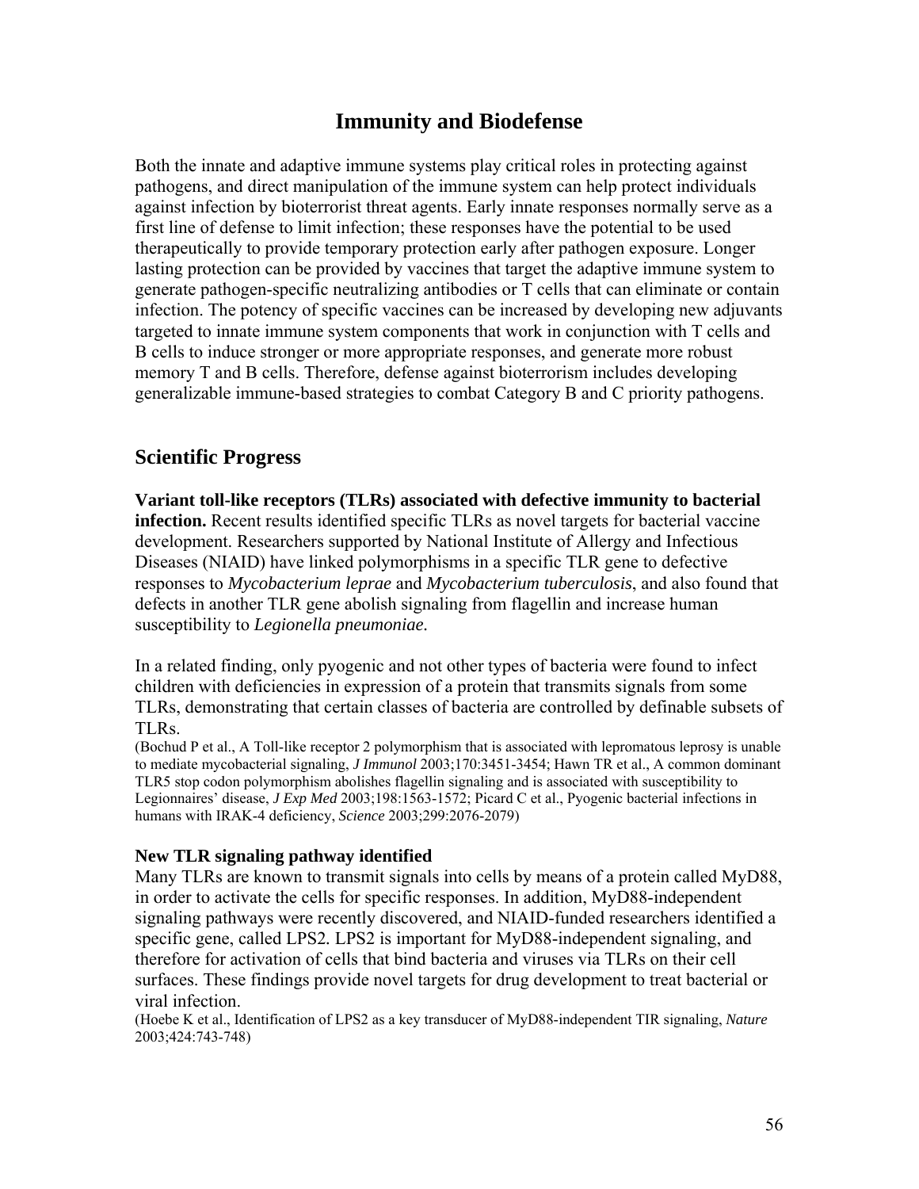# Immunity and Biodefense

Both the innate and adaptive immune systems play critical roles in protecting against pathogens, and direct manipulation of the immune system can help protect individuals against infection by bioterrorist threat agents. Early innate responses normally serve as a first line of defense to limit infection; these responses have the potential to be used therapeutically to provide temporary protection early after pathogen exposure. Longer lasting protection can be provided by vaccines that target the adaptive immune system to generate pathogen-specific neutralizing antibodies or T cells that can eliminate or contain infection. The potency of specific vaccines can be increased by developing new adjuvants targeted to innate immune system components that work in conjunction with T cells and B cells to induce stronger or more appropriate responses, and generate more robust memory T and B cells. Therefore, defense against bioterrorism includes developing generalizable immune-based strategies to combat Category B and C priority pathogens.

## Scientific Progress

**Variant toll-like receptors (TLRs) associated with defective immunity to bacterial infection.** Recent results identified specific TLRs as novel targets for bacterial vaccine development. Researchers supported by National Institute of Allergy and Infectious Diseases (NIAID) have linked polymorphisms in a specific TLR gene to defective responses to *Mycobacterium leprae* and *Mycobacterium tuberculosis*, and also found that defects in another TLR gene abolish signaling from flagellin and increase human susceptibility to *Legionella pneumoniae.*

In a related finding, only pyogenic and not other types of bacteria were found to infect children with deficiencies in expression of a protein that transmits signals from some TLRs, demonstrating that certain classes of bacteria are controlled by definable subsets of TLRs.

(Bochud P et al., A Toll-like receptor 2 polymorphism that is associated with lepromatous leprosy is unable to mediate mycobacterial signaling, *J Immunol* 2003;170:3451-3454; Hawn TR et al., A common dominant TLR5 stop codon polymorphism abolishes flagellin signaling and is associated with susceptibility to Legionnaires' disease, *J Exp Med* 2003;198:1563-1572; Picard C et al., Pyogenic bacterial infections in humans with IRAK-4 deficiency, *Science* 2003;299:2076-2079)

**New TLR signaling pathway identified**

Many TLRs are known to transmit signals into cells by means of a protein called MyD88, in order to activate the cells for specific responses. In addition, MyD88-independent signaling pathways were recently discovered, and NIAID-funded researchers identified a specific gene, called LPS2. LPS2 is important for MyD88-independent signaling, and therefore for activation of cells that bind bacteria and viruses via TLRs on their cell surfaces. These findings provide novel targets for drug development to treat bacterial or viral infection.

(Hoebe K et al., Identification of LPS2 as a key transducer of MyD88-independent TIR signaling, *Nature* 2003;424:743-748)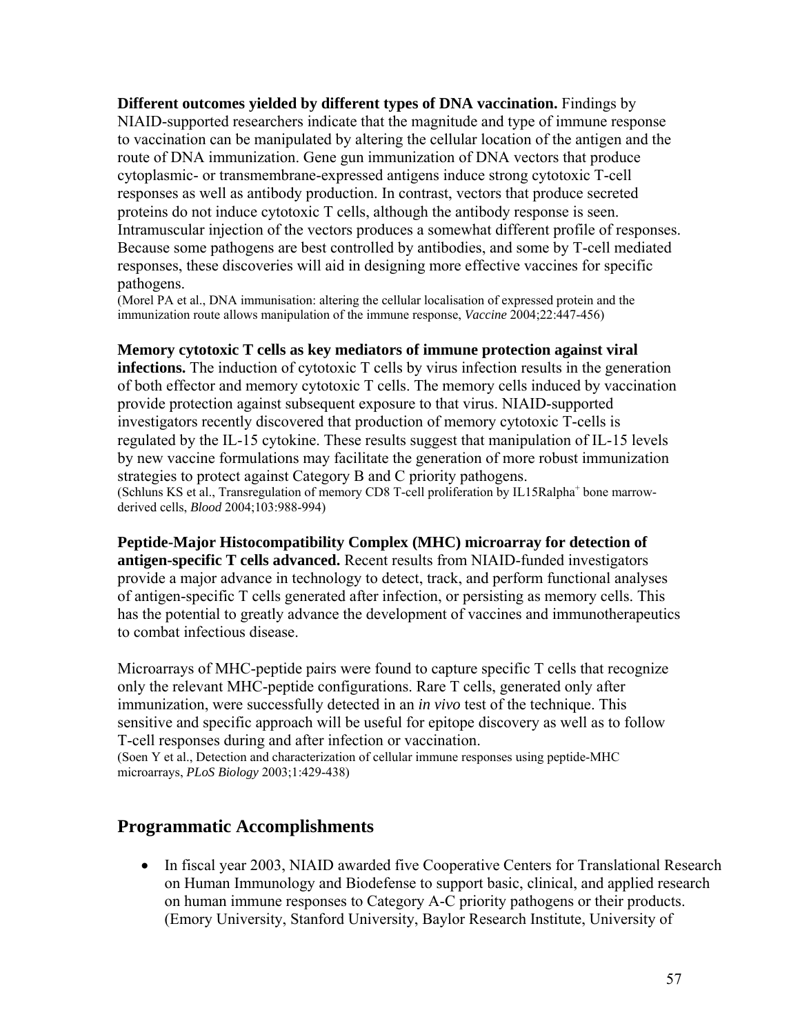**Different outcomes yielded by different types of DNA vaccination.** Findings by NIAID-supported researchers indicate that the magnitude and type of immune response to vaccination can be manipulated by altering the cellular location of the antigen and the route of DNA immunization. Gene gun immunization of DNA vectors that produce cytoplasmic- or transmembrane-expressed antigens induce strong cytotoxic T-cell responses as well as antibody production. In contrast, vectors that produce secreted proteins do not induce cytotoxic T cells, although the antibody response is seen. Intramuscular injection of the vectors produces a somewhat different profile of responses. Because some pathogens are best controlled by antibodies, and some by T-cell mediated responses, these discoveries will aid in designing more effective vaccines for specific pathogens.
(Morel PA et al., DNA immunisation: altering the cellular localisation of expressed protein and the immunization route allows manipulation of the immune response, *Vaccine* 2004;22:447-456)

**Memory cytotoxic T cells as key mediators of immune protection against viral infections.** The induction of cytotoxic T cells by virus infection results in the generation of both effector and memory cytotoxic T cells. The memory cells induced by vaccination provide protection against subsequent exposure to that virus. NIAID-supported investigators recently discovered that production of memory cytotoxic T-cells is regulated by the IL-15 cytokine. These results suggest that manipulation of IL-15 levels by new vaccine formulations may facilitate the generation of more robust immunization strategies to protect against Category B and C priority pathogens.
(Schluns KS et al., Transregulation of memory CD8 T-cell proliferation by IL15Ralpha$^{+}$ bone marrow-derived cells, *Blood* 2004;103:988-994)

**Peptide-Major Histocompatibility Complex (MHC) microarray for detection of antigen-specific T cells advanced.** Recent results from NIAID-funded investigators provide a major advance in technology to detect, track, and perform functional analyses of antigen-specific T cells generated after infection, or persisting as memory cells. This has the potential to greatly advance the development of vaccines and immunotherapeutics to combat infectious disease.

Microarrays of MHC-peptide pairs were found to capture specific T cells that recognize only the relevant MHC-peptide configurations. Rare T cells, generated only after immunization, were successfully detected in an *in vivo* test of the technique. This sensitive and specific approach will be useful for epitope discovery as well as to follow T-cell responses during and after infection or vaccination.
(Soen Y et al., Detection and characterization of cellular immune responses using peptide-MHC microarrays, *PLoS Biology* 2003;1:429-438)

## Programmatic Accomplishments

- In fiscal year 2003, NIAID awarded five Cooperative Centers for Translational Research on Human Immunology and Biodefense to support basic, clinical, and applied research on human immune responses to Category A-C priority pathogens or their products. (Emory University, Stanford University, Baylor Research Institute, University of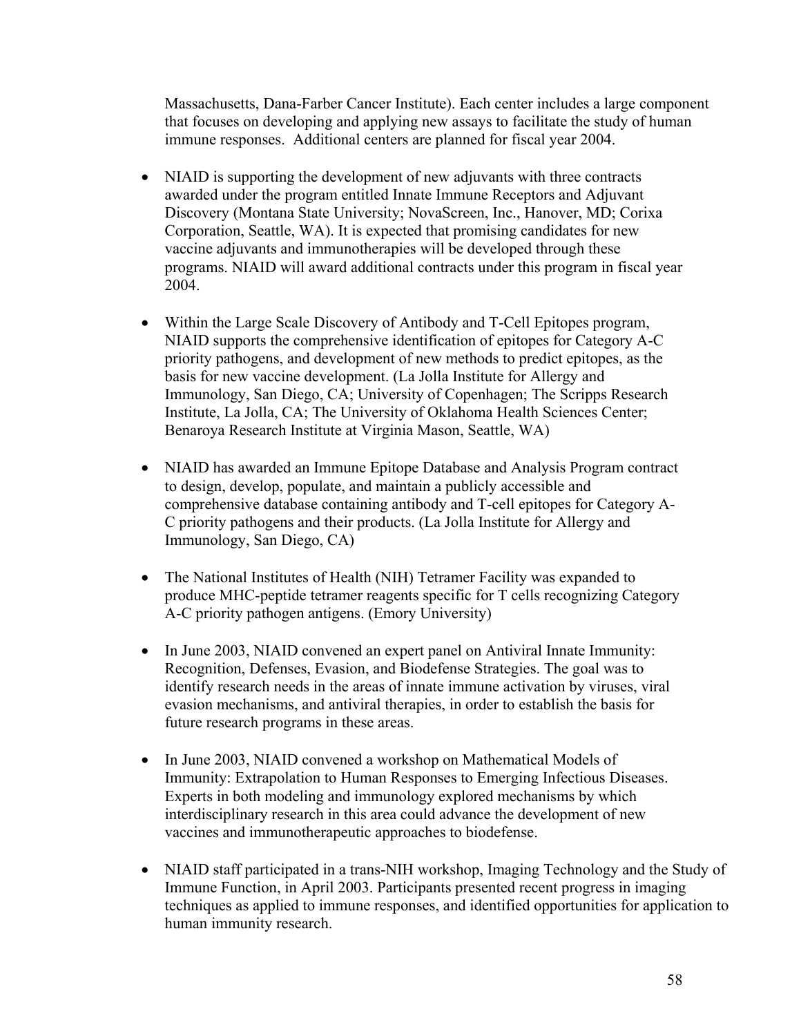Massachusetts, Dana-Farber Cancer Institute). Each center includes a large component that focuses on developing and applying new assays to facilitate the study of human immune responses. Additional centers are planned for fiscal year 2004.

- NIAID is supporting the development of new adjuvants with three contracts awarded under the program entitled Innate Immune Receptors and Adjuvant Discovery (Montana State University; NovaScreen, Inc., Hanover, MD; Corixa Corporation, Seattle, WA). It is expected that promising candidates for new vaccine adjuvants and immunotherapies will be developed through these programs. NIAID will award additional contracts under this program in fiscal year 2004.

- Within the Large Scale Discovery of Antibody and T-Cell Epitopes program, NIAID supports the comprehensive identification of epitopes for Category A-C priority pathogens, and development of new methods to predict epitopes, as the basis for new vaccine development. (La Jolla Institute for Allergy and Immunology, San Diego, CA; University of Copenhagen; The Scripps Research Institute, La Jolla, CA; The University of Oklahoma Health Sciences Center; Benaroya Research Institute at Virginia Mason, Seattle, WA)

- NIAID has awarded an Immune Epitope Database and Analysis Program contract to design, develop, populate, and maintain a publicly accessible and comprehensive database containing antibody and T-cell epitopes for Category A-C priority pathogens and their products. (La Jolla Institute for Allergy and Immunology, San Diego, CA)

- The National Institutes of Health (NIH) Tetramer Facility was expanded to produce MHC-peptide tetramer reagents specific for T cells recognizing Category A-C priority pathogen antigens. (Emory University)

- In June 2003, NIAID convened an expert panel on Antiviral Innate Immunity: Recognition, Defenses, Evasion, and Biodefense Strategies. The goal was to identify research needs in the areas of innate immune activation by viruses, viral evasion mechanisms, and antiviral therapies, in order to establish the basis for future research programs in these areas.

- In June 2003, NIAID convened a workshop on Mathematical Models of Immunity: Extrapolation to Human Responses to Emerging Infectious Diseases. Experts in both modeling and immunology explored mechanisms by which interdisciplinary research in this area could advance the development of new vaccines and immunotherapeutic approaches to biodefense.

- NIAID staff participated in a trans-NIH workshop, Imaging Technology and the Study of Immune Function, in April 2003. Participants presented recent progress in imaging techniques as applied to immune responses, and identified opportunities for application to human immunity research.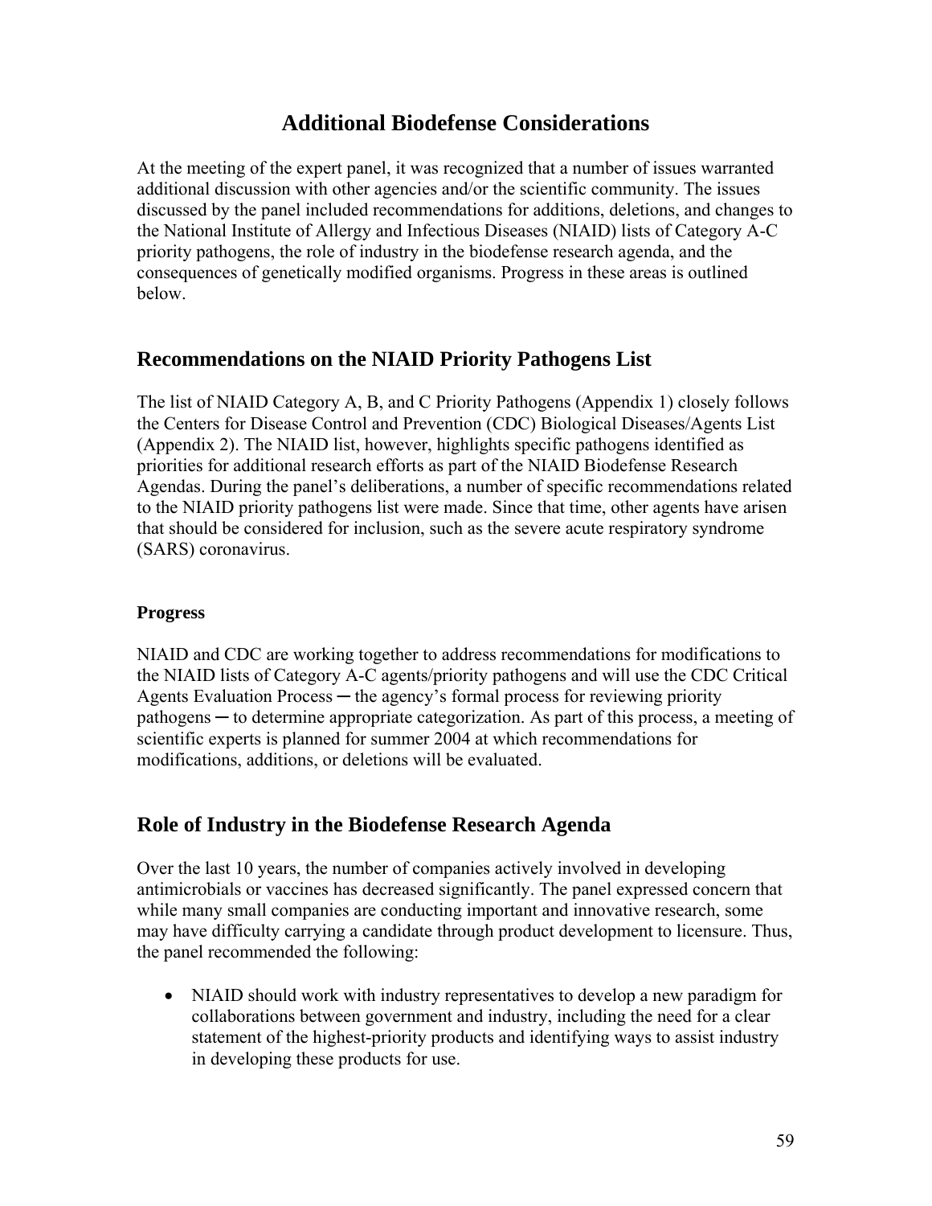# Additional Biodefense Considerations

At the meeting of the expert panel, it was recognized that a number of issues warranted additional discussion with other agencies and/or the scientific community. The issues discussed by the panel included recommendations for additions, deletions, and changes to the National Institute of Allergy and Infectious Diseases (NIAID) lists of Category A-C priority pathogens, the role of industry in the biodefense research agenda, and the consequences of genetically modified organisms. Progress in these areas is outlined below.

## Recommendations on the NIAID Priority Pathogens List

The list of NIAID Category A, B, and C Priority Pathogens (Appendix 1) closely follows the Centers for Disease Control and Prevention (CDC) Biological Diseases/Agents List (Appendix 2). The NIAID list, however, highlights specific pathogens identified as priorities for additional research efforts as part of the NIAID Biodefense Research Agendas. During the panel's deliberations, a number of specific recommendations related to the NIAID priority pathogens list were made. Since that time, other agents have arisen that should be considered for inclusion, such as the severe acute respiratory syndrome (SARS) coronavirus.

### Progress

NIAID and CDC are working together to address recommendations for modifications to the NIAID lists of Category A-C agents/priority pathogens and will use the CDC Critical Agents Evaluation Process ─ the agency's formal process for reviewing priority pathogens ─ to determine appropriate categorization. As part of this process, a meeting of scientific experts is planned for summer 2004 at which recommendations for modifications, additions, or deletions will be evaluated.

## Role of Industry in the Biodefense Research Agenda

Over the last 10 years, the number of companies actively involved in developing antimicrobials or vaccines has decreased significantly. The panel expressed concern that while many small companies are conducting important and innovative research, some may have difficulty carrying a candidate through product development to licensure. Thus, the panel recommended the following:

- NIAID should work with industry representatives to develop a new paradigm for collaborations between government and industry, including the need for a clear statement of the highest-priority products and identifying ways to assist industry in developing these products for use.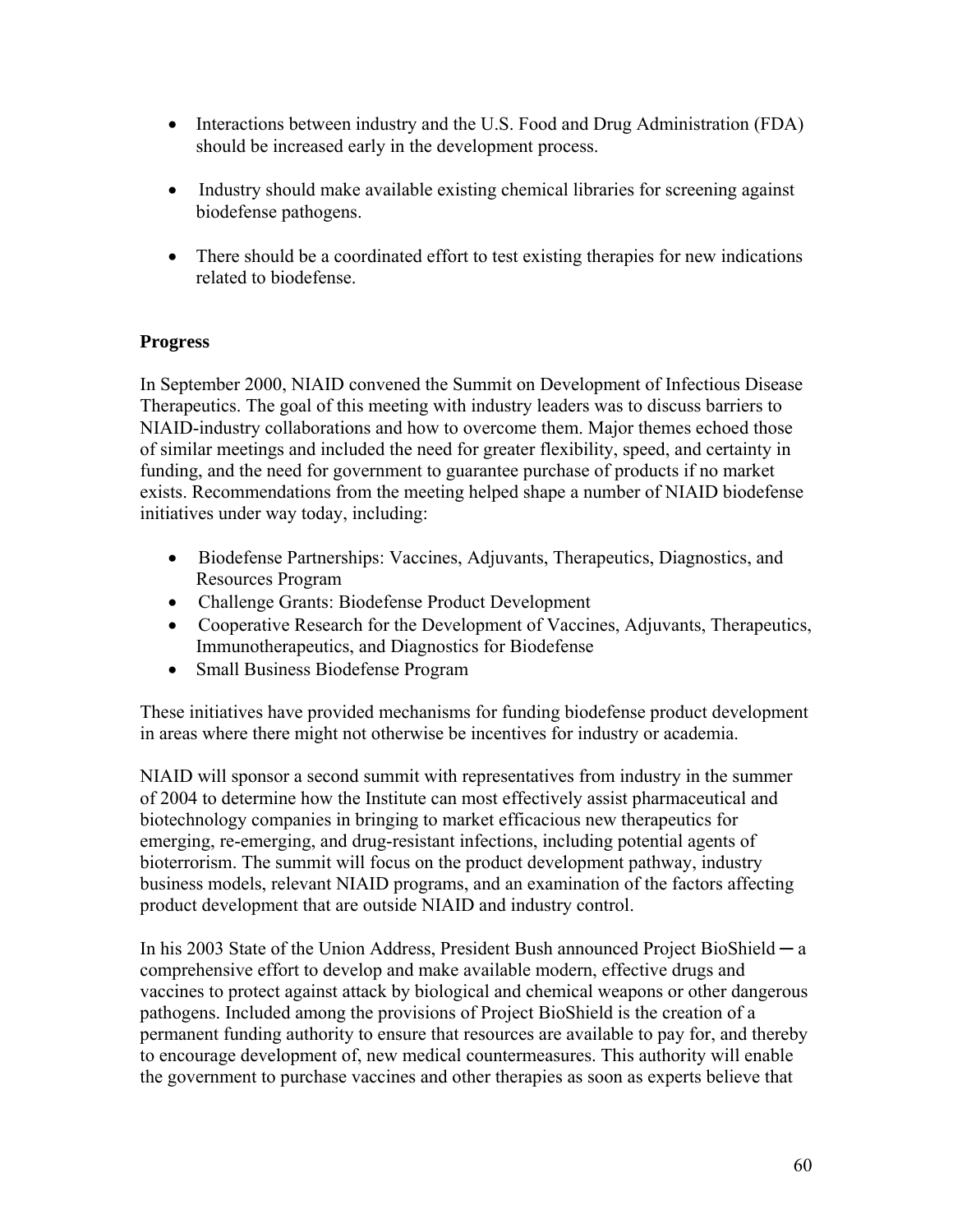- Interactions between industry and the U.S. Food and Drug Administration (FDA) should be increased early in the development process.
- Industry should make available existing chemical libraries for screening against biodefense pathogens.
- There should be a coordinated effort to test existing therapies for new indications related to biodefense.

**Progress**

In September 2000, NIAID convened the Summit on Development of Infectious Disease Therapeutics. The goal of this meeting with industry leaders was to discuss barriers to NIAID-industry collaborations and how to overcome them. Major themes echoed those of similar meetings and included the need for greater flexibility, speed, and certainty in funding, and the need for government to guarantee purchase of products if no market exists. Recommendations from the meeting helped shape a number of NIAID biodefense initiatives under way today, including:

- Biodefense Partnerships: Vaccines, Adjuvants, Therapeutics, Diagnostics, and Resources Program
- Challenge Grants: Biodefense Product Development
- Cooperative Research for the Development of Vaccines, Adjuvants, Therapeutics, Immunotherapeutics, and Diagnostics for Biodefense
- Small Business Biodefense Program

These initiatives have provided mechanisms for funding biodefense product development in areas where there might not otherwise be incentives for industry or academia.

NIAID will sponsor a second summit with representatives from industry in the summer of 2004 to determine how the Institute can most effectively assist pharmaceutical and biotechnology companies in bringing to market efficacious new therapeutics for emerging, re-emerging, and drug-resistant infections, including potential agents of bioterrorism. The summit will focus on the product development pathway, industry business models, relevant NIAID programs, and an examination of the factors affecting product development that are outside NIAID and industry control.

In his 2003 State of the Union Address, President Bush announced Project BioShield ─ a comprehensive effort to develop and make available modern, effective drugs and vaccines to protect against attack by biological and chemical weapons or other dangerous pathogens. Included among the provisions of Project BioShield is the creation of a permanent funding authority to ensure that resources are available to pay for, and thereby to encourage development of, new medical countermeasures. This authority will enable the government to purchase vaccines and other therapies as soon as experts believe that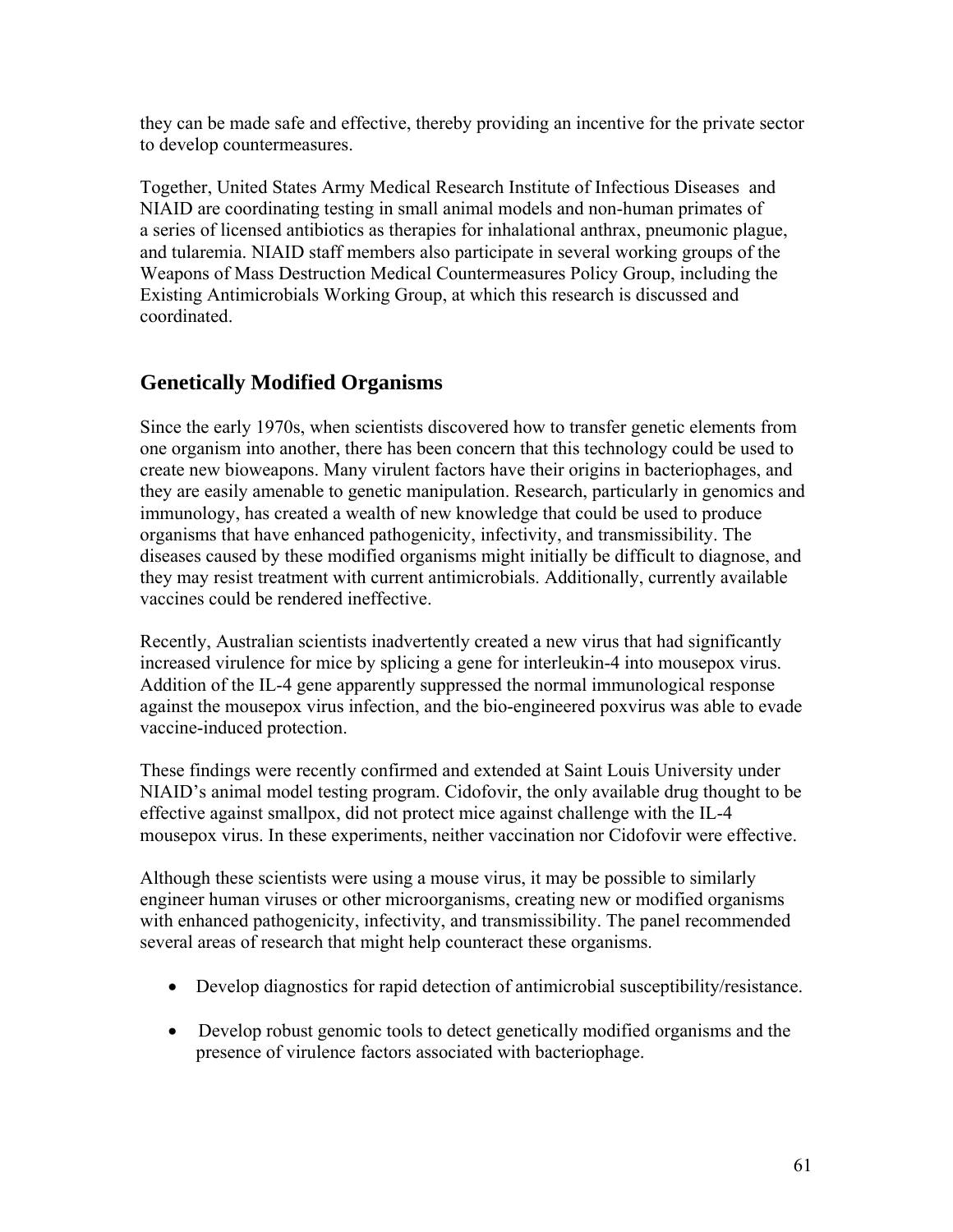they can be made safe and effective, thereby providing an incentive for the private sector to develop countermeasures.

Together, United States Army Medical Research Institute of Infectious Diseases and NIAID are coordinating testing in small animal models and non-human primates of a series of licensed antibiotics as therapies for inhalational anthrax, pneumonic plague, and tularemia. NIAID staff members also participate in several working groups of the Weapons of Mass Destruction Medical Countermeasures Policy Group, including the Existing Antimicrobials Working Group, at which this research is discussed and coordinated.

## Genetically Modified Organisms

Since the early 1970s, when scientists discovered how to transfer genetic elements from one organism into another, there has been concern that this technology could be used to create new bioweapons. Many virulent factors have their origins in bacteriophages, and they are easily amenable to genetic manipulation. Research, particularly in genomics and immunology, has created a wealth of new knowledge that could be used to produce organisms that have enhanced pathogenicity, infectivity, and transmissibility. The diseases caused by these modified organisms might initially be difficult to diagnose, and they may resist treatment with current antimicrobials. Additionally, currently available vaccines could be rendered ineffective.

Recently, Australian scientists inadvertently created a new virus that had significantly increased virulence for mice by splicing a gene for interleukin-4 into mousepox virus. Addition of the IL-4 gene apparently suppressed the normal immunological response against the mousepox virus infection, and the bio-engineered poxvirus was able to evade vaccine-induced protection.

These findings were recently confirmed and extended at Saint Louis University under NIAID's animal model testing program. Cidofovir, the only available drug thought to be effective against smallpox, did not protect mice against challenge with the IL-4 mousepox virus. In these experiments, neither vaccination nor Cidofovir were effective.

Although these scientists were using a mouse virus, it may be possible to similarly engineer human viruses or other microorganisms, creating new or modified organisms with enhanced pathogenicity, infectivity, and transmissibility. The panel recommended several areas of research that might help counteract these organisms.

- Develop diagnostics for rapid detection of antimicrobial susceptibility/resistance.
- Develop robust genomic tools to detect genetically modified organisms and the presence of virulence factors associated with bacteriophage.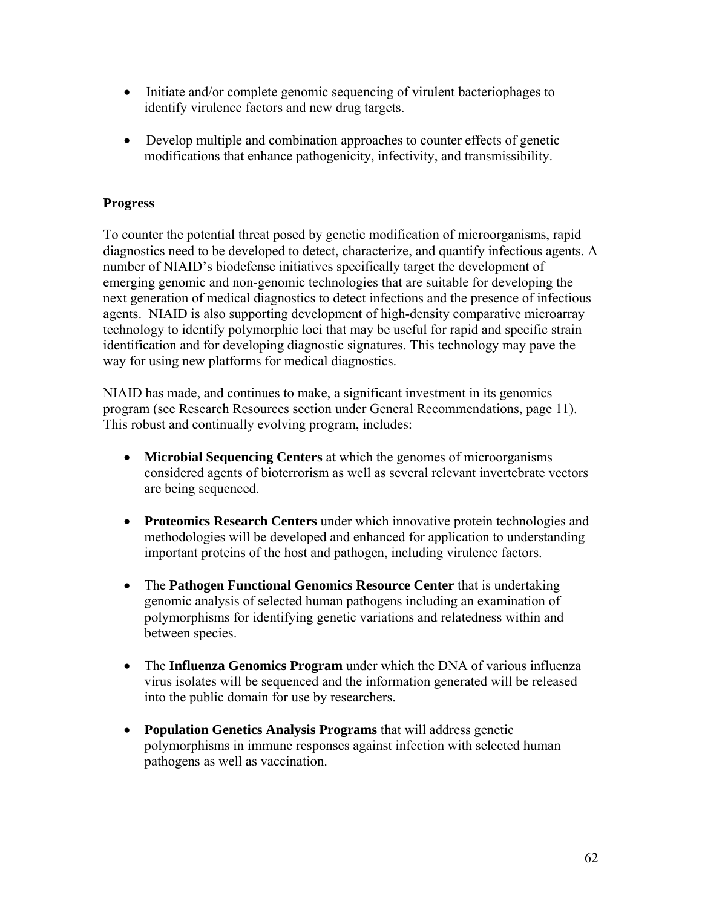- Initiate and/or complete genomic sequencing of virulent bacteriophages to identify virulence factors and new drug targets.

- Develop multiple and combination approaches to counter effects of genetic modifications that enhance pathogenicity, infectivity, and transmissibility.

**Progress**

To counter the potential threat posed by genetic modification of microorganisms, rapid diagnostics need to be developed to detect, characterize, and quantify infectious agents. A number of NIAID's biodefense initiatives specifically target the development of emerging genomic and non-genomic technologies that are suitable for developing the next generation of medical diagnostics to detect infections and the presence of infectious agents. NIAID is also supporting development of high-density comparative microarray technology to identify polymorphic loci that may be useful for rapid and specific strain identification and for developing diagnostic signatures. This technology may pave the way for using new platforms for medical diagnostics.

NIAID has made, and continues to make, a significant investment in its genomics program (see Research Resources section under General Recommendations, page 11). This robust and continually evolving program, includes:

- **Microbial Sequencing Centers** at which the genomes of microorganisms considered agents of bioterrorism as well as several relevant invertebrate vectors are being sequenced.

- **Proteomics Research Centers** under which innovative protein technologies and methodologies will be developed and enhanced for application to understanding important proteins of the host and pathogen, including virulence factors.

- The **Pathogen Functional Genomics Resource Center** that is undertaking genomic analysis of selected human pathogens including an examination of polymorphisms for identifying genetic variations and relatedness within and between species.

- The **Influenza Genomics Program** under which the DNA of various influenza virus isolates will be sequenced and the information generated will be released into the public domain for use by researchers.

- **Population Genetics Analysis Programs** that will address genetic polymorphisms in immune responses against infection with selected human pathogens as well as vaccination.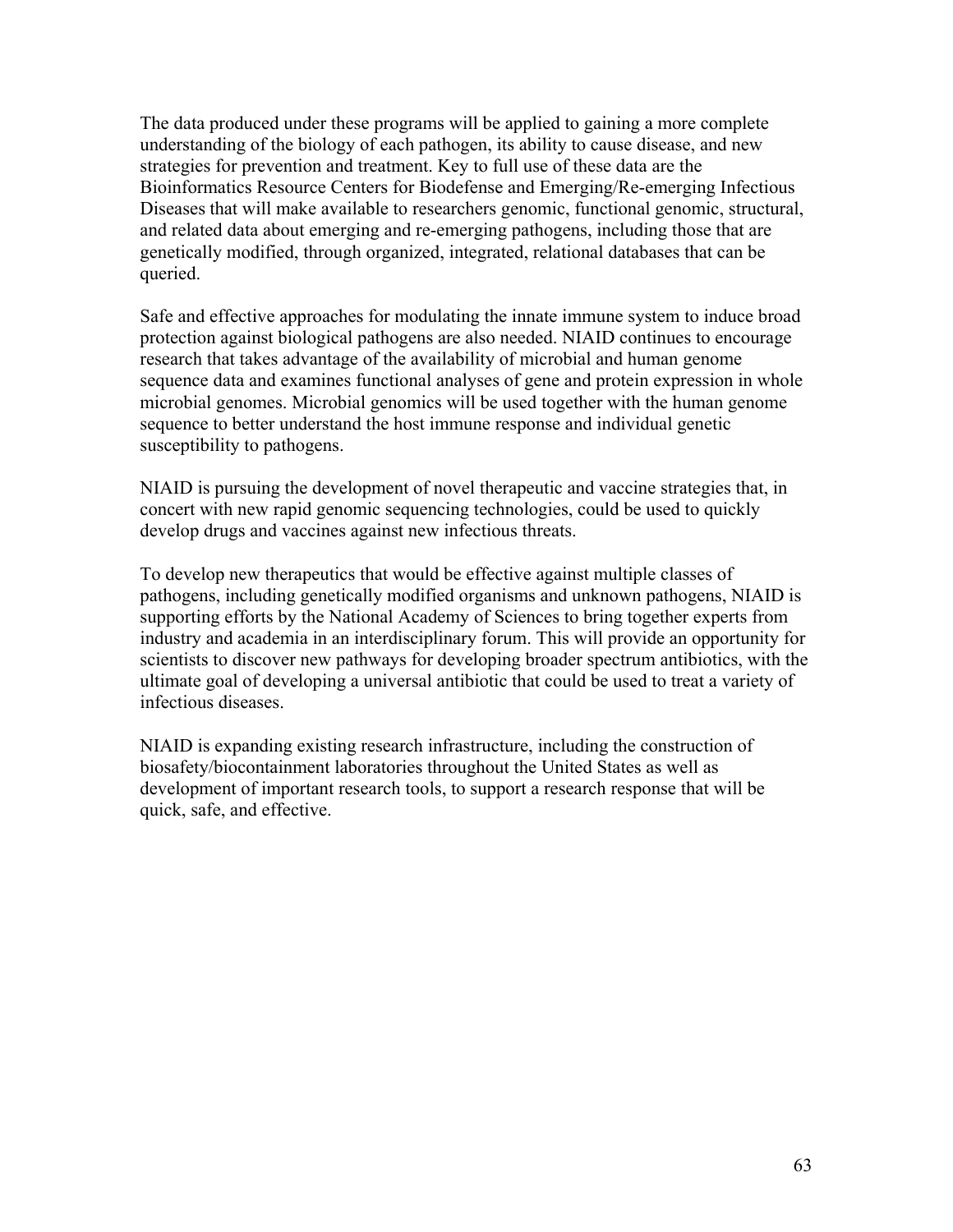The data produced under these programs will be applied to gaining a more complete understanding of the biology of each pathogen, its ability to cause disease, and new strategies for prevention and treatment. Key to full use of these data are the Bioinformatics Resource Centers for Biodefense and Emerging/Re-emerging Infectious Diseases that will make available to researchers genomic, functional genomic, structural, and related data about emerging and re-emerging pathogens, including those that are genetically modified, through organized, integrated, relational databases that can be queried.

Safe and effective approaches for modulating the innate immune system to induce broad protection against biological pathogens are also needed. NIAID continues to encourage research that takes advantage of the availability of microbial and human genome sequence data and examines functional analyses of gene and protein expression in whole microbial genomes. Microbial genomics will be used together with the human genome sequence to better understand the host immune response and individual genetic susceptibility to pathogens.

NIAID is pursuing the development of novel therapeutic and vaccine strategies that, in concert with new rapid genomic sequencing technologies, could be used to quickly develop drugs and vaccines against new infectious threats.

To develop new therapeutics that would be effective against multiple classes of pathogens, including genetically modified organisms and unknown pathogens, NIAID is supporting efforts by the National Academy of Sciences to bring together experts from industry and academia in an interdisciplinary forum. This will provide an opportunity for scientists to discover new pathways for developing broader spectrum antibiotics, with the ultimate goal of developing a universal antibiotic that could be used to treat a variety of infectious diseases.

NIAID is expanding existing research infrastructure, including the construction of biosafety/biocontainment laboratories throughout the United States as well as development of important research tools, to support a research response that will be quick, safe, and effective.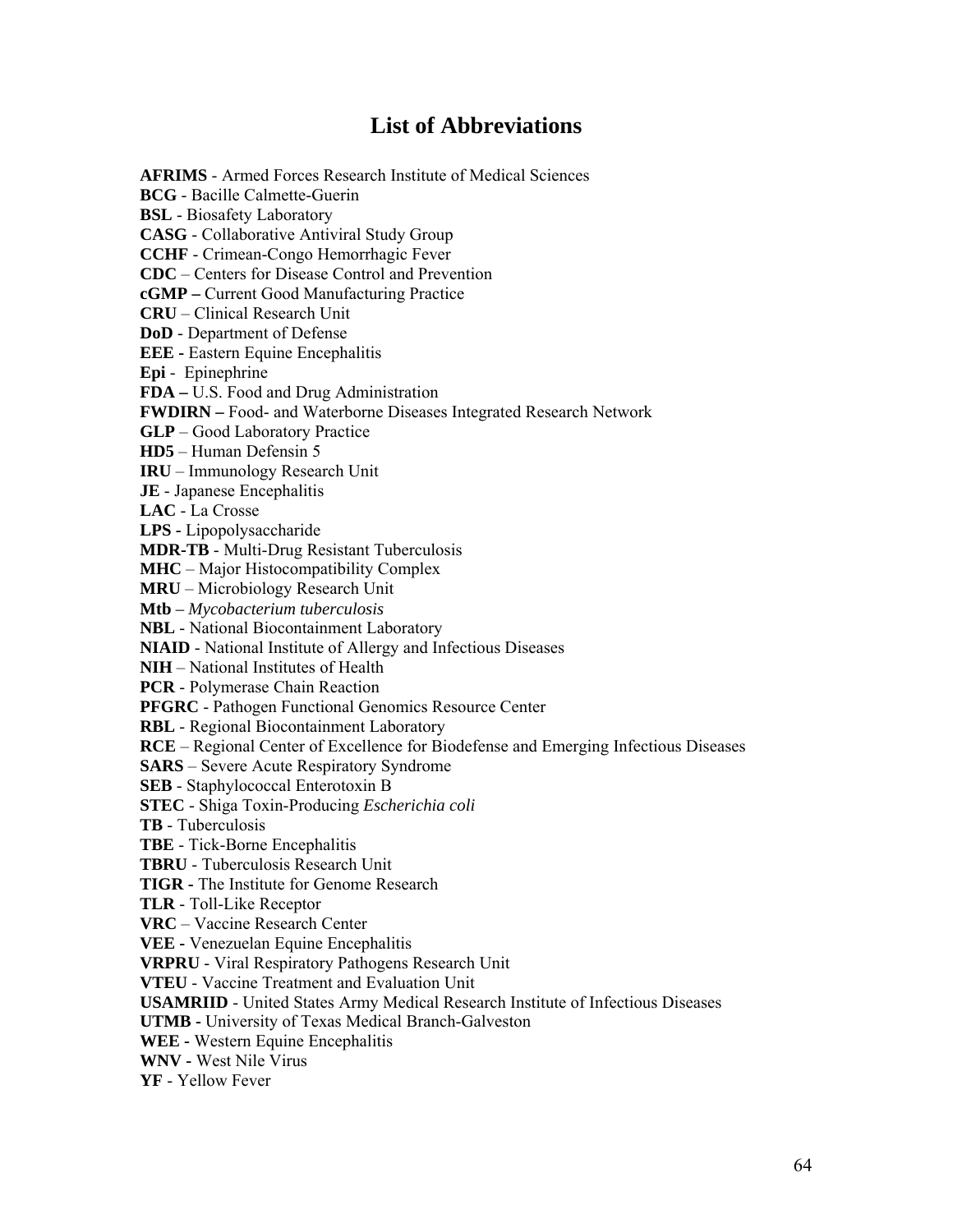# List of Abbreviations

**AFRIMS** - Armed Forces Research Institute of Medical Sciences
**BCG** - Bacille Calmette-Guerin
**BSL** - Biosafety Laboratory
**CASG** - Collaborative Antiviral Study Group
**CCHF** - Crimean-Congo Hemorrhagic Fever
**CDC** – Centers for Disease Control and Prevention
**cGMP –** Current Good Manufacturing Practice
**CRU** – Clinical Research Unit
**DoD** - Department of Defense
**EEE -** Eastern Equine Encephalitis
**Epi** - Epinephrine
**FDA –** U.S. Food and Drug Administration
**FWDIRN –** Food- and Waterborne Diseases Integrated Research Network
**GLP** – Good Laboratory Practice
**HD5** – Human Defensin 5
**IRU** – Immunology Research Unit
**JE** - Japanese Encephalitis
**LAC** - La Crosse
**LPS -** Lipopolysaccharide
**MDR-TB** - Multi-Drug Resistant Tuberculosis
**MHC** – Major Histocompatibility Complex
**MRU** – Microbiology Research Unit
**Mtb** – *Mycobacterium tuberculosis*
**NBL** - National Biocontainment Laboratory
**NIAID** - National Institute of Allergy and Infectious Diseases
**NIH** – National Institutes of Health
**PCR** - Polymerase Chain Reaction
**PFGRC** - Pathogen Functional Genomics Resource Center
**RBL** - Regional Biocontainment Laboratory
**RCE** – Regional Center of Excellence for Biodefense and Emerging Infectious Diseases
**SARS** – Severe Acute Respiratory Syndrome
**SEB** - Staphylococcal Enterotoxin B
**STEC** - Shiga Toxin-Producing *Escherichia coli*
**TB** - Tuberculosis
**TBE** - Tick-Borne Encephalitis
**TBRU** - Tuberculosis Research Unit
**TIGR -** The Institute for Genome Research
**TLR** - Toll-Like Receptor
**VRC** – Vaccine Research Center
**VEE -** Venezuelan Equine Encephalitis
**VRPRU** - Viral Respiratory Pathogens Research Unit
**VTEU** - Vaccine Treatment and Evaluation Unit
**USAMRIID** - United States Army Medical Research Institute of Infectious Diseases
**UTMB -** University of Texas Medical Branch-Galveston
**WEE -** Western Equine Encephalitis
**WNV -** West Nile Virus
**YF** - Yellow Fever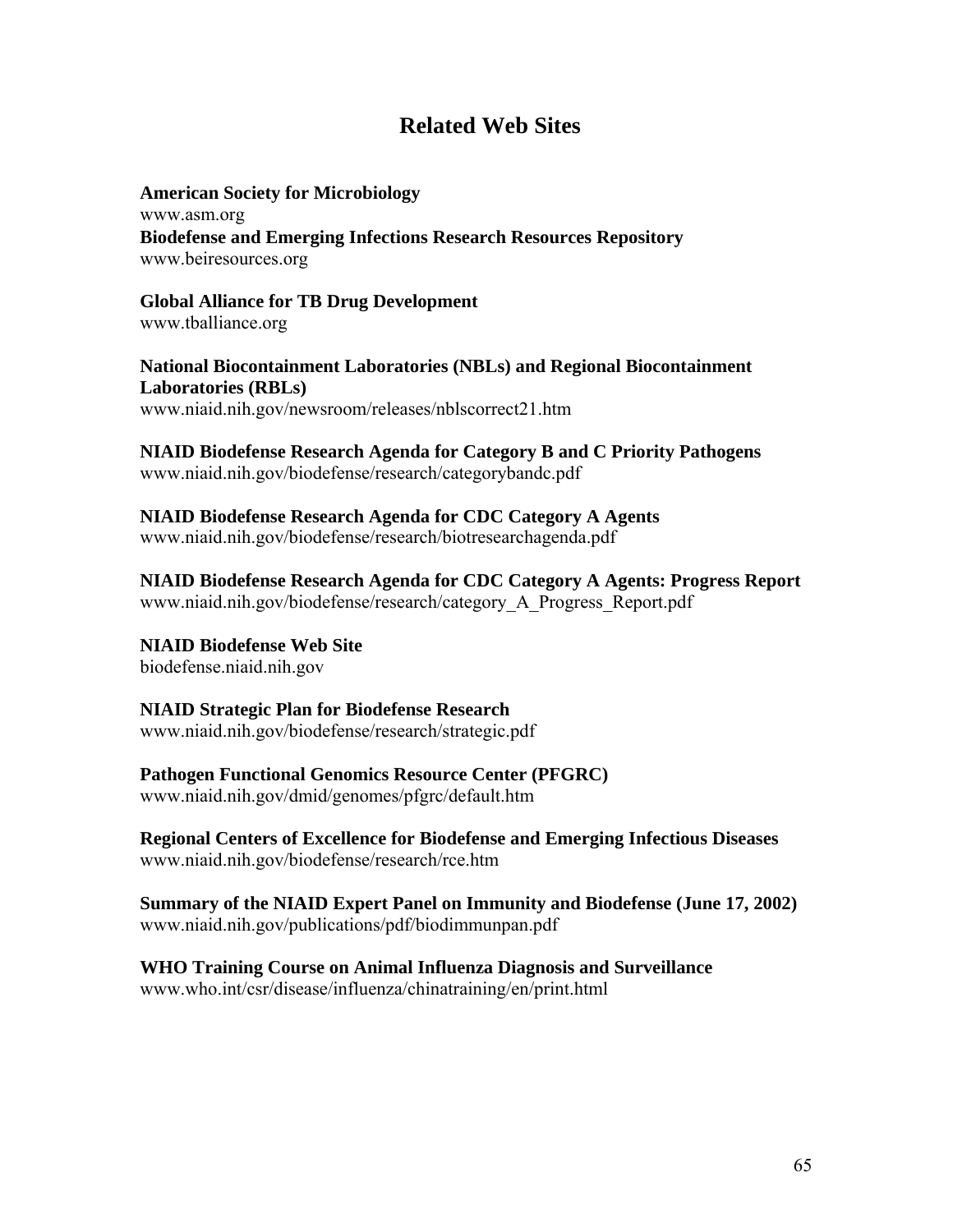# Related Web Sites

**American Society for Microbiology**
www.asm.org
**Biodefense and Emerging Infections Research Resources Repository**
www.beiresources.org

**Global Alliance for TB Drug Development**
www.tballiance.org

**National Biocontainment Laboratories (NBLs) and Regional Biocontainment Laboratories (RBLs)**
www.niaid.nih.gov/newsroom/releases/nblscorrect21.htm

**NIAID Biodefense Research Agenda for Category B and C Priority Pathogens**
www.niaid.nih.gov/biodefense/research/categorybandc.pdf

**NIAID Biodefense Research Agenda for CDC Category A Agents**
www.niaid.nih.gov/biodefense/research/biotresearchagenda.pdf

**NIAID Biodefense Research Agenda for CDC Category A Agents: Progress Report**
www.niaid.nih.gov/biodefense/research/category_A_Progress_Report.pdf

**NIAID Biodefense Web Site**
biodefense.niaid.nih.gov

**NIAID Strategic Plan for Biodefense Research**
www.niaid.nih.gov/biodefense/research/strategic.pdf

**Pathogen Functional Genomics Resource Center (PFGRC)**
www.niaid.nih.gov/dmid/genomes/pfgrc/default.htm

**Regional Centers of Excellence for Biodefense and Emerging Infectious Diseases**
www.niaid.nih.gov/biodefense/research/rce.htm

**Summary of the NIAID Expert Panel on Immunity and Biodefense (June 17, 2002)**
www.niaid.nih.gov/publications/pdf/biodimmunpan.pdf

**WHO Training Course on Animal Influenza Diagnosis and Surveillance**
www.who.int/csr/disease/influenza/chinatraining/en/print.html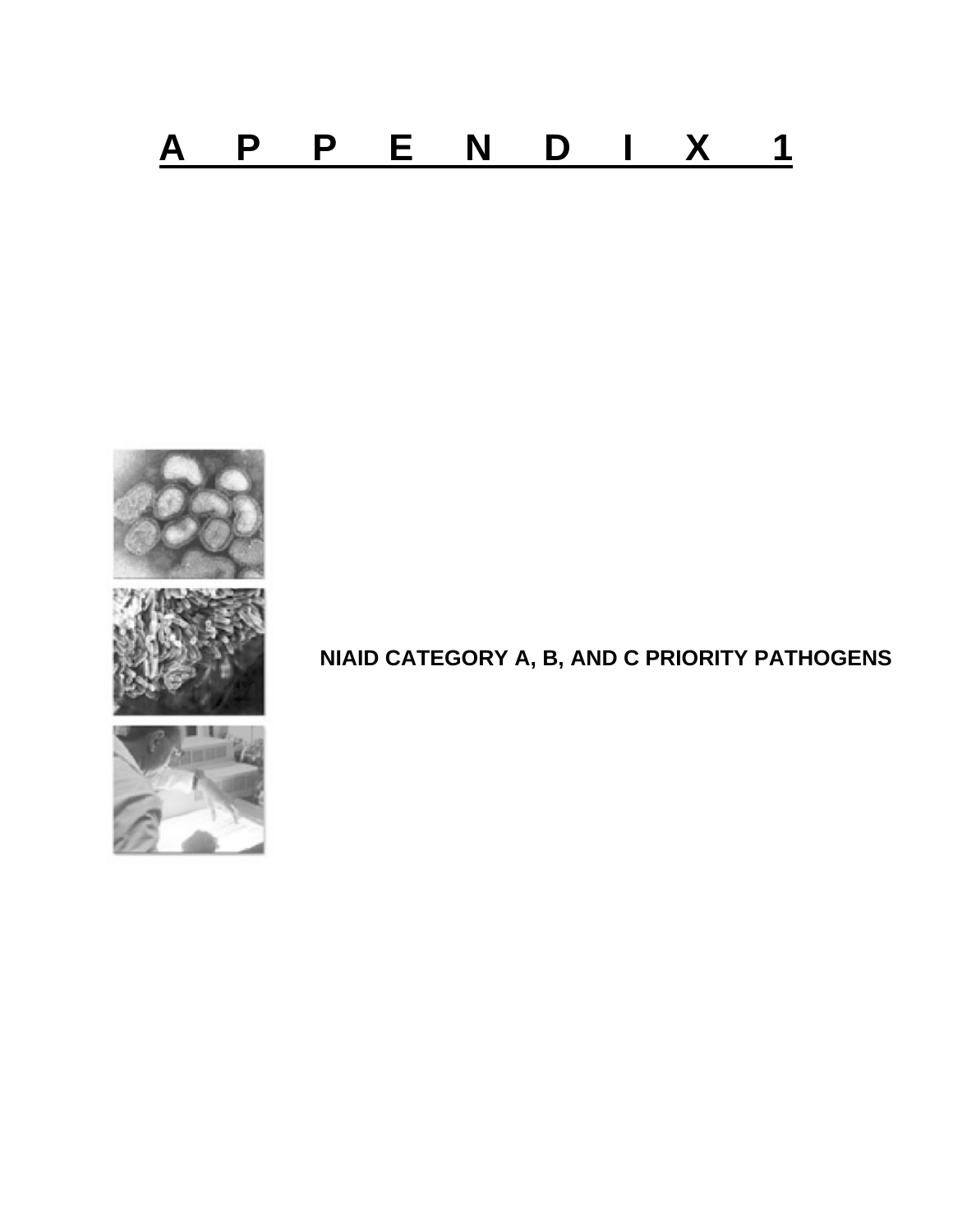# APPENDIX 1

## NIAID CATEGORY A, B, AND C PRIORITY PATHOGENS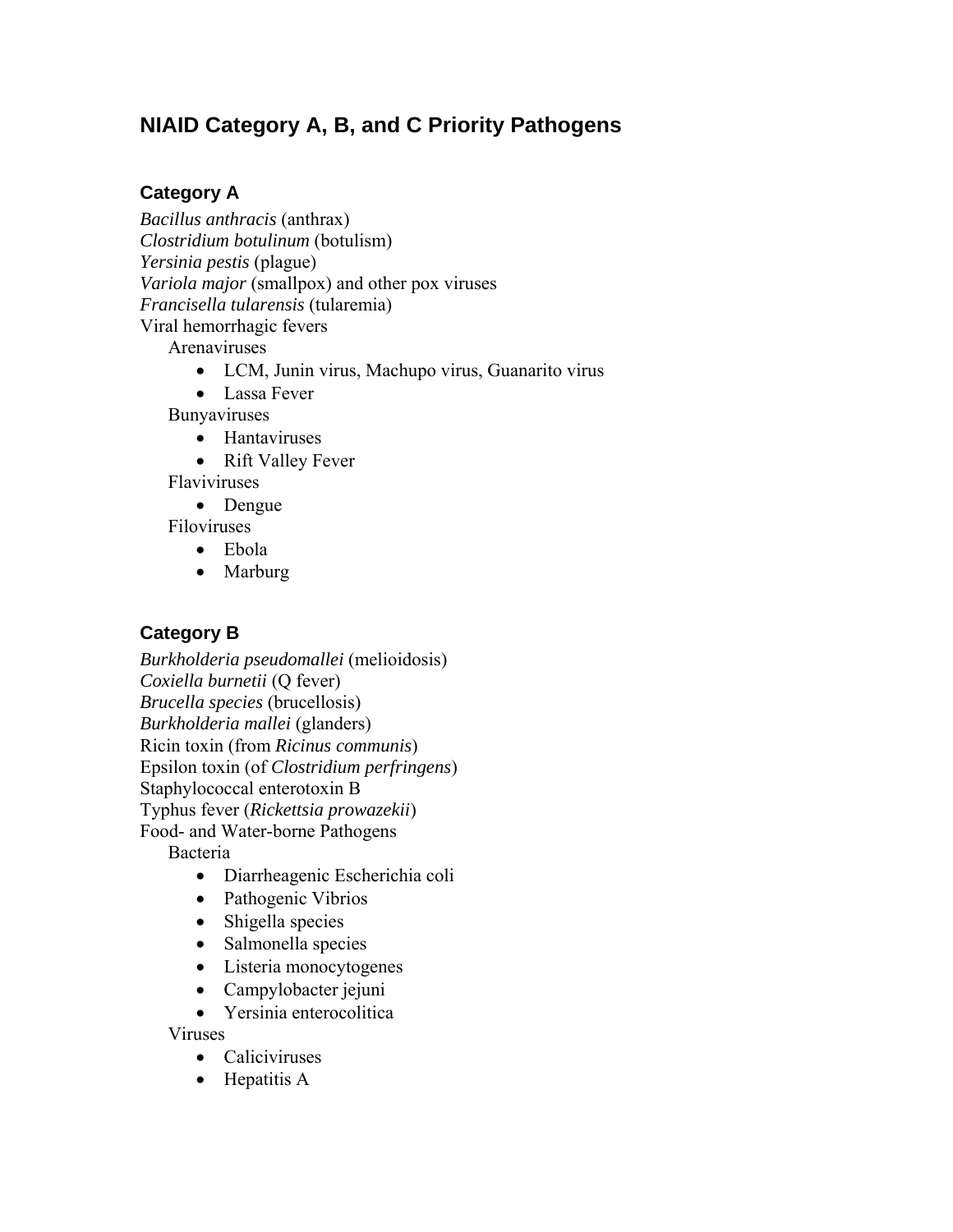## NIAID Category A, B, and C Priority Pathogens

### Category A

*Bacillus anthracis* (anthrax)
*Clostridium botulinum* (botulism)
*Yersinia pestis* (plague)
*Variola major* (smallpox) and other pox viruses
*Francisella tularensis* (tularemia)
Viral hemorrhagic fevers

- Arenaviruses
    - LCM, Junin virus, Machupo virus, Guanarito virus
    - Lassa Fever
- Bunyaviruses
    - Hantaviruses
    - Rift Valley Fever
- Flaviviruses
    - Dengue
- Filoviruses
    - Ebola
    - Marburg

### Category B

*Burkholderia pseudomallei* (melioidosis)
*Coxiella burnetii* (Q fever)
*Brucella species* (brucellosis)
*Burkholderia mallei* (glanders)
Ricin toxin (from *Ricinus communis*)
Epsilon toxin (of *Clostridium perfringens*)
Staphylococcal enterotoxin B
Typhus fever (*Rickettsia prowazekii*)
Food- and Water-borne Pathogens

- Bacteria
    - Diarrheagenic Escherichia coli
    - Pathogenic Vibrios
    - Shigella species
    - Salmonella species
    - Listeria monocytogenes
    - Campylobacter jejuni
    - Yersinia enterocolitica
- Viruses
    - Caliciviruses
    - Hepatitis A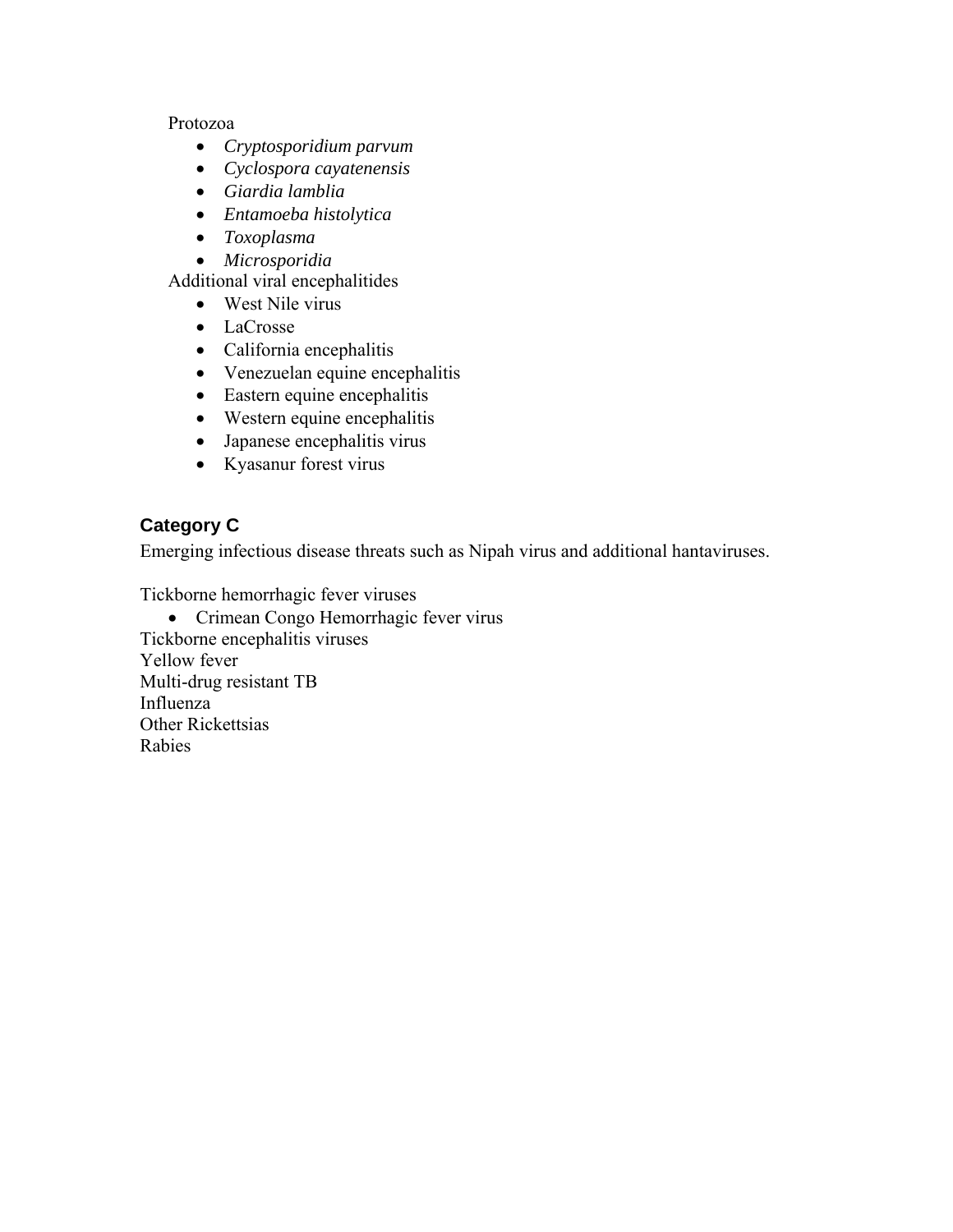Protozoa

- *Cryptosporidium parvum*
- *Cyclospora cayatenensis*
- *Giardia lamblia*
- *Entamoeba histolytica*
- *Toxoplasma*
- *Microsporidia*

Additional viral encephalitides

- West Nile virus
- LaCrosse
- California encephalitis
- Venezuelan equine encephalitis
- Eastern equine encephalitis
- Western equine encephalitis
- Japanese encephalitis virus
- Kyasanur forest virus

## Category C

Emerging infectious disease threats such as Nipah virus and additional hantaviruses.

Tickborne hemorrhagic fever viruses

- Crimean Congo Hemorrhagic fever virus

Tickborne encephalitis viruses
Yellow fever
Multi-drug resistant TB
Influenza
Other Rickettsias
Rabies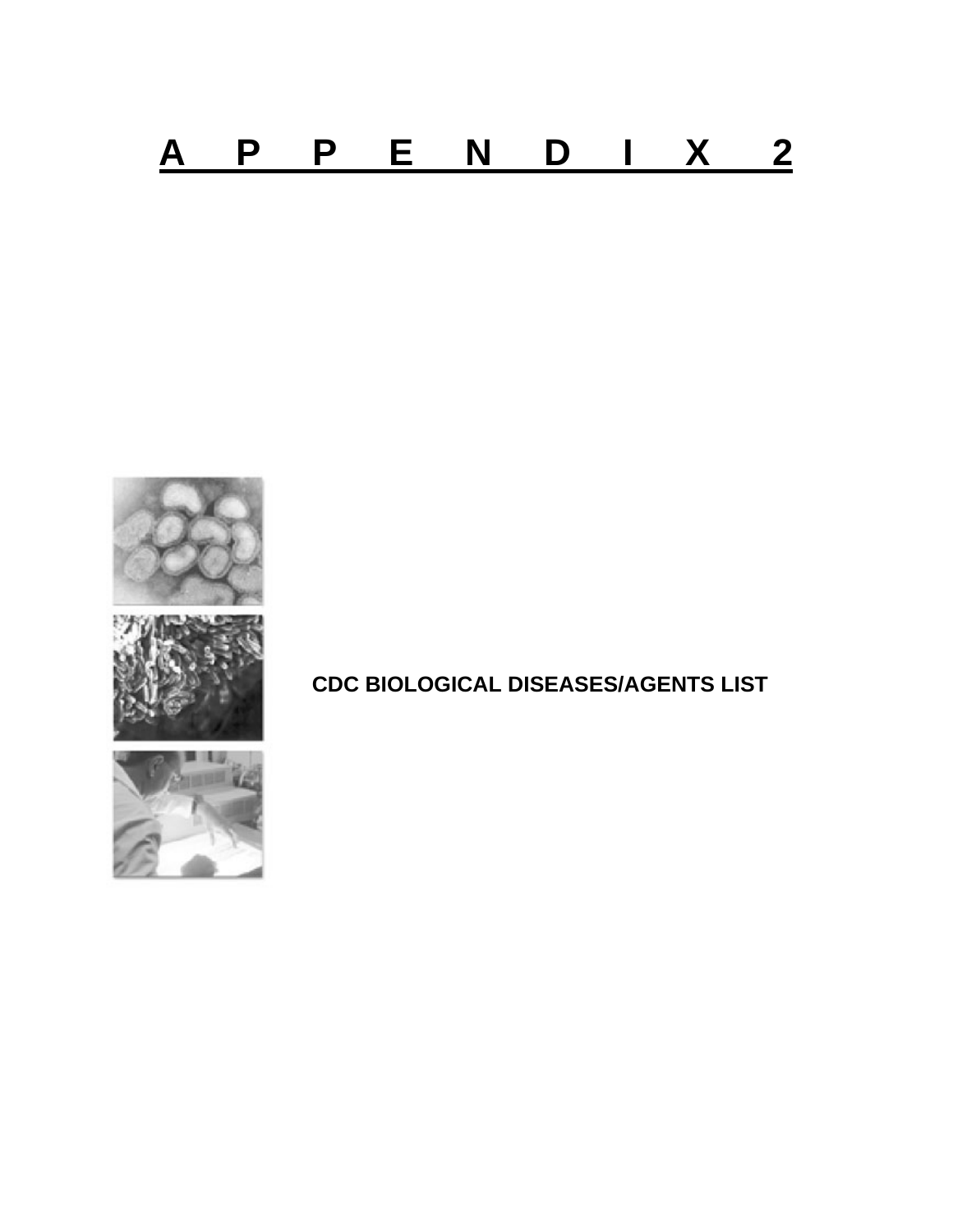# APPENDIX 2

**CDC BIOLOGICAL DISEASES/AGENTS LIST**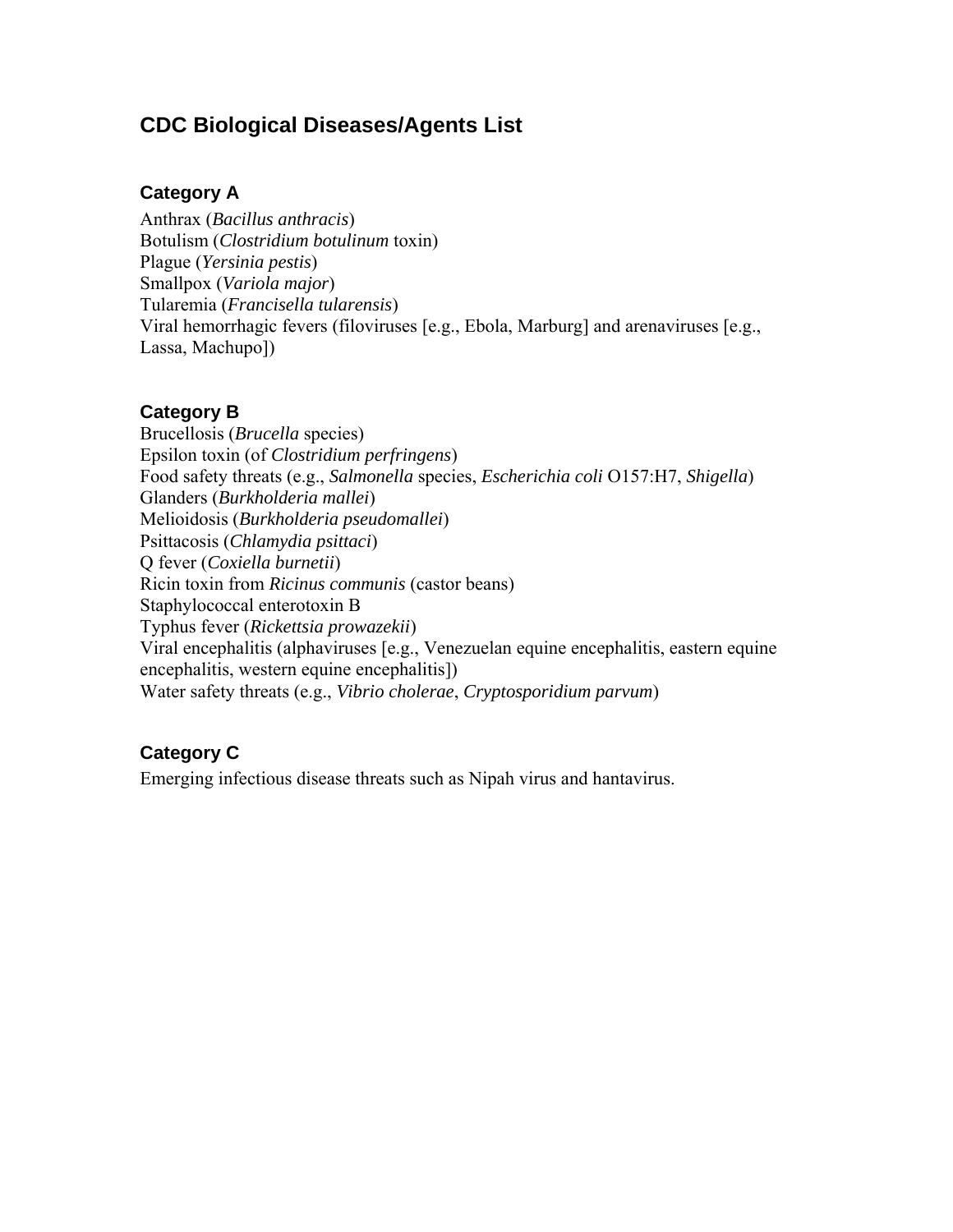# CDC Biological Diseases/Agents List

## Category A

Anthrax (*Bacillus anthracis*)
Botulism (*Clostridium botulinum* toxin)
Plague (*Yersinia pestis*)
Smallpox (*Variola major*)
Tularemia (*Francisella tularensis*)
Viral hemorrhagic fevers (filoviruses [e.g., Ebola, Marburg] and arenaviruses [e.g., Lassa, Machupo])

## Category B

Brucellosis (*Brucella* species)
Epsilon toxin (of *Clostridium perfringens*)
Food safety threats (e.g., *Salmonella* species, *Escherichia coli* O157:H7, *Shigella*)
Glanders (*Burkholderia mallei*)
Melioidosis (*Burkholderia pseudomallei*)
Psittacosis (*Chlamydia psittaci*)
Q fever (*Coxiella burnetii*)
Ricin toxin from *Ricinus communis* (castor beans)
Staphylococcal enterotoxin B
Typhus fever (*Rickettsia prowazekii*)
Viral encephalitis (alphaviruses [e.g., Venezuelan equine encephalitis, eastern equine encephalitis, western equine encephalitis])
Water safety threats (e.g., *Vibrio cholerae*, *Cryptosporidium parvum*)

## Category C

Emerging infectious disease threats such as Nipah virus and hantavirus.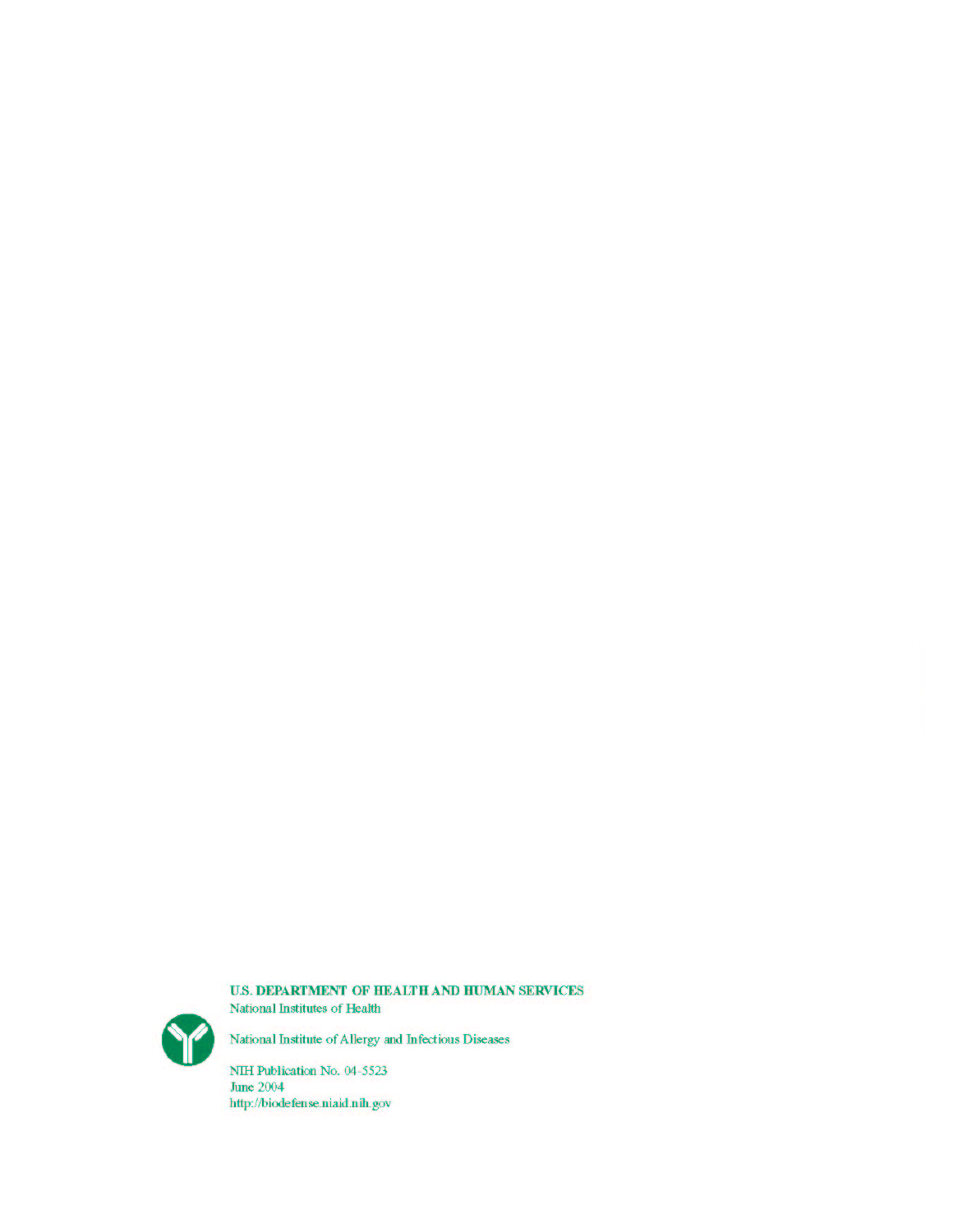U.S. DEPARTMENT OF HEALTH AND HUMAN SERVICES
National Institutes of Health

National Institute of Allergy and Infectious Diseases

NIH Publication No. 04-5523
June 2004
http://biodefense.niaid.nih.gov